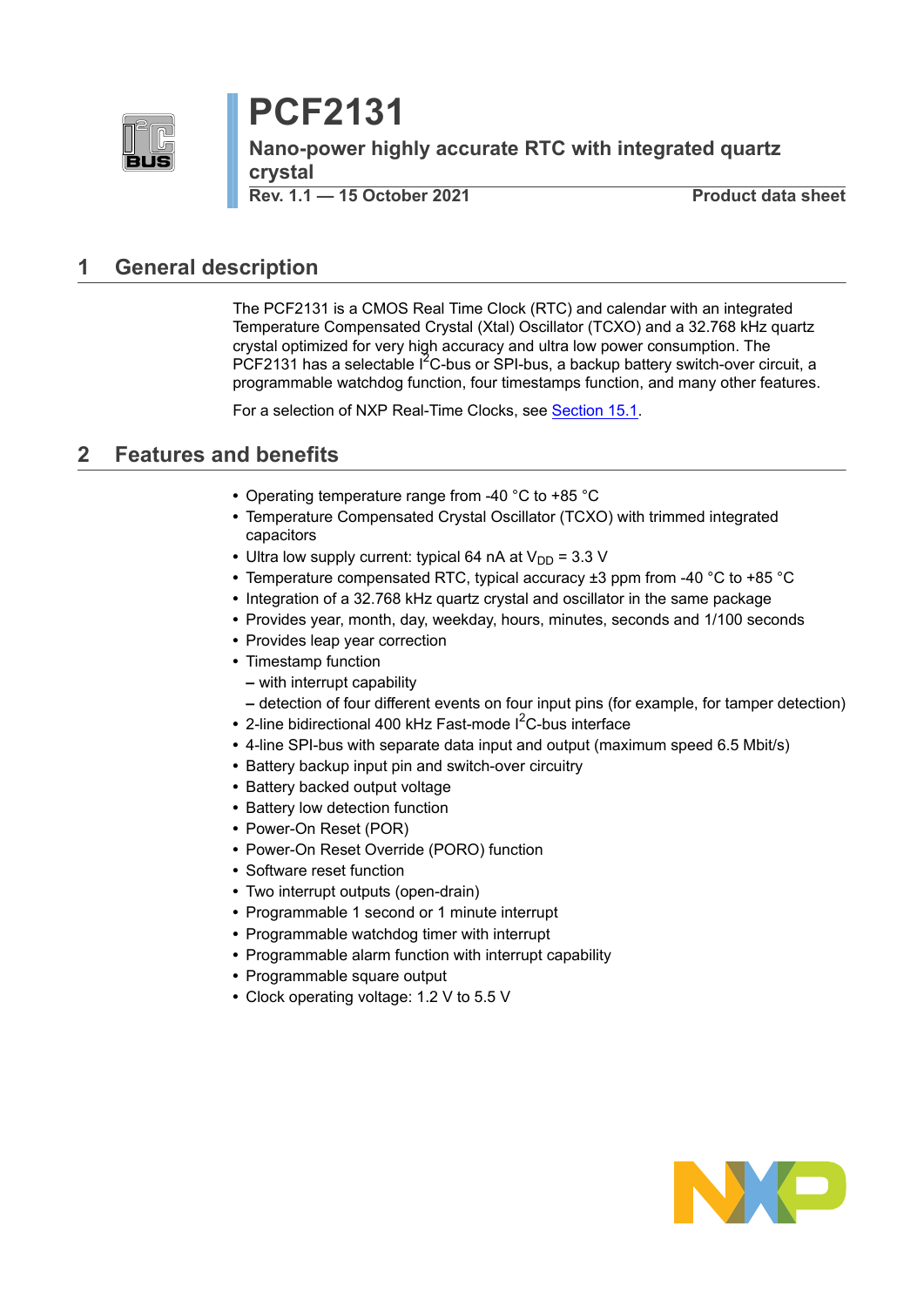# PCF2131

## Nano-power highly accurate RTC with integrated quartz crystal

**Rev. 1.1 — 15 October 2021** **Product data sheet**

## 1 General description

The PCF2131 is a CMOS Real Time Clock (RTC) and calendar with an integrated Temperature Compensated Crystal (Xtal) Oscillator (TCXO) and a 32.768 kHz quartz crystal optimized for very high accuracy and ultra low power consumption. The PCF2131 has a selectable $I^2C$-bus or SPI-bus, a backup battery switch-over circuit, a programmable watchdog function, four timestamps function, and many other features.

For a selection of NXP Real-Time Clocks, see Section 15.1.

## 2 Features and benefits

- Operating temperature range from -40 °C to +85 °C
- Temperature Compensated Crystal Oscillator (TCXO) with trimmed integrated capacitors
- Ultra low supply current: typical 64 nA at $V_{DD}$ = 3.3 V
- Temperature compensated RTC, typical accuracy ±3 ppm from -40 °C to +85 °C
- Integration of a 32.768 kHz quartz crystal and oscillator in the same package
- Provides year, month, day, weekday, hours, minutes, seconds and 1/100 seconds
- Provides leap year correction
- Timestamp function
  - with interrupt capability
  - detection of four different events on four input pins (for example, for tamper detection)
- 2-line bidirectional 400 kHz Fast-mode $I^2C$-bus interface
- 4-line SPI-bus with separate data input and output (maximum speed 6.5 Mbit/s)
- Battery backup input pin and switch-over circuitry
- Battery backed output voltage
- Battery low detection function
- Power-On Reset (POR)
- Power-On Reset Override (PORO) function
- Software reset function
- Two interrupt outputs (open-drain)
- Programmable 1 second or 1 minute interrupt
- Programmable watchdog timer with interrupt
- Programmable alarm function with interrupt capability
- Programmable square output
- Clock operating voltage: 1.2 V to 5.5 V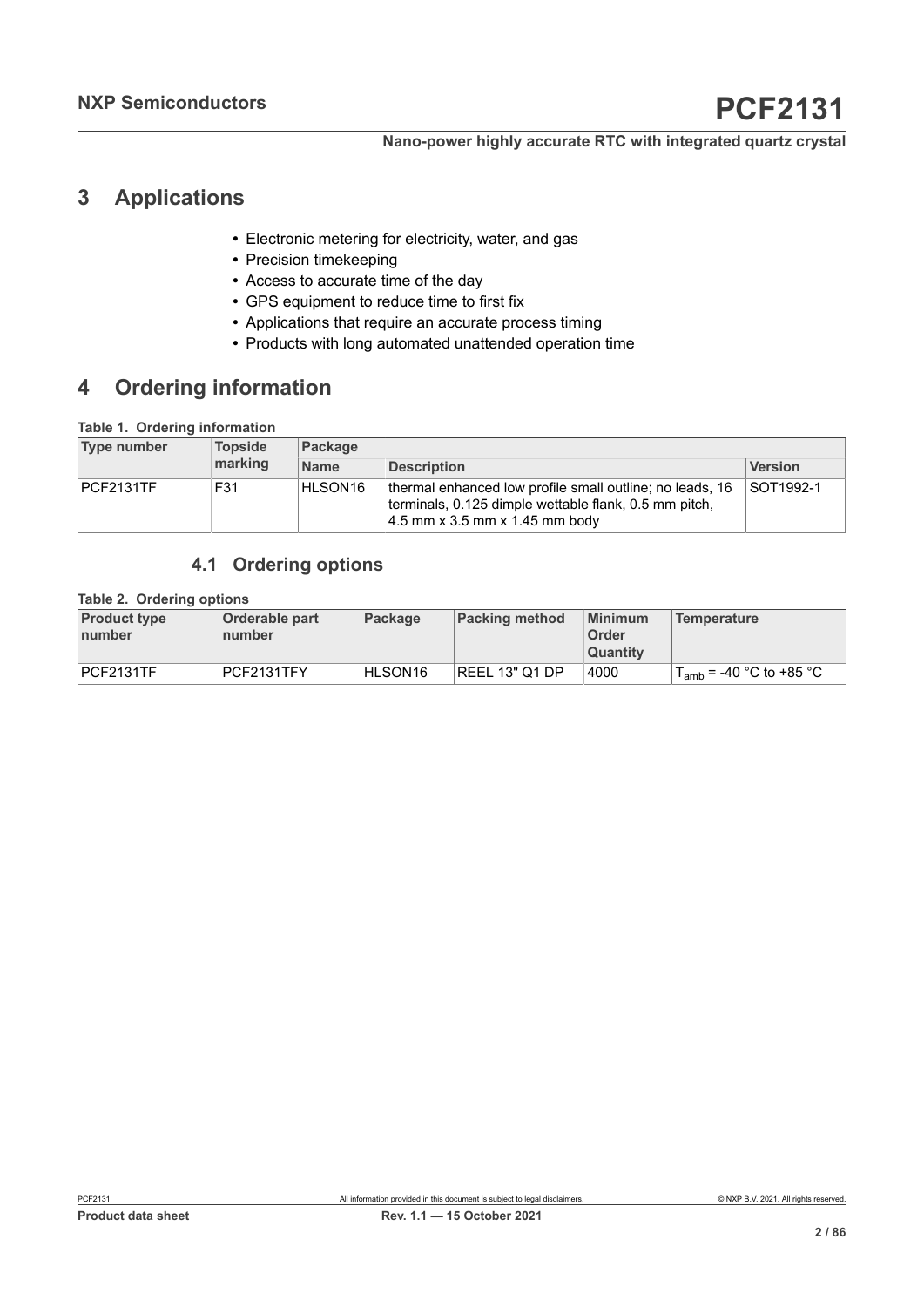## 3 Applications

- Electronic metering for electricity, water, and gas
- Precision timekeeping
- Access to accurate time of the day
- GPS equipment to reduce time to first fix
- Applications that require an accurate process timing
- Products with long automated unattended operation time

## 4 Ordering information

**Table 1. Ordering information**

| Type number | Topside marking | Package | | |
|---|---|---|---|---|
| | | Name | Description | Version |
| PCF2131TF | F31 | HLSON16 | thermal enhanced low profile small outline; no leads, 16 terminals, 0.125 dimple wettable flank, 0.5 mm pitch, 4.5 mm x 3.5 mm x 1.45 mm body | SOT1992-1 |

### 4.1 Ordering options

**Table 2. Ordering options**

| Product type number | Orderable part number | Package | Packing method | Minimum Order Quantity | Temperature |
|---|---|---|---|---|---|
| PCF2131TF | PCF2131TFY | HLSON16 | REEL 13" Q1 DP | 4000 | $T_{amb}$ = -40 °C to +85 °C |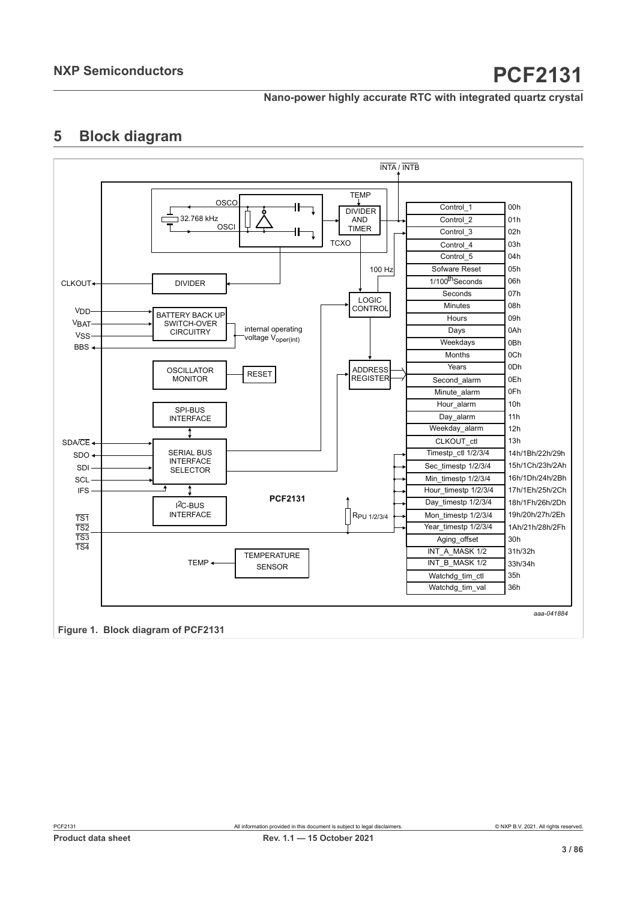# 5 Block diagram

INTA / INTB

TEMP

OSCO

32.768 kHz

OSCI

DIVIDER AND TIMER

TCXO

100 Hz

CLKOUT

DIVIDER

LOGIC CONTROL

VDD

VBAT

VSS

BBS

BATTERY BACK UP SWITCH-OVER CIRCUITRY

internal operating voltage $V_{oper(int)}$

OSCILLATOR MONITOR

RESET

ADDRESS REGISTER

SPI-BUS INTERFACE

SDA/CE

SDO

SDI

SCL

IFS

SERIAL BUS INTERFACE SELECTOR

I2C-BUS INTERFACE

PCF2131

$R_{PU\ 1/2/3/4}$

TS1

TS2

TS3

TS4

TEMP

TEMPERATURE SENSOR

Control_1 00h

Control_2 01h

Control_3 02h

Control_4 03h

Control_5 04h

Sofware Reset 05h

1/100th Seconds 06h

Seconds 07h

Minutes 08h

Hours 09h

Days 0Ah

Weekdays 0Bh

Months 0Ch

Years 0Dh

Second_alarm 0Eh

Minute_alarm 0Fh

Hour_alarm 10h

Day_alarm 11h

Weekday_alarm 12h

CLKOUT_ctl 13h

Timestp_ctl 1/2/3/4 14h/1Bh/22h/29h

Sec_timestp 1/2/3/4 15h/1Ch/23h/2Ah

Min_timestp 1/2/3/4 16h/1Dh/24h/2Bh

Hour_timestp 1/2/3/4 17h/1Eh/25h/2Ch

Day_timestp 1/2/3/4 18h/1Fh/26h/2Dh

Mon_timestp 1/2/3/4 19h/20h/27h/2Eh

Year_timestp 1/2/3/4 1Ah/21h/28h/2Fh

Aging_offset 30h

INT_A_MASK 1/2 31h/32h

INT_B_MASK 1/2 33h/34h

Watchdg_tim_ctl 35h

Watchdg_tim_val 36h

aaa-041884

**Figure 1. Block diagram of PCF2131**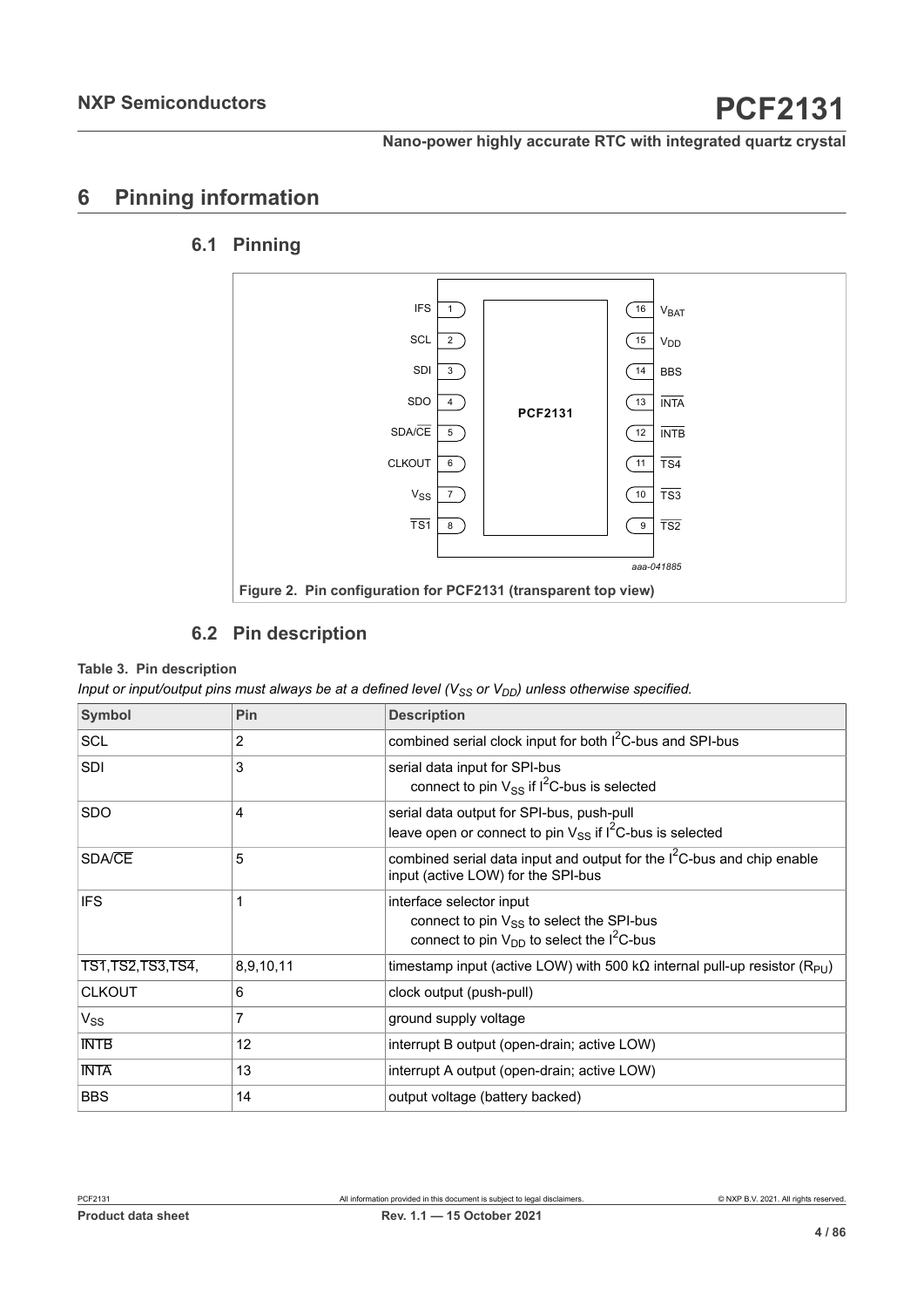# 6 Pinning information

## 6.1 Pinning

IFS 1
SCL 2
SDI 3
SDO 4
SDA/CE 5
CLKOUT 6
$V_{SS}$ 7
TS1 8

PCF2131

16 $V_{BAT}$
15 $V_{DD}$
14 BBS
13 INTA
12 INTB
11 TS4
10 TS3
9 TS2

aaa-041885

**Figure 2. Pin configuration for PCF2131 (transparent top view)**

## 6.2 Pin description

**Table 3. Pin description**

*Input or input/output pins must always be at a defined level ($V_{SS}$ or $V_{DD}$) unless otherwise specified.*

| Symbol | Pin | Description |
|---|---|---|
| SCL | 2 | combined serial clock input for both $I^2C$-bus and SPI-bus |
| SDI | 3 | serial data input for SPI-bus<br>connect to pin $V_{SS}$ if $I^2C$-bus is selected |
| SDO | 4 | serial data output for SPI-bus, push-pull<br>leave open or connect to pin $V_{SS}$ if $I^2C$-bus is selected |
| SDA/CE | 5 | combined serial data input and output for the $I^2C$-bus and chip enable input (active LOW) for the SPI-bus |
| IFS | 1 | interface selector input<br>connect to pin $V_{SS}$ to select the SPI-bus<br>connect to pin $V_{DD}$ to select the $I^2C$-bus |
| TS1,TS2,TS3,TS4, | 8,9,10,11 | timestamp input (active LOW) with 500 kΩ internal pull-up resistor ($R_{PU}$) |
| CLKOUT | 6 | clock output (push-pull) |
| $V_{SS}$ | 7 | ground supply voltage |
| INTB | 12 | interrupt B output (open-drain; active LOW) |
| INTA | 13 | interrupt A output (open-drain; active LOW) |
| BBS | 14 | output voltage (battery backed) |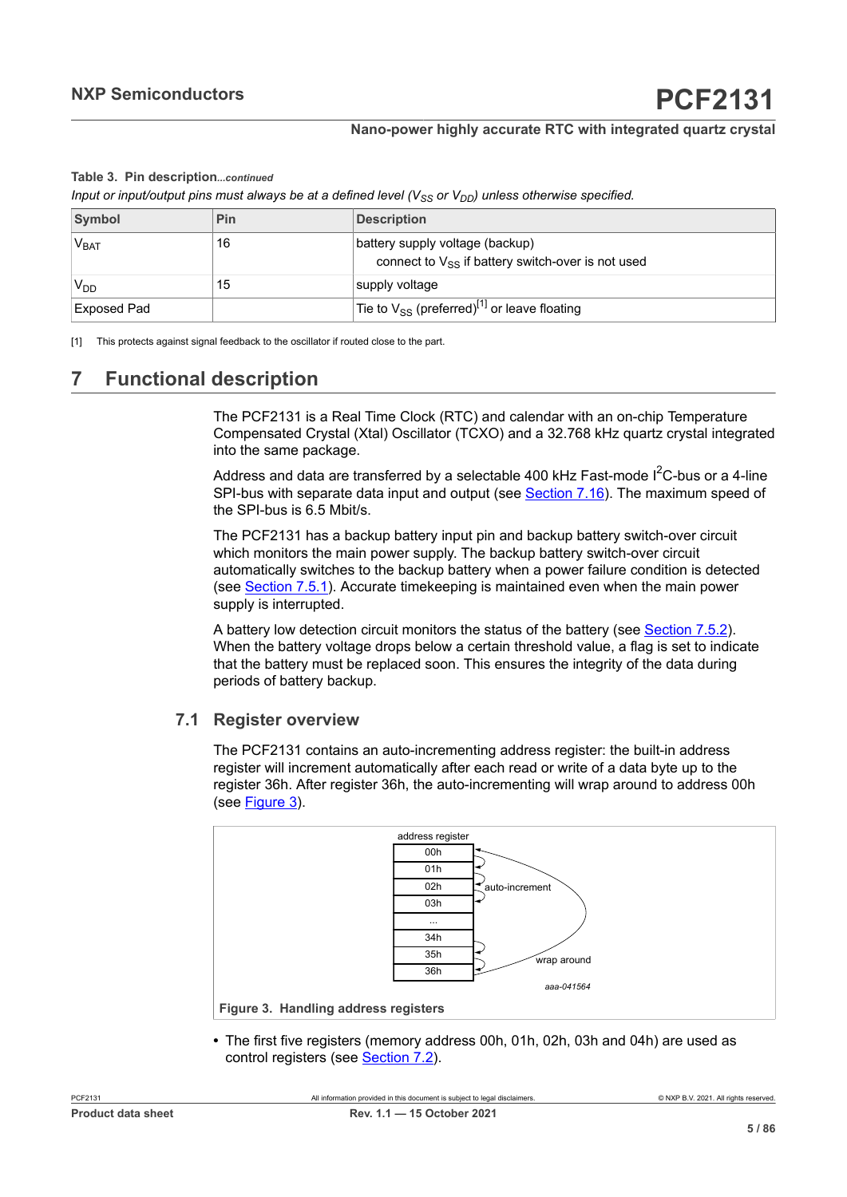**Table 3. Pin description**...*continued*

*Input or input/output pins must always be at a defined level ($V_{SS}$ or $V_{DD}$) unless otherwise specified.*

| Symbol | Pin | Description |
|---|---|---|
| $V_{BAT}$ | 16 | battery supply voltage (backup)<br>connect to $V_{SS}$ if battery switch-over is not used |
| $V_{DD}$ | 15 | supply voltage |
| Exposed Pad | | Tie to $V_{SS}$ (preferred)[1] or leave floating |

[1] This protects against signal feedback to the oscillator if routed close to the part.

# 7 Functional description

The PCF2131 is a Real Time Clock (RTC) and calendar with an on-chip Temperature Compensated Crystal (Xtal) Oscillator (TCXO) and a 32.768 kHz quartz crystal integrated into the same package.

Address and data are transferred by a selectable 400 kHz Fast-mode $I^2C$-bus or a 4-line SPI-bus with separate data input and output (see Section 7.16). The maximum speed of the SPI-bus is 6.5 Mbit/s.

The PCF2131 has a backup battery input pin and backup battery switch-over circuit which monitors the main power supply. The backup battery switch-over circuit automatically switches to the backup battery when a power failure condition is detected (see Section 7.5.1). Accurate timekeeping is maintained even when the main power supply is interrupted.

A battery low detection circuit monitors the status of the battery (see Section 7.5.2). When the battery voltage drops below a certain threshold value, a flag is set to indicate that the battery must be replaced soon. This ensures the integrity of the data during periods of battery backup.

## 7.1 Register overview

The PCF2131 contains an auto-incrementing address register: the built-in address register will increment automatically after each read or write of a data byte up to the register 36h. After register 36h, the auto-incrementing will wrap around to address 00h (see Figure 3).

address register
00h
01h
02h
03h
...
34h
35h
36h
auto-increment
wrap around
aaa-041564

**Figure 3. Handling address registers**

- The first five registers (memory address 00h, 01h, 02h, 03h and 04h) are used as control registers (see Section 7.2).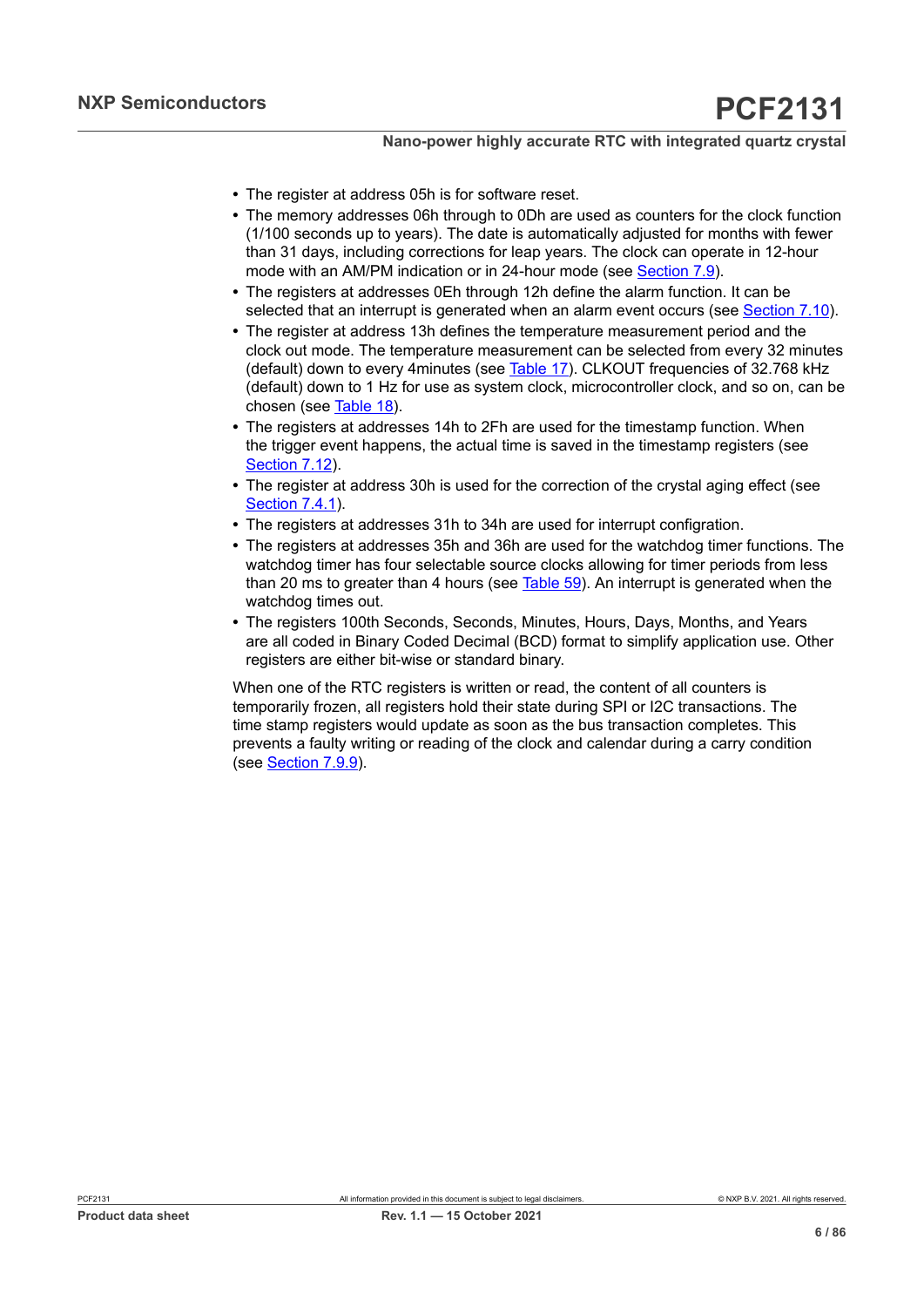- The register at address 05h is for software reset.
- The memory addresses 06h through to 0Dh are used as counters for the clock function (1/100 seconds up to years). The date is automatically adjusted for months with fewer than 31 days, including corrections for leap years. The clock can operate in 12-hour mode with an AM/PM indication or in 24-hour mode (see Section 7.9).
- The registers at addresses 0Eh through 12h define the alarm function. It can be selected that an interrupt is generated when an alarm event occurs (see Section 7.10).
- The register at address 13h defines the temperature measurement period and the clock out mode. The temperature measurement can be selected from every 32 minutes (default) down to every 4minutes (see Table 17). CLKOUT frequencies of 32.768 kHz (default) down to 1 Hz for use as system clock, microcontroller clock, and so on, can be chosen (see Table 18).
- The registers at addresses 14h to 2Fh are used for the timestamp function. When the trigger event happens, the actual time is saved in the timestamp registers (see Section 7.12).
- The register at address 30h is used for the correction of the crystal aging effect (see Section 7.4.1).
- The registers at addresses 31h to 34h are used for interrupt configration.
- The registers at addresses 35h and 36h are used for the watchdog timer functions. The watchdog timer has four selectable source clocks allowing for timer periods from less than 20 ms to greater than 4 hours (see Table 59). An interrupt is generated when the watchdog times out.
- The registers 100th Seconds, Seconds, Minutes, Hours, Days, Months, and Years are all coded in Binary Coded Decimal (BCD) format to simplify application use. Other registers are either bit-wise or standard binary.

When one of the RTC registers is written or read, the content of all counters is temporarily frozen, all registers hold their state during SPI or I2C transactions. The time stamp registers would update as soon as the bus transaction completes. This prevents a faulty writing or reading of the clock and calendar during a carry condition (see Section 7.9.9).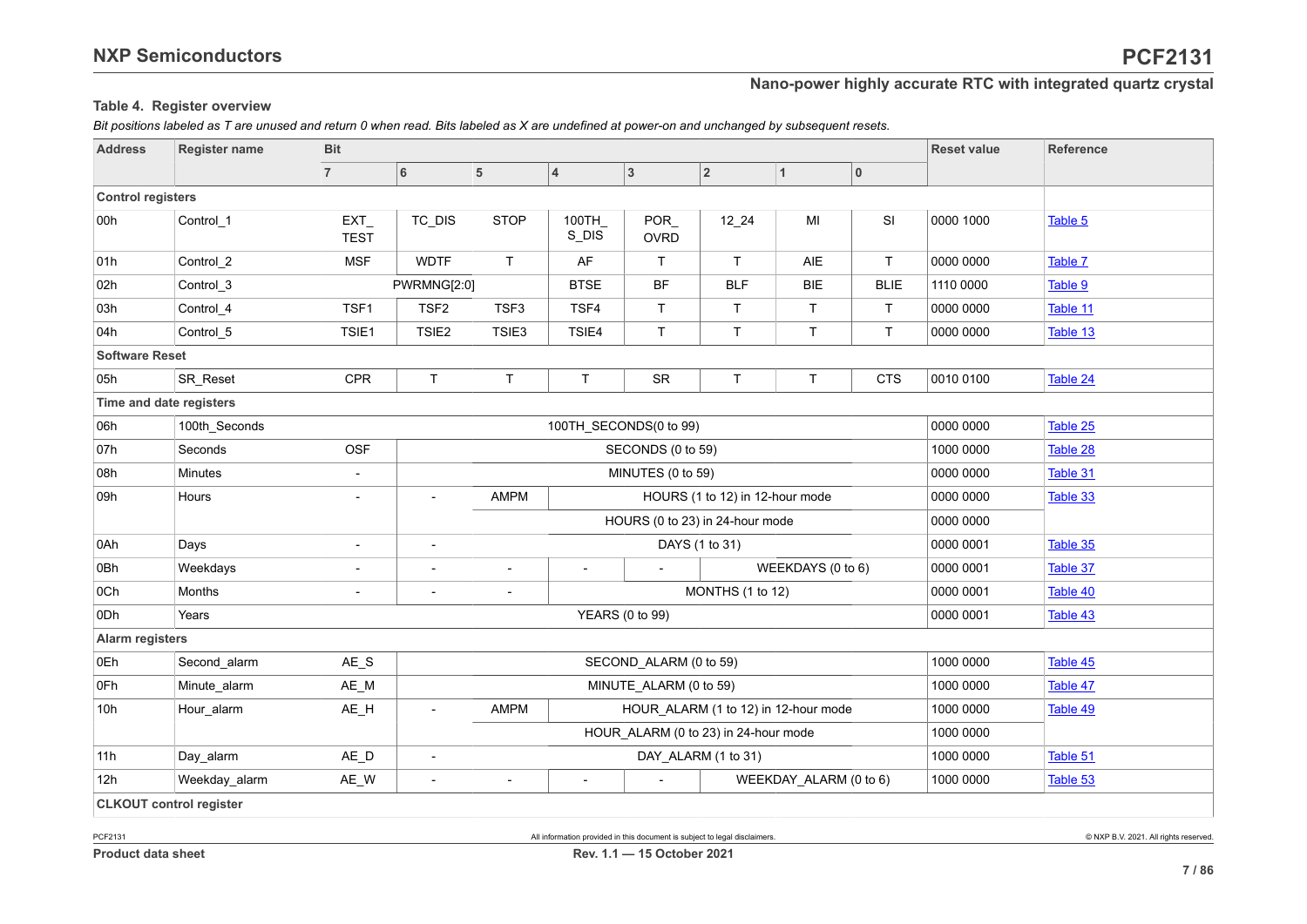**Table 4. Register overview**

*Bit positions labeled as T are unused and return 0 when read. Bits labeled as X are undefined at power-on and unchanged by subsequent resets.*

| Address | Register name | Bit | | | | | | | | Reset value | Reference |
|---|---|---|---|---|---|---|---|---|---|---|---|
| | | 7 | 6 | 5 | 4 | 3 | 2 | 1 | 0 | | |
| **Control registers** | | | | | | | | | | | |
| 00h | Control_1 | EXT_ TEST | TC_DIS | STOP | 100TH_ S_DIS | POR_ OVRD | 12_24 | MI | SI | 0000 1000 | Table 5 |
| 01h | Control_2 | MSF | WDTF | T | AF | T | T | AIE | T | 0000 0000 | Table 7 |
| 02h | Control_3 | PWRMNG[2:0] | | | BTSE | BF | BLF | BIE | BLIE | 1110 0000 | Table 9 |
| 03h | Control_4 | TSF1 | TSF2 | TSF3 | TSF4 | T | T | T | T | 0000 0000 | Table 11 |
| 04h | Control_5 | TSIE1 | TSIE2 | TSIE3 | TSIE4 | T | T | T | T | 0000 0000 | Table 13 |
| **Software Reset** | | | | | | | | | | | |
| 05h | SR_Reset | CPR | T | T | T | SR | T | T | CTS | 0010 0100 | Table 24 |
| **Time and date registers** | | | | | | | | | | | |
| 06h | 100th_Seconds | 100TH_SECONDS(0 to 99) | | | | | | | | 0000 0000 | Table 25 |
| 07h | Seconds | OSF | SECONDS (0 to 59) | | | | | | | 1000 0000 | Table 28 |
| 08h | Minutes | - | MINUTES (0 to 59) | | | | | | | 0000 0000 | Table 31 |
| 09h | Hours | - | - | AMPM | HOURS (1 to 12) in 12-hour mode | | | | | 0000 0000 | Table 33 |
| | | | | HOURS (0 to 23) in 24-hour mode | | | | | | 0000 0000 | |
| 0Ah | Days | - | - | DAYS (1 to 31) | | | | | | 0000 0001 | Table 35 |
| 0Bh | Weekdays | - | - | - | - | - | WEEKDAYS (0 to 6) | | | 0000 0001 | Table 37 |
| 0Ch | Months | - | - | - | MONTHS (1 to 12) | | | | | 0000 0001 | Table 40 |
| 0Dh | Years | YEARS (0 to 99) | | | | | | | | 0000 0001 | Table 43 |
| **Alarm registers** | | | | | | | | | | | |
| 0Eh | Second_alarm | AE_S | SECOND_ALARM (0 to 59) | | | | | | | 1000 0000 | Table 45 |
| 0Fh | Minute_alarm | AE_M | MINUTE_ALARM (0 to 59) | | | | | | | 1000 0000 | Table 47 |
| 10h | Hour_alarm | AE_H | - | AMPM | HOUR_ALARM (1 to 12) in 12-hour mode | | | | | 1000 0000 | Table 49 |
| | | | | HOUR_ALARM (0 to 23) in 24-hour mode | | | | | | 1000 0000 | |
| 11h | Day_alarm | AE_D | - | DAY_ALARM (1 to 31) | | | | | | 1000 0000 | Table 51 |
| 12h | Weekday_alarm | AE_W | - | - | - | - | WEEKDAY_ALARM (0 to 6) | | | 1000 0000 | Table 53 |
| **CLKOUT control register** | | | | | | | | | | | |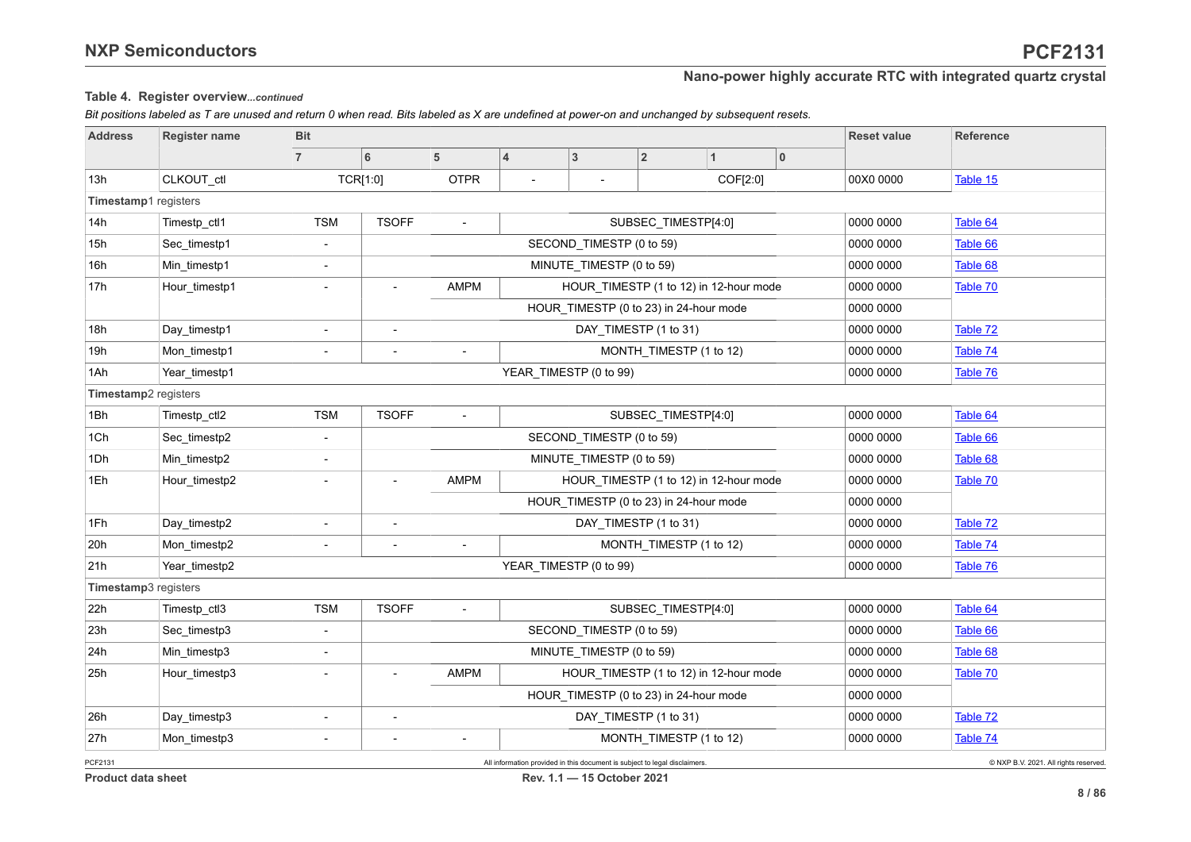**Table 4. Register overview**...*continued*

*Bit positions labeled as T are unused and return 0 when read. Bits labeled as X are undefined at power-on and unchanged by subsequent resets.*

| Address | Register name | Bit 7 | Bit 6 | Bit 5 | Bit 4 | Bit 3 | Bit 2 | Bit 1 | Bit 0 | Reset value | Reference |
|---|---|---|---|---|---|---|---|---|---|---|---|
| 13h | CLKOUT_ctl | TCR[1:0] | | OTPR | - | - | COF[2:0] | | | 00X0 0000 | Table 15 |
| **Timestamp**1 registers | | | | | | | | | | | |
| 14h | Timestp_ctl1 | TSM | TSOFF | - | SUBSEC_TIMESTP[4:0] | | | | | 0000 0000 | Table 64 |
| 15h | Sec_timestp1 | - | SECOND_TIMESTP (0 to 59) | | | | | | | 0000 0000 | Table 66 |
| 16h | Min_timestp1 | - | MINUTE_TIMESTP (0 to 59) | | | | | | | 0000 0000 | Table 68 |
| 17h | Hour_timestp1 | - | - | AMPM | HOUR_TIMESTP (1 to 12) in 12-hour mode | | | | | 0000 0000 | Table 70 |
| | | | | HOUR_TIMESTP (0 to 23) in 24-hour mode | | | | | | 0000 0000 | |
| 18h | Day_timestp1 | - | - | DAY_TIMESTP (1 to 31) | | | | | | 0000 0000 | Table 72 |
| 19h | Mon_timestp1 | - | - | - | MONTH_TIMESTP (1 to 12) | | | | | 0000 0000 | Table 74 |
| 1Ah | Year_timestp1 | YEAR_TIMESTP (0 to 99) | | | | | | | | 0000 0000 | Table 76 |
| **Timestamp**2 registers | | | | | | | | | | | |
| 1Bh | Timestp_ctl2 | TSM | TSOFF | - | SUBSEC_TIMESTP[4:0] | | | | | 0000 0000 | Table 64 |
| 1Ch | Sec_timestp2 | - | SECOND_TIMESTP (0 to 59) | | | | | | | 0000 0000 | Table 66 |
| 1Dh | Min_timestp2 | - | MINUTE_TIMESTP (0 to 59) | | | | | | | 0000 0000 | Table 68 |
| 1Eh | Hour_timestp2 | - | - | AMPM | HOUR_TIMESTP (1 to 12) in 12-hour mode | | | | | 0000 0000 | Table 70 |
| | | | | HOUR_TIMESTP (0 to 23) in 24-hour mode | | | | | | 0000 0000 | |
| 1Fh | Day_timestp2 | - | - | DAY_TIMESTP (1 to 31) | | | | | | 0000 0000 | Table 72 |
| 20h | Mon_timestp2 | - | - | - | MONTH_TIMESTP (1 to 12) | | | | | 0000 0000 | Table 74 |
| 21h | Year_timestp2 | YEAR_TIMESTP (0 to 99) | | | | | | | | 0000 0000 | Table 76 |
| **Timestamp**3 registers | | | | | | | | | | | |
| 22h | Timestp_ctl3 | TSM | TSOFF | - | SUBSEC_TIMESTP[4:0] | | | | | 0000 0000 | Table 64 |
| 23h | Sec_timestp3 | - | SECOND_TIMESTP (0 to 59) | | | | | | | 0000 0000 | Table 66 |
| 24h | Min_timestp3 | - | MINUTE_TIMESTP (0 to 59) | | | | | | | 0000 0000 | Table 68 |
| 25h | Hour_timestp3 | - | - | AMPM | HOUR_TIMESTP (1 to 12) in 12-hour mode | | | | | 0000 0000 | Table 70 |
| | | | | HOUR_TIMESTP (0 to 23) in 24-hour mode | | | | | | 0000 0000 | |
| 26h | Day_timestp3 | - | - | DAY_TIMESTP (1 to 31) | | | | | | 0000 0000 | Table 72 |
| 27h | Mon_timestp3 | - | - | - | MONTH_TIMESTP (1 to 12) | | | | | 0000 0000 | Table 74 |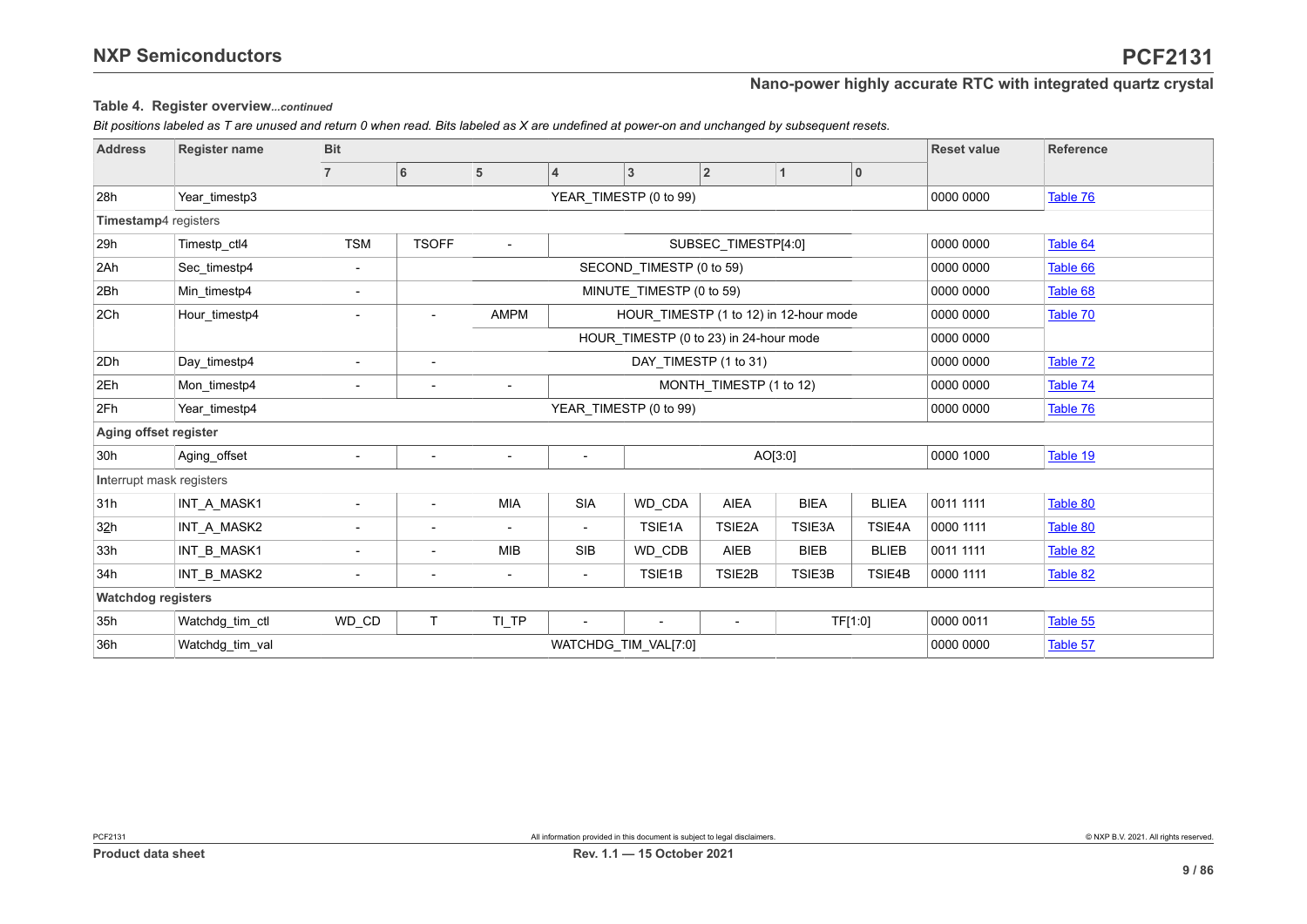**Table 4. Register overview** *...continued*

*Bit positions labeled as T are unused and return 0 when read. Bits labeled as X are undefined at power-on and unchanged by subsequent resets.*

| Address | Register name | Bit | | | | | | | | Reset value | Reference |
|---|---|---|---|---|---|---|---|---|---|---|---|
| | | 7 | 6 | 5 | 4 | 3 | 2 | 1 | 0 | | |
| 28h | Year_timestp3 | YEAR_TIMESTP (0 to 99) | | | | | | | | 0000 0000 | Table 76 |
| **Timestamp**4 registers | | | | | | | | | | | |
| 29h | Timestp_ctl4 | TSM | TSOFF | - | SUBSEC_TIMESTP[4:0] | | | | | 0000 0000 | Table 64 |
| 2Ah | Sec_timestp4 | - | SECOND_TIMESTP (0 to 59) | | | | | | | 0000 0000 | Table 66 |
| 2Bh | Min_timestp4 | - | MINUTE_TIMESTP (0 to 59) | | | | | | | 0000 0000 | Table 68 |
| 2Ch | Hour_timestp4 | - | - | AMPM | HOUR_TIMESTP (1 to 12) in 12-hour mode | | | | | 0000 0000 | Table 70 |
| | | | HOUR_TIMESTP (0 to 23) in 24-hour mode | | | | | | | 0000 0000 | |
| 2Dh | Day_timestp4 | - | - | DAY_TIMESTP (1 to 31) | | | | | | 0000 0000 | Table 72 |
| 2Eh | Mon_timestp4 | - | - | - | MONTH_TIMESTP (1 to 12) | | | | | 0000 0000 | Table 74 |
| 2Fh | Year_timestp4 | YEAR_TIMESTP (0 to 99) | | | | | | | | 0000 0000 | Table 76 |
| **Aging offset register** | | | | | | | | | | | |
| 30h | Aging_offset | - | - | - | - | AO[3:0] | | | | 0000 1000 | Table 19 |
| **In**terrupt mask registers | | | | | | | | | | | |
| 31h | INT_A_MASK1 | - | - | MIA | SIA | WD_CDA | AIEA | BIEA | BLIEA | 0011 1111 | Table 80 |
| 32h | INT_A_MASK2 | - | - | - | - | TSIE1A | TSIE2A | TSIE3A | TSIE4A | 0000 1111 | Table 80 |
| 33h | INT_B_MASK1 | - | - | MIB | SIB | WD_CDB | AIEB | BIEB | BLIEB | 0011 1111 | Table 82 |
| 34h | INT_B_MASK2 | - | - | - | - | TSIE1B | TSIE2B | TSIE3B | TSIE4B | 0000 1111 | Table 82 |
| **Watchdog registers** | | | | | | | | | | | |
| 35h | Watchdg_tim_ctl | WD_CD | T | TI_TP | - | - | - | TF[1:0] | | 0000 0011 | Table 55 |
| 36h | Watchdg_tim_val | WATCHDG_TIM_VAL[7:0] | | | | | | | | 0000 0000 | Table 57 |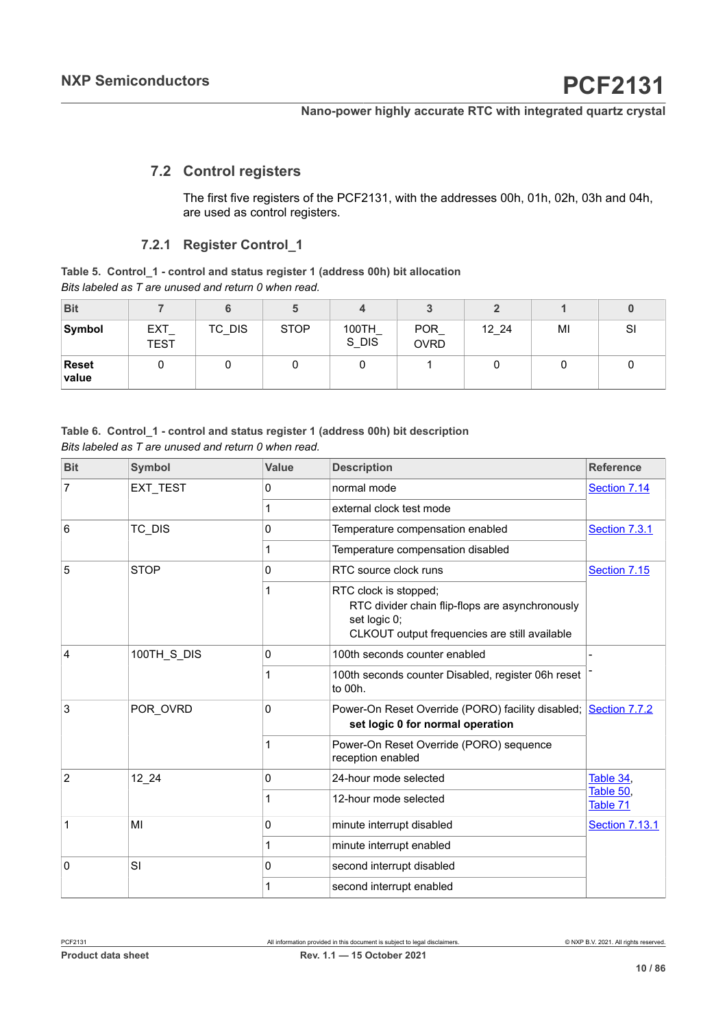## 7.2 Control registers

The first five registers of the PCF2131, with the addresses 00h, 01h, 02h, 03h and 04h, are used as control registers.

### 7.2.1 Register Control_1

**Table 5. Control_1 - control and status register 1 (address 00h) bit allocation**
*Bits labeled as T are unused and return 0 when read.*

| Bit | 7 | 6 | 5 | 4 | 3 | 2 | 1 | 0 |
|---|---|---|---|---|---|---|---|---|
| **Symbol** | EXT_TEST | TC_DIS | STOP | 100TH_S_DIS | POR_OVRD | 12_24 | MI | SI |
| **Reset value** | 0 | 0 | 0 | 0 | 1 | 0 | 0 | 0 |

**Table 6. Control_1 - control and status register 1 (address 00h) bit description**
*Bits labeled as T are unused and return 0 when read.*

| Bit | Symbol | Value | Description | Reference |
|---|---|---|---|---|
| 7 | EXT_TEST | 0 | normal mode | Section 7.14 |
| | | 1 | external clock test mode | |
| 6 | TC_DIS | 0 | Temperature compensation enabled | Section 7.3.1 |
| | | 1 | Temperature compensation disabled | |
| 5 | STOP | 0 | RTC source clock runs | Section 7.15 |
| | | 1 | RTC clock is stopped; RTC divider chain flip-flops are asynchronously set logic 0; CLKOUT output frequencies are still available | |
| 4 | 100TH_S_DIS | 0 | 100th seconds counter enabled | - |
| | | 1 | 100th seconds counter Disabled, register 06h reset to 00h. | - |
| 3 | POR_OVRD | 0 | Power-On Reset Override (PORO) facility disabled; **set logic 0 for normal operation** | Section 7.7.2 |
| | | 1 | Power-On Reset Override (PORO) sequence reception enabled | |
| 2 | 12_24 | 0 | 24-hour mode selected | Table 34, Table 50, Table 71 |
| | | 1 | 12-hour mode selected | |
| 1 | MI | 0 | minute interrupt disabled | Section 7.13.1 |
| | | 1 | minute interrupt enabled | |
| 0 | SI | 0 | second interrupt disabled | |
| | | 1 | second interrupt enabled | |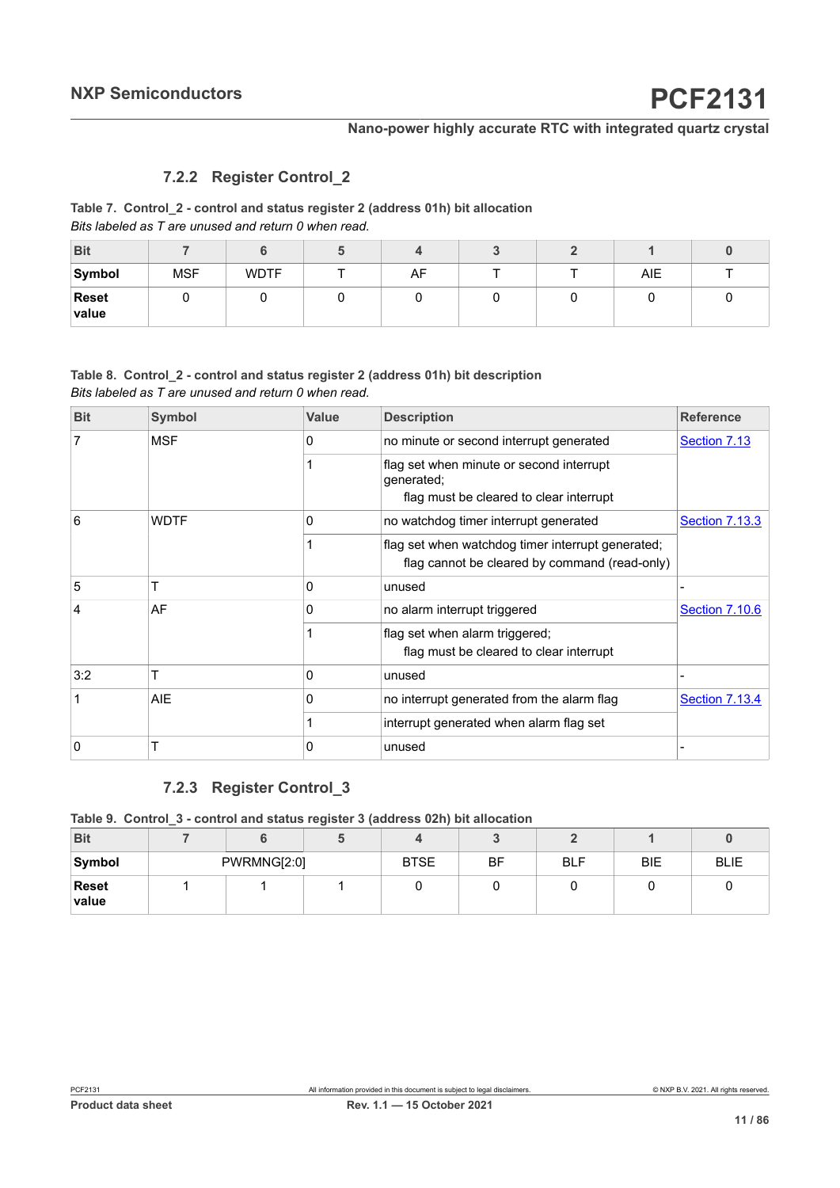### 7.2.2 Register Control_2

**Table 7. Control_2 - control and status register 2 (address 01h) bit allocation**
*Bits labeled as T are unused and return 0 when read.*

| Bit | 7 | 6 | 5 | 4 | 3 | 2 | 1 | 0 |
|---|---|---|---|---|---|---|---|---|
| Symbol | MSF | WDTF | T | AF | T | T | AIE | T |
| Reset value | 0 | 0 | 0 | 0 | 0 | 0 | 0 | 0 |

**Table 8. Control_2 - control and status register 2 (address 01h) bit description**
*Bits labeled as T are unused and return 0 when read.*

| Bit | Symbol | Value | Description | Reference |
|---|---|---|---|---|
| 7 | MSF | 0 | no minute or second interrupt generated | Section 7.13 |
| | | 1 | flag set when minute or second interrupt generated; flag must be cleared to clear interrupt | |
| 6 | WDTF | 0 | no watchdog timer interrupt generated | Section 7.13.3 |
| | | 1 | flag set when watchdog timer interrupt generated; flag cannot be cleared by command (read-only) | |
| 5 | T | 0 | unused | - |
| 4 | AF | 0 | no alarm interrupt triggered | Section 7.10.6 |
| | | 1 | flag set when alarm triggered; flag must be cleared to clear interrupt | |
| 3:2 | T | 0 | unused | - |
| 1 | AIE | 0 | no interrupt generated from the alarm flag | Section 7.13.4 |
| | | 1 | interrupt generated when alarm flag set | |
| 0 | T | 0 | unused | - |

### 7.2.3 Register Control_3

**Table 9. Control_3 - control and status register 3 (address 02h) bit allocation**

| Bit | 7 | 6 | 5 | 4 | 3 | 2 | 1 | 0 |
|---|---|---|---|---|---|---|---|---|
| Symbol | | PWRMNG[2:0] | | BTSE | BF | BLF | BIE | BLIE |
| Reset value | 1 | 1 | 1 | 0 | 0 | 0 | 0 | 0 |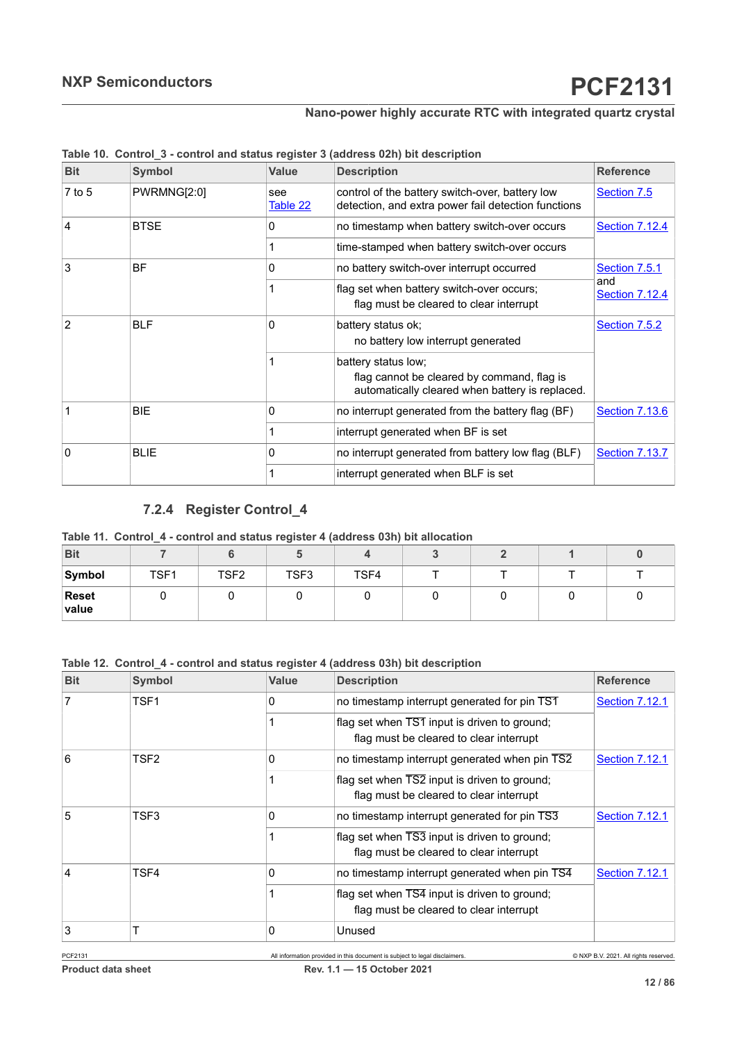**Table 10. Control_3 - control and status register 3 (address 02h) bit description**

| Bit | Symbol | Value | Description | Reference |
|---|---|---|---|---|
| 7 to 5 | PWRMNG[2:0] | see Table 22 | control of the battery switch-over, battery low detection, and extra power fail detection functions | Section 7.5 |
| 4 | BTSE | 0 | no timestamp when battery switch-over occurs | Section 7.12.4 |
| | | 1 | time-stamped when battery switch-over occurs | |
| 3 | BF | 0 | no battery switch-over interrupt occurred | Section 7.5.1 and Section 7.12.4 |
| | | 1 | flag set when battery switch-over occurs; flag must be cleared to clear interrupt | |
| 2 | BLF | 0 | battery status ok; no battery low interrupt generated | Section 7.5.2 |
| | | 1 | battery status low; flag cannot be cleared by command, flag is automatically cleared when battery is replaced. | |
| 1 | BIE | 0 | no interrupt generated from the battery flag (BF) | Section 7.13.6 |
| | | 1 | interrupt generated when BF is set | |
| 0 | BLIE | 0 | no interrupt generated from battery low flag (BLF) | Section 7.13.7 |
| | | 1 | interrupt generated when BLF is set | |

### 7.2.4 Register Control_4

**Table 11. Control_4 - control and status register 4 (address 03h) bit allocation**

| Bit | 7 | 6 | 5 | 4 | 3 | 2 | 1 | 0 |
|---|---|---|---|---|---|---|---|---|
| Symbol | TSF1 | TSF2 | TSF3 | TSF4 | T | T | T | T |
| Reset value | 0 | 0 | 0 | 0 | 0 | 0 | 0 | 0 |

**Table 12. Control_4 - control and status register 4 (address 03h) bit description**

| Bit | Symbol | Value | Description | Reference |
|---|---|---|---|---|
| 7 | TSF1 | 0 | no timestamp interrupt generated for pin $\overline{TS1}$ | Section 7.12.1 |
| | | 1 | flag set when $\overline{TS1}$ input is driven to ground; flag must be cleared to clear interrupt | |
| 6 | TSF2 | 0 | no timestamp interrupt generated when pin $\overline{TS2}$ | Section 7.12.1 |
| | | 1 | flag set when $\overline{TS2}$ input is driven to ground; flag must be cleared to clear interrupt | |
| 5 | TSF3 | 0 | no timestamp interrupt generated for pin $\overline{TS3}$ | Section 7.12.1 |
| | | 1 | flag set when $\overline{TS3}$ input is driven to ground; flag must be cleared to clear interrupt | |
| 4 | TSF4 | 0 | no timestamp interrupt generated when pin $\overline{TS4}$ | Section 7.12.1 |
| | | 1 | flag set when $\overline{TS4}$ input is driven to ground; flag must be cleared to clear interrupt | |
| 3 | T | 0 | Unused | |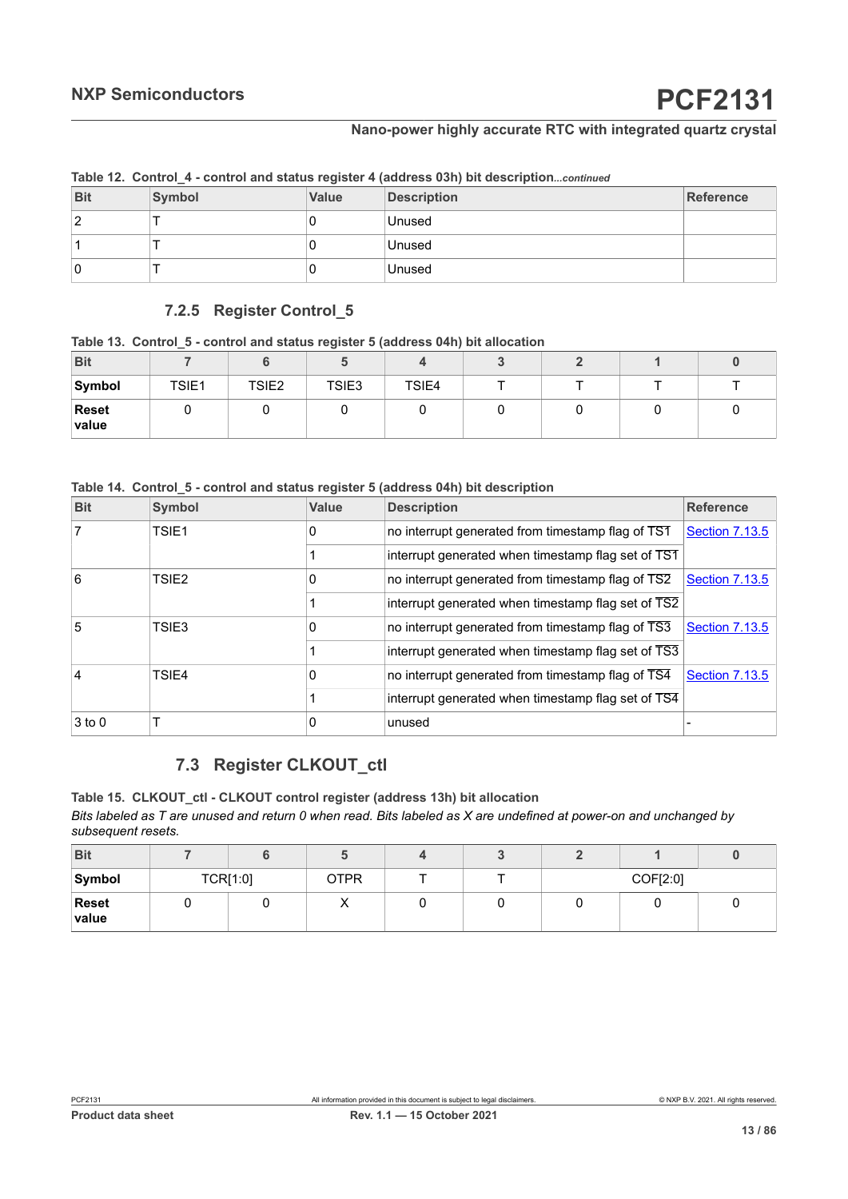**Table 12. Control_4 - control and status register 4 (address 03h) bit description**...*continued*

| Bit | Symbol | Value | Description | Reference |
|---|---|---|---|---|
| 2 | T | 0 | Unused | |
| 1 | T | 0 | Unused | |
| 0 | T | 0 | Unused | |

### 7.2.5 Register Control_5

**Table 13. Control_5 - control and status register 5 (address 04h) bit allocation**

| Bit | 7 | 6 | 5 | 4 | 3 | 2 | 1 | 0 |
|---|---|---|---|---|---|---|---|---|
| Symbol | TSIE1 | TSIE2 | TSIE3 | TSIE4 | T | T | T | T |
| Reset value | 0 | 0 | 0 | 0 | 0 | 0 | 0 | 0 |

**Table 14. Control_5 - control and status register 5 (address 04h) bit description**

| Bit | Symbol | Value | Description | Reference |
|---|---|---|---|---|
| 7 | TSIE1 | 0 | no interrupt generated from timestamp flag of $\overline{TS1}$ | Section 7.13.5 |
| | | 1 | interrupt generated when timestamp flag set of $\overline{TS1}$ | |
| 6 | TSIE2 | 0 | no interrupt generated from timestamp flag of $\overline{TS2}$ | Section 7.13.5 |
| | | 1 | interrupt generated when timestamp flag set of $\overline{TS2}$ | |
| 5 | TSIE3 | 0 | no interrupt generated from timestamp flag of $\overline{TS3}$ | Section 7.13.5 |
| | | 1 | interrupt generated when timestamp flag set of $\overline{TS3}$ | |
| 4 | TSIE4 | 0 | no interrupt generated from timestamp flag of $\overline{TS4}$ | Section 7.13.5 |
| | | 1 | interrupt generated when timestamp flag set of $\overline{TS4}$ | |
| 3 to 0 | T | 0 | unused | - |

## 7.3 Register CLKOUT_ctl

**Table 15. CLKOUT_ctl - CLKOUT control register (address 13h) bit allocation**

*Bits labeled as T are unused and return 0 when read. Bits labeled as X are undefined at power-on and unchanged by subsequent resets.*

| Bit | 7 | 6 | 5 | 4 | 3 | 2 | 1 | 0 |
|---|---|---|---|---|---|---|---|---|
| Symbol | TCR[1:0] | | OTPR | T | T | COF[2:0] | | |
| Reset value | 0 | 0 | X | 0 | 0 | 0 | 0 | 0 |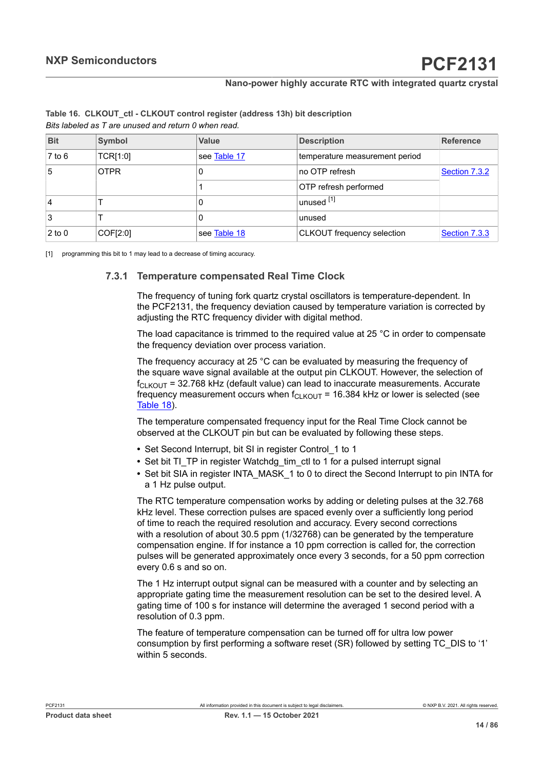**Table 16. CLKOUT_ctl - CLKOUT control register (address 13h) bit description**

*Bits labeled as T are unused and return 0 when read.*

| Bit | Symbol | Value | Description | Reference |
|---|---|---|---|---|
| 7 to 6 | TCR[1:0] | see Table 17 | temperature measurement period | |
| 5 | OTPR | 0 | no OTP refresh | Section 7.3.2 |
| | | 1 | OTP refresh performed | |
| 4 | T | 0 | unused [1] | |
| 3 | T | 0 | unused | |
| 2 to 0 | COF[2:0] | see Table 18 | CLKOUT frequency selection | Section 7.3.3 |

[1] programming this bit to 1 may lead to a decrease of timing accuracy.

### 7.3.1 Temperature compensated Real Time Clock

The frequency of tuning fork quartz crystal oscillators is temperature-dependent. In the PCF2131, the frequency deviation caused by temperature variation is corrected by adjusting the RTC frequency divider with digital method.

The load capacitance is trimmed to the required value at 25 °C in order to compensate the frequency deviation over process variation.

The frequency accuracy at 25 °C can be evaluated by measuring the frequency of the square wave signal available at the output pin CLKOUT. However, the selection of $f_{CLKOUT}$ = 32.768 kHz (default value) can lead to inaccurate measurements. Accurate frequency measurement occurs when $f_{CLKOUT}$ = 16.384 kHz or lower is selected (see Table 18).

The temperature compensated frequency input for the Real Time Clock cannot be observed at the CLKOUT pin but can be evaluated by following these steps.

- Set Second Interrupt, bit SI in register Control_1 to 1
- Set bit TI_TP in register Watchdg_tim_ctl to 1 for a pulsed interrupt signal
- Set bit SIA in register INTA_MASK_1 to 0 to direct the Second Interrupt to pin INTA for a 1 Hz pulse output.

The RTC temperature compensation works by adding or deleting pulses at the 32.768 kHz level. These correction pulses are spaced evenly over a sufficiently long period of time to reach the required resolution and accuracy. Every second corrections with a resolution of about 30.5 ppm (1/32768) can be generated by the temperature compensation engine. If for instance a 10 ppm correction is called for, the correction pulses will be generated approximately once every 3 seconds, for a 50 ppm correction every 0.6 s and so on.

The 1 Hz interrupt output signal can be measured with a counter and by selecting an appropriate gating time the measurement resolution can be set to the desired level. A gating time of 100 s for instance will determine the averaged 1 second period with a resolution of 0.3 ppm.

The feature of temperature compensation can be turned off for ultra low power consumption by first performing a software reset (SR) followed by setting TC_DIS to '1' within 5 seconds.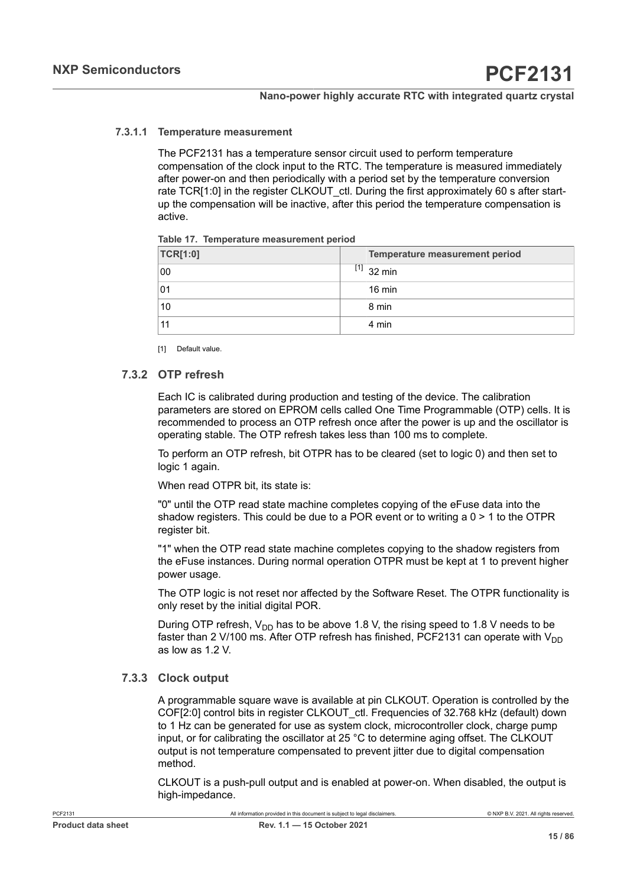#### 7.3.1.1 Temperature measurement

The PCF2131 has a temperature sensor circuit used to perform temperature compensation of the clock input to the RTC. The temperature is measured immediately after power-on and then periodically with a period set by the temperature conversion rate TCR[1:0] in the register CLKOUT_ctl. During the first approximately 60 s after start-up the compensation will be inactive, after this period the temperature compensation is active.

**Table 17. Temperature measurement period**

| TCR[1:0] | Temperature measurement period |
|---|---|
| 00 | [1] 32 min |
| 01 | 16 min |
| 10 | 8 min |
| 11 | 4 min |

[1] Default value.

### 7.3.2 OTP refresh

Each IC is calibrated during production and testing of the device. The calibration parameters are stored on EPROM cells called One Time Programmable (OTP) cells. It is recommended to process an OTP refresh once after the power is up and the oscillator is operating stable. The OTP refresh takes less than 100 ms to complete.

To perform an OTP refresh, bit OTPR has to be cleared (set to logic 0) and then set to logic 1 again.

When read OTPR bit, its state is:

"0" until the OTP read state machine completes copying of the eFuse data into the shadow registers. This could be due to a POR event or to writing a 0 > 1 to the OTPR register bit.

"1" when the OTP read state machine completes copying to the shadow registers from the eFuse instances. During normal operation OTPR must be kept at 1 to prevent higher power usage.

The OTP logic is not reset nor affected by the Software Reset. The OTPR functionality is only reset by the initial digital POR.

During OTP refresh, $V_{DD}$ has to be above 1.8 V, the rising speed to 1.8 V needs to be faster than 2 V/100 ms. After OTP refresh has finished, PCF2131 can operate with $V_{DD}$ as low as 1.2 V.

### 7.3.3 Clock output

A programmable square wave is available at pin CLKOUT. Operation is controlled by the COF[2:0] control bits in register CLKOUT_ctl. Frequencies of 32.768 kHz (default) down to 1 Hz can be generated for use as system clock, microcontroller clock, charge pump input, or for calibrating the oscillator at 25 °C to determine aging offset. The CLKOUT output is not temperature compensated to prevent jitter due to digital compensation method.

CLKOUT is a push-pull output and is enabled at power-on. When disabled, the output is high-impedance.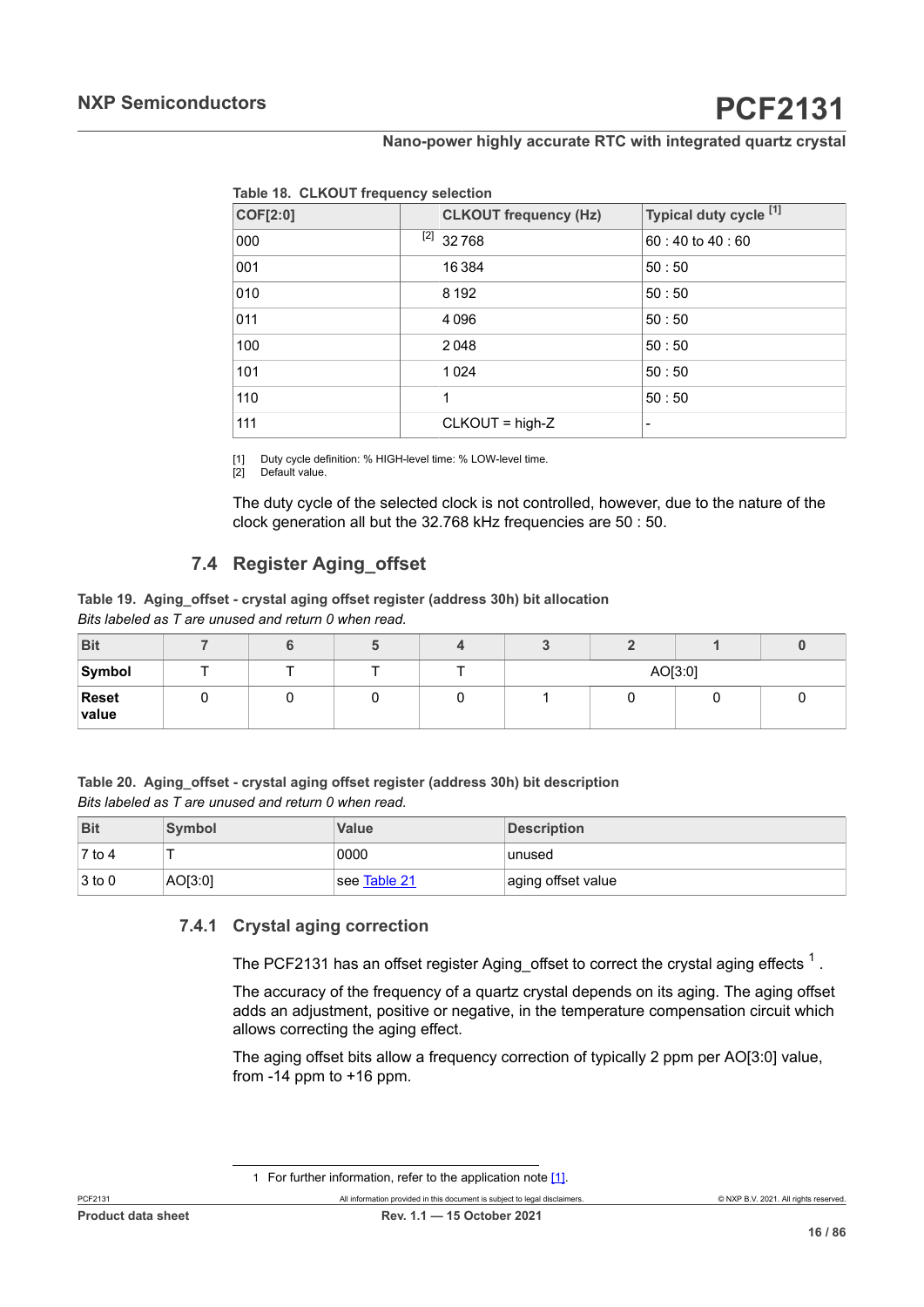**Table 18. CLKOUT frequency selection**

| COF[2:0] | CLKOUT frequency (Hz) | Typical duty cycle [1] |
|---|---|---|
| 000 | [2] 32 768 | 60 : 40 to 40 : 60 |
| 001 | 16 384 | 50 : 50 |
| 010 | 8 192 | 50 : 50 |
| 011 | 4 096 | 50 : 50 |
| 100 | 2 048 | 50 : 50 |
| 101 | 1 024 | 50 : 50 |
| 110 | 1 | 50 : 50 |
| 111 | CLKOUT = high-Z | - |

[1] Duty cycle definition: % HIGH-level time: % LOW-level time.
[2] Default value.

The duty cycle of the selected clock is not controlled, however, due to the nature of the clock generation all but the 32.768 kHz frequencies are 50 : 50.

## 7.4 Register Aging_offset

**Table 19. Aging_offset - crystal aging offset register (address 30h) bit allocation**
*Bits labeled as T are unused and return 0 when read.*

| Bit | 7 | 6 | 5 | 4 | 3 | 2 | 1 | 0 |
|---|---|---|---|---|---|---|---|---|
| Symbol | T | T | T | T | AO[3:0] | | | |
| Reset value | 0 | 0 | 0 | 0 | 1 | 0 | 0 | 0 |

**Table 20. Aging_offset - crystal aging offset register (address 30h) bit description**
*Bits labeled as T are unused and return 0 when read.*

| Bit | Symbol | Value | Description |
|---|---|---|---|
| 7 to 4 | T | 0000 | unused |
| 3 to 0 | AO[3:0] | see Table 21 | aging offset value |

### 7.4.1 Crystal aging correction

The PCF2131 has an offset register Aging_offset to correct the crystal aging effects [1] .

The accuracy of the frequency of a quartz crystal depends on its aging. The aging offset adds an adjustment, positive or negative, in the temperature compensation circuit which allows correcting the aging effect.

The aging offset bits allow a frequency correction of typically 2 ppm per AO[3:0] value, from -14 ppm to +16 ppm.

1 For further information, refer to the application note [1].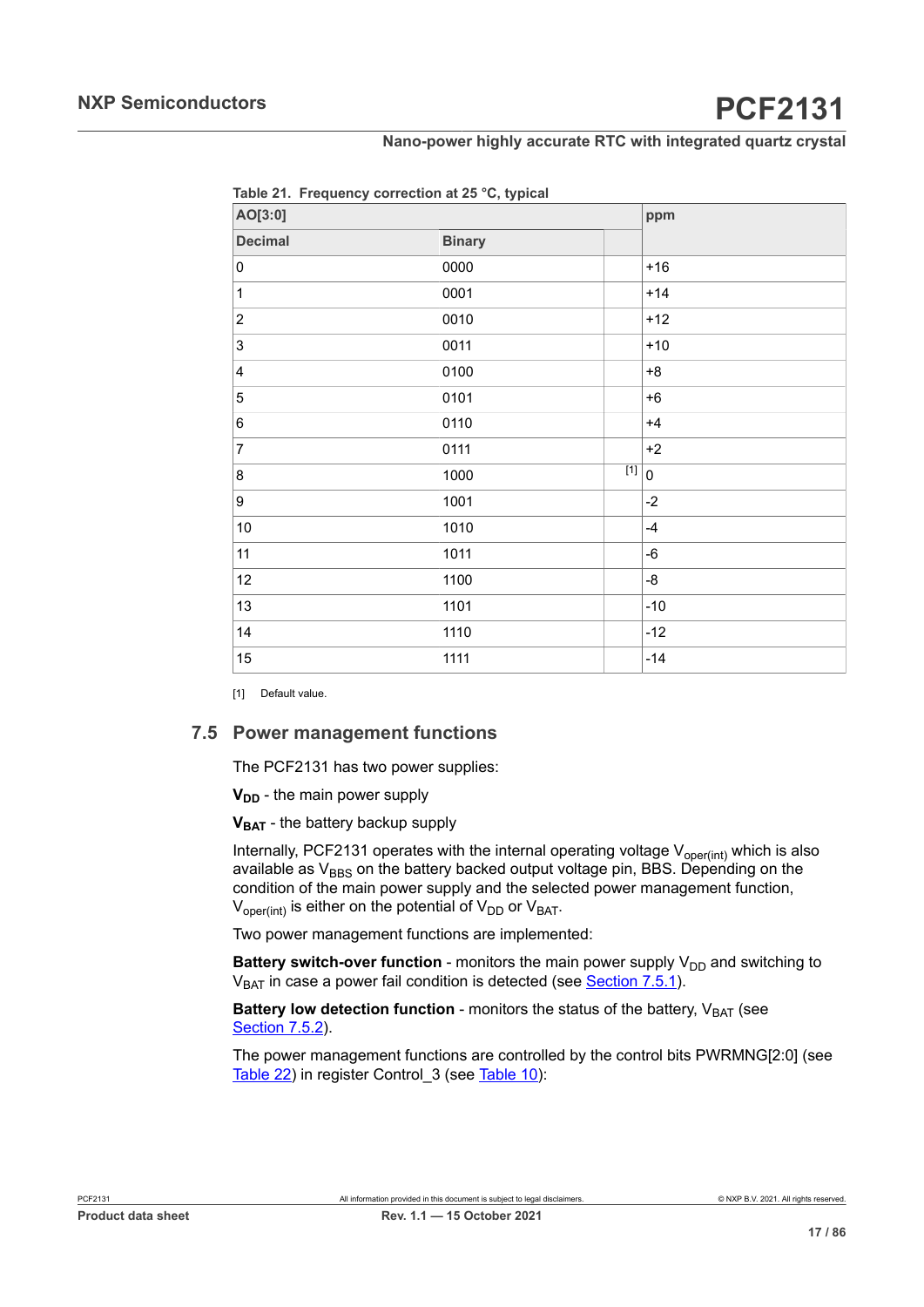**Table 21. Frequency correction at 25 °C, typical**

| AO[3:0] | | | ppm |
|---|---|---|---|
| Decimal | Binary | | |
| 0 | 0000 | | +16 |
| 1 | 0001 | | +14 |
| 2 | 0010 | | +12 |
| 3 | 0011 | | +10 |
| 4 | 0100 | | +8 |
| 5 | 0101 | | +6 |
| 6 | 0110 | | +4 |
| 7 | 0111 | | +2 |
| 8 | 1000 | [1] | 0 |
| 9 | 1001 | | -2 |
| 10 | 1010 | | -4 |
| 11 | 1011 | | -6 |
| 12 | 1100 | | -8 |
| 13 | 1101 | | -10 |
| 14 | 1110 | | -12 |
| 15 | 1111 | | -14 |

[1] Default value.

## 7.5 Power management functions

The PCF2131 has two power supplies:

**$V_{DD}$** - the main power supply

**$V_{BAT}$** - the battery backup supply

Internally, PCF2131 operates with the internal operating voltage $V_{oper(int)}$ which is also available as $V_{BBS}$ on the battery backed output voltage pin, BBS. Depending on the condition of the main power supply and the selected power management function, $V_{oper(int)}$ is either on the potential of $V_{DD}$ or $V_{BAT}$.

Two power management functions are implemented:

**Battery switch-over function** - monitors the main power supply $V_{DD}$ and switching to $V_{BAT}$ in case a power fail condition is detected (see Section 7.5.1).

**Battery low detection function** - monitors the status of the battery, $V_{BAT}$ (see Section 7.5.2).

The power management functions are controlled by the control bits PWRMNG[2:0] (see Table 22) in register Control_3 (see Table 10):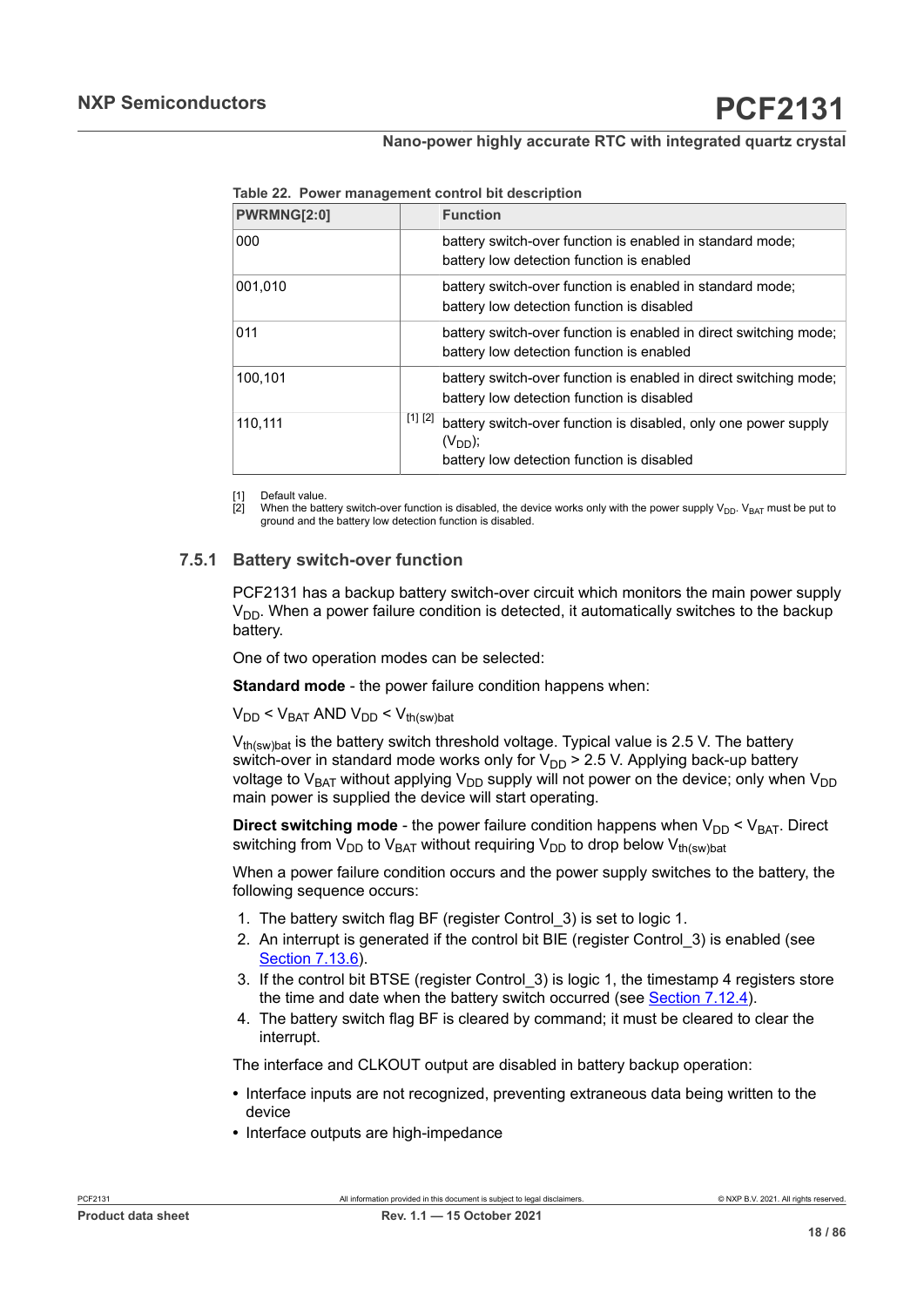Table 22. Power management control bit description

| PWRMNG[2:0] | Function |
|---|---|
| 000 | battery switch-over function is enabled in standard mode; battery low detection function is enabled |
| 001,010 | battery switch-over function is enabled in standard mode; battery low detection function is disabled |
| 011 | battery switch-over function is enabled in direct switching mode; battery low detection function is enabled |
| 100,101 | battery switch-over function is enabled in direct switching mode; battery low detection function is disabled |
| 110,111 [1] [2] | battery switch-over function is disabled, only one power supply ($V_{DD}$); battery low detection function is disabled |

[1] Default value.

[2] When the battery switch-over function is disabled, the device works only with the power supply $V_{DD}$. $V_{BAT}$ must be put to ground and the battery low detection function is disabled.

### 7.5.1 Battery switch-over function

PCF2131 has a backup battery switch-over circuit which monitors the main power supply $V_{DD}$. When a power failure condition is detected, it automatically switches to the backup battery.

One of two operation modes can be selected:

**Standard mode** - the power failure condition happens when:

$V_{DD} < V_{BAT}$ AND $V_{DD} < V_{th(sw)bat}$

$V_{th(sw)bat}$ is the battery switch threshold voltage. Typical value is 2.5 V. The battery switch-over in standard mode works only for $V_{DD}$ > 2.5 V. Applying back-up battery voltage to $V_{BAT}$ without applying $V_{DD}$ supply will not power on the device; only when $V_{DD}$ main power is supplied the device will start operating.

**Direct switching mode** - the power failure condition happens when $V_{DD} < V_{BAT}$. Direct switching from $V_{DD}$ to $V_{BAT}$ without requiring $V_{DD}$ to drop below $V_{th(sw)bat}$

When a power failure condition occurs and the power supply switches to the battery, the following sequence occurs:

1. The battery switch flag BF (register Control_3) is set to logic 1.
2. An interrupt is generated if the control bit BIE (register Control_3) is enabled (see Section 7.13.6).
3. If the control bit BTSE (register Control_3) is logic 1, the timestamp 4 registers store the time and date when the battery switch occurred (see Section 7.12.4).
4. The battery switch flag BF is cleared by command; it must be cleared to clear the interrupt.

The interface and CLKOUT output are disabled in battery backup operation:

- Interface inputs are not recognized, preventing extraneous data being written to the device
- Interface outputs are high-impedance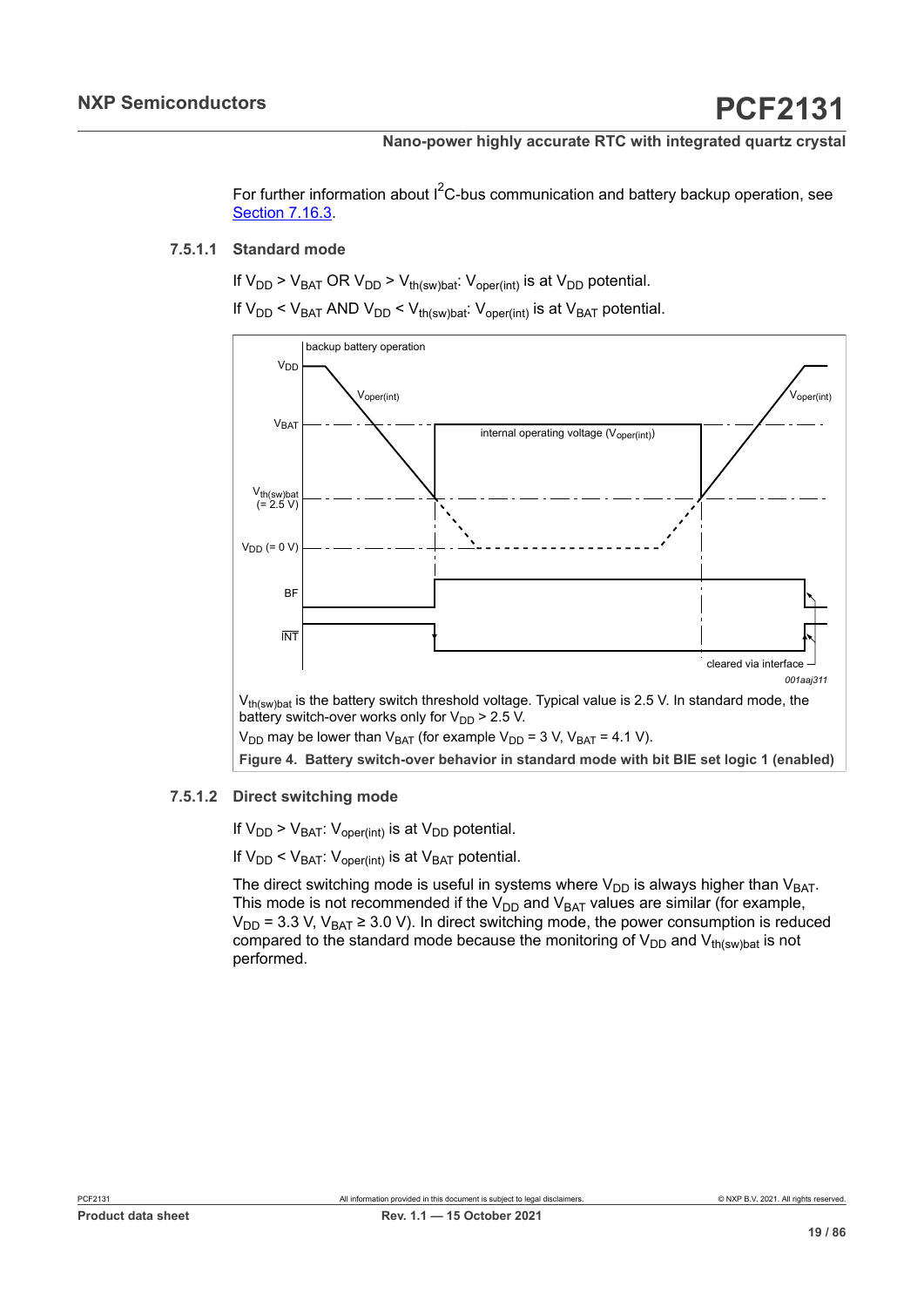For further information about $I^2C$-bus communication and battery backup operation, see Section 7.16.3.

#### 7.5.1.1 Standard mode

If $V_{DD} > V_{BAT}$ OR $V_{DD} > V_{th(sw)bat}$: $V_{oper(int)}$ is at $V_{DD}$ potential.

If $V_{DD} < V_{BAT}$ AND $V_{DD} < V_{th(sw)bat}$: $V_{oper(int)}$ is at $V_{BAT}$ potential.

backup battery operation

$V_{DD}$

$V_{oper(int)}$

$V_{oper(int)}$

$V_{BAT}$

internal operating voltage ($V_{oper(int)}$)

$V_{th(sw)bat}$ (= 2.5 V)

$V_{DD}$ (= 0 V)

BF

$\overline{INT}$

cleared via interface

001aaj311

$V_{th(sw)bat}$ is the battery switch threshold voltage. Typical value is 2.5 V. In standard mode, the battery switch-over works only for $V_{DD} > 2.5$ V.

$V_{DD}$ may be lower than $V_{BAT}$ (for example $V_{DD} = 3$ V, $V_{BAT} = 4.1$ V).

**Figure 4. Battery switch-over behavior in standard mode with bit BIE set logic 1 (enabled)**

#### 7.5.1.2 Direct switching mode

If $V_{DD} > V_{BAT}$: $V_{oper(int)}$ is at $V_{DD}$ potential.

If $V_{DD} < V_{BAT}$: $V_{oper(int)}$ is at $V_{BAT}$ potential.

The direct switching mode is useful in systems where $V_{DD}$ is always higher than $V_{BAT}$. This mode is not recommended if the $V_{DD}$ and $V_{BAT}$ values are similar (for example, $V_{DD} = 3.3$ V, $V_{BAT} \geq 3.0$ V). In direct switching mode, the power consumption is reduced compared to the standard mode because the monitoring of $V_{DD}$ and $V_{th(sw)bat}$ is not performed.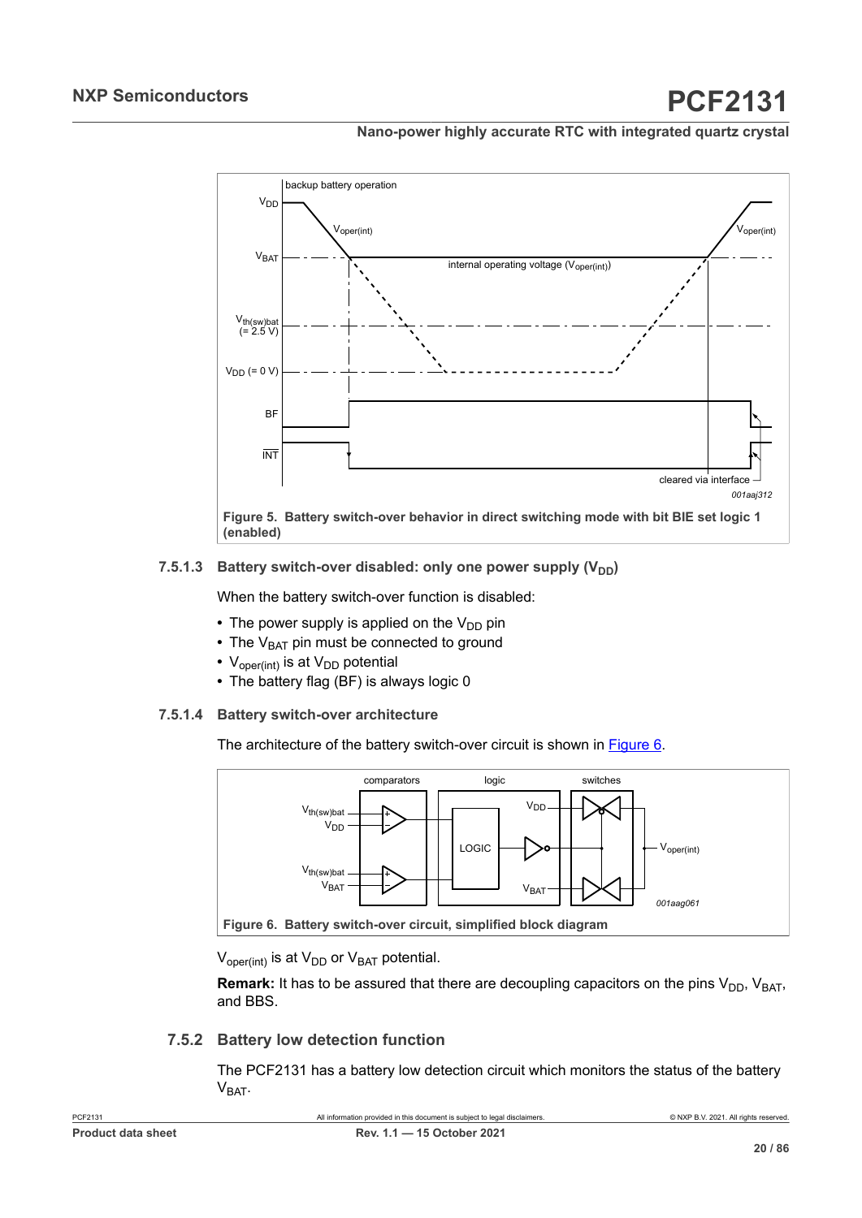backup battery operation

$V_{DD}$

$V_{oper(int)}$

$V_{oper(int)}$

$V_{BAT}$

internal operating voltage ($V_{oper(int)}$)

$V_{th(sw)bat}$ (= 2.5 V)

$V_{DD}$ (= 0 V)

BF

$\overline{INT}$

cleared via interface

001aaj312

**Figure 5. Battery switch-over behavior in direct switching mode with bit BIE set logic 1 (enabled)**

#### 7.5.1.3 Battery switch-over disabled: only one power supply ($V_{DD}$)

When the battery switch-over function is disabled:

- The power supply is applied on the $V_{DD}$ pin
- The $V_{BAT}$ pin must be connected to ground
- $V_{oper(int)}$ is at $V_{DD}$ potential
- The battery flag (BF) is always logic 0

#### 7.5.1.4 Battery switch-over architecture

The architecture of the battery switch-over circuit is shown in Figure 6.

comparators

logic

switches

$V_{th(sw)bat}$

$V_{DD}$

$V_{th(sw)bat}$

$V_{BAT}$

LOGIC

$V_{DD}$

$V_{BAT}$

$V_{oper(int)}$

001aag061

**Figure 6. Battery switch-over circuit, simplified block diagram**

$V_{oper(int)}$ is at $V_{DD}$ or $V_{BAT}$ potential.

**Remark:** It has to be assured that there are decoupling capacitors on the pins $V_{DD}$, $V_{BAT}$, and BBS.

### 7.5.2 Battery low detection function

The PCF2131 has a battery low detection circuit which monitors the status of the battery $V_{BAT}$.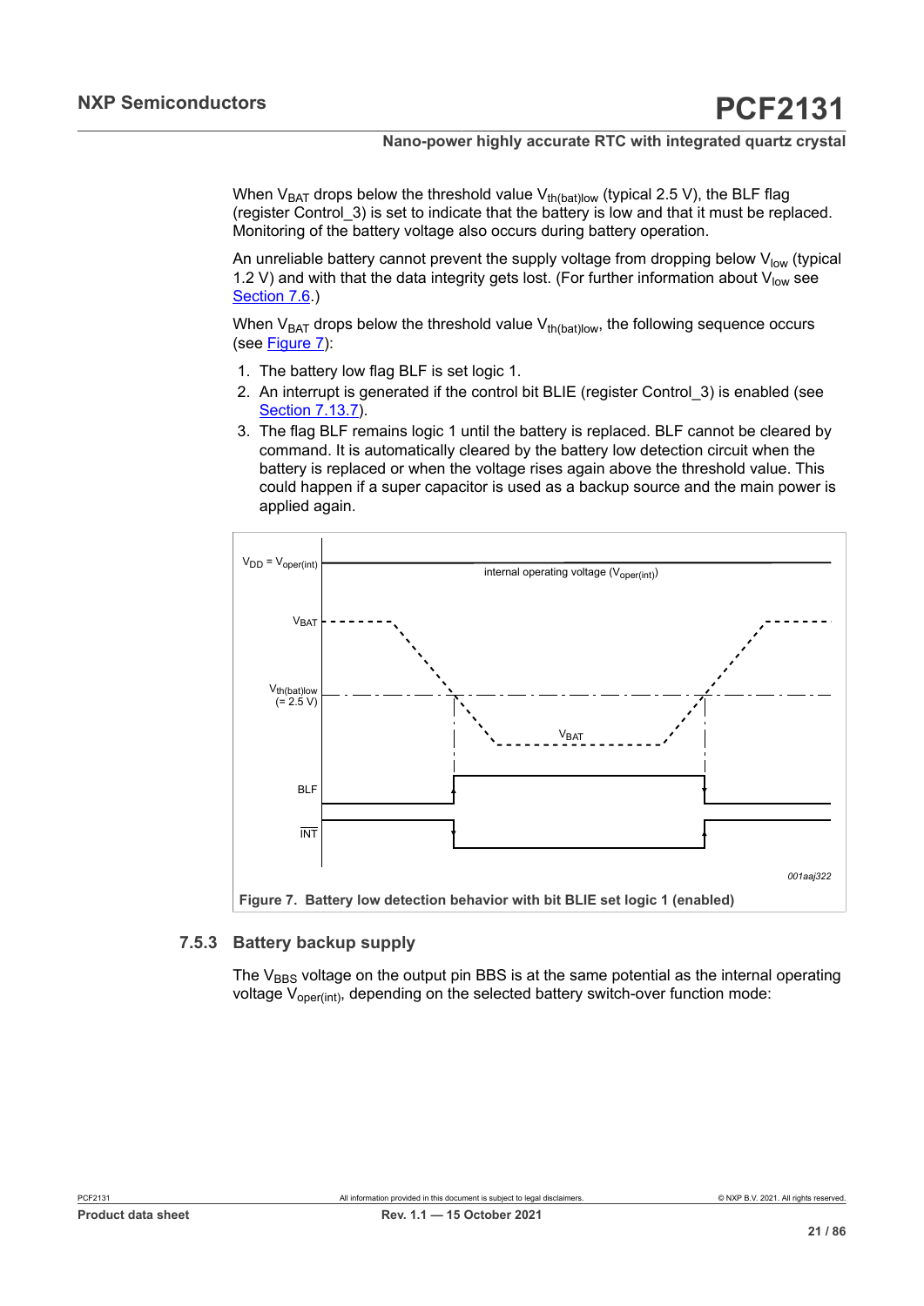When $V_{BAT}$ drops below the threshold value $V_{th(bat)low}$ (typical 2.5 V), the BLF flag (register Control_3) is set to indicate that the battery is low and that it must be replaced. Monitoring of the battery voltage also occurs during battery operation.

An unreliable battery cannot prevent the supply voltage from dropping below $V_{low}$ (typical 1.2 V) and with that the data integrity gets lost. (For further information about $V_{low}$ see Section 7.6.)

When $V_{BAT}$ drops below the threshold value $V_{th(bat)low}$, the following sequence occurs (see Figure 7):

1. The battery low flag BLF is set logic 1.
2. An interrupt is generated if the control bit BLIE (register Control_3) is enabled (see Section 7.13.7).
3. The flag BLF remains logic 1 until the battery is replaced. BLF cannot be cleared by command. It is automatically cleared by the battery low detection circuit when the battery is replaced or when the voltage rises again above the threshold value. This could happen if a super capacitor is used as a backup source and the main power is applied again.

**Figure 7. Battery low detection behavior with bit BLIE set logic 1 (enabled)**

### 7.5.3 Battery backup supply

The $V_{BBS}$ voltage on the output pin BBS is at the same potential as the internal operating voltage $V_{oper(int)}$, depending on the selected battery switch-over function mode: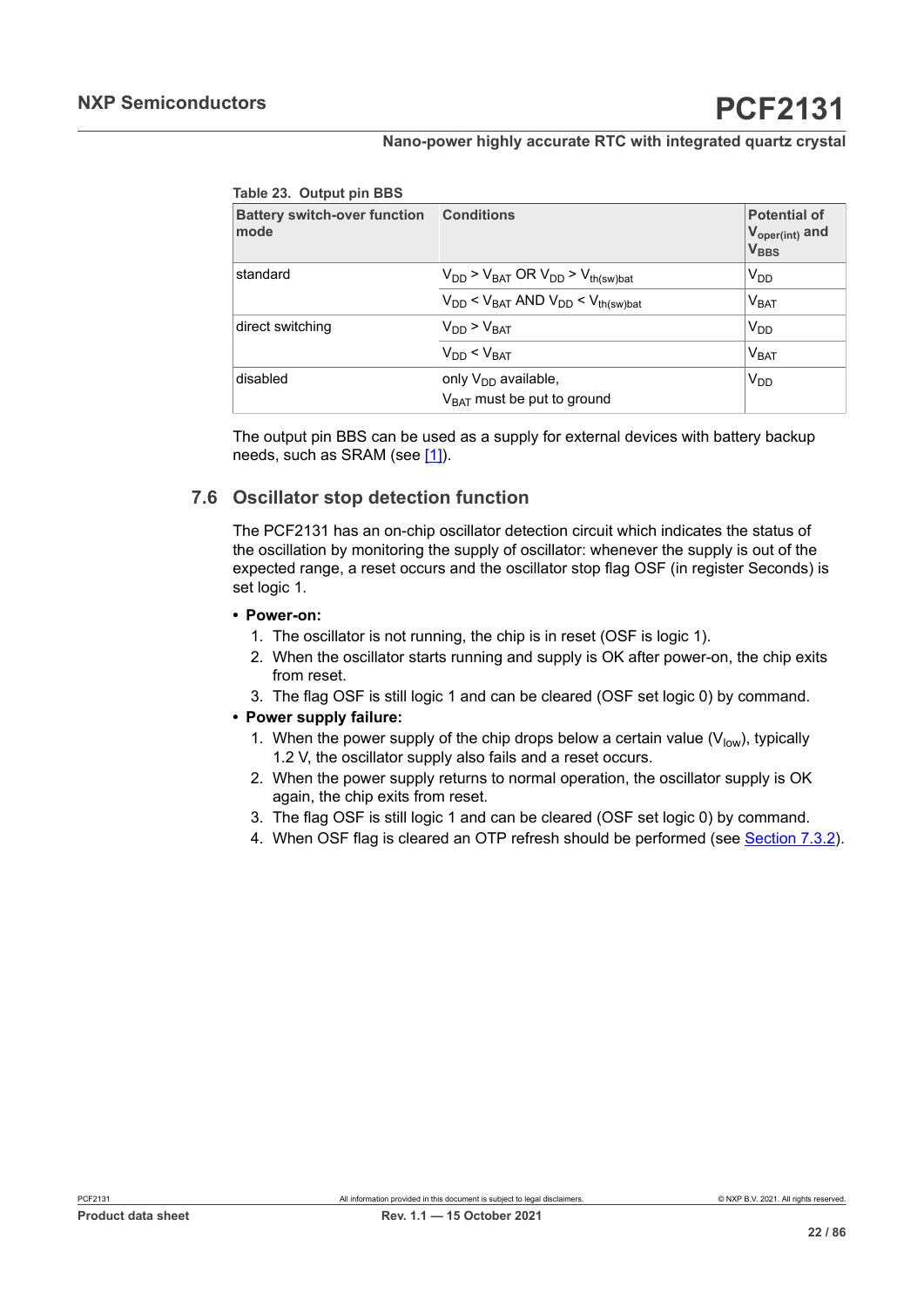Table 23. Output pin BBS

| Battery switch-over function mode | Conditions | Potential of $V_{oper(int)}$ and $V_{BBS}$ |
|---|---|---|
| standard | $V_{DD} > V_{BAT}$ OR $V_{DD} > V_{th(sw)bat}$ | $V_{DD}$ |
| | $V_{DD} < V_{BAT}$ AND $V_{DD} < V_{th(sw)bat}$ | $V_{BAT}$ |
| direct switching | $V_{DD} > V_{BAT}$ | $V_{DD}$ |
| | $V_{DD} < V_{BAT}$ | $V_{BAT}$ |
| disabled | only $V_{DD}$ available, $V_{BAT}$ must be put to ground | $V_{DD}$ |

The output pin BBS can be used as a supply for external devices with battery backup needs, such as SRAM (see [1]).

### 7.6 Oscillator stop detection function

The PCF2131 has an on-chip oscillator detection circuit which indicates the status of the oscillation by monitoring the supply of oscillator: whenever the supply is out of the expected range, a reset occurs and the oscillator stop flag OSF (in register Seconds) is set logic 1.

- **Power-on:**
  1. The oscillator is not running, the chip is in reset (OSF is logic 1).
  2. When the oscillator starts running and supply is OK after power-on, the chip exits from reset.
  3. The flag OSF is still logic 1 and can be cleared (OSF set logic 0) by command.
- **Power supply failure:**
  1. When the power supply of the chip drops below a certain value ($V_{low}$), typically 1.2 V, the oscillator supply also fails and a reset occurs.
  2. When the power supply returns to normal operation, the oscillator supply is OK again, the chip exits from reset.
  3. The flag OSF is still logic 1 and can be cleared (OSF set logic 0) by command.
  4. When OSF flag is cleared an OTP refresh should be performed (see Section 7.3.2).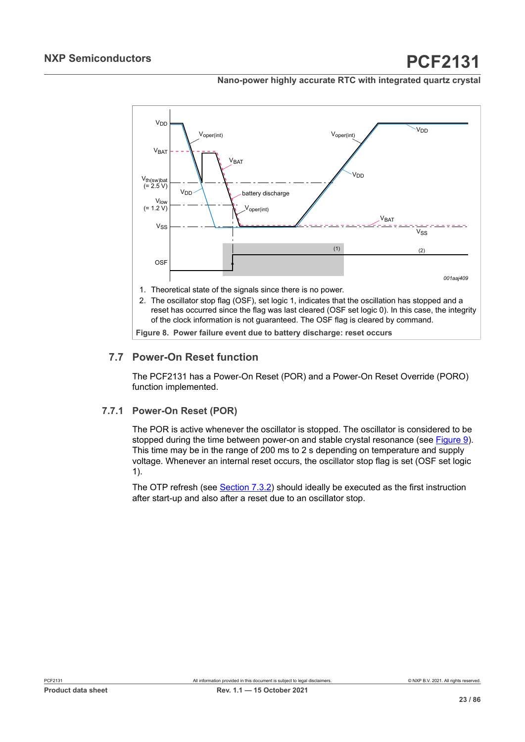1. Theoretical state of the signals since there is no power.
2. The oscillator stop flag (OSF), set logic 1, indicates that the oscillation has stopped and a reset has occurred since the flag was last cleared (OSF set logic 0). In this case, the integrity of the clock information is not guaranteed. The OSF flag is cleared by command.

**Figure 8. Power failure event due to battery discharge: reset occurs**

## 7.7 Power-On Reset function

The PCF2131 has a Power-On Reset (POR) and a Power-On Reset Override (PORO) function implemented.

### 7.7.1 Power-On Reset (POR)

The POR is active whenever the oscillator is stopped. The oscillator is considered to be stopped during the time between power-on and stable crystal resonance (see Figure 9). This time may be in the range of 200 ms to 2 s depending on temperature and supply voltage. Whenever an internal reset occurs, the oscillator stop flag is set (OSF set logic 1).

The OTP refresh (see Section 7.3.2) should ideally be executed as the first instruction after start-up and also after a reset due to an oscillator stop.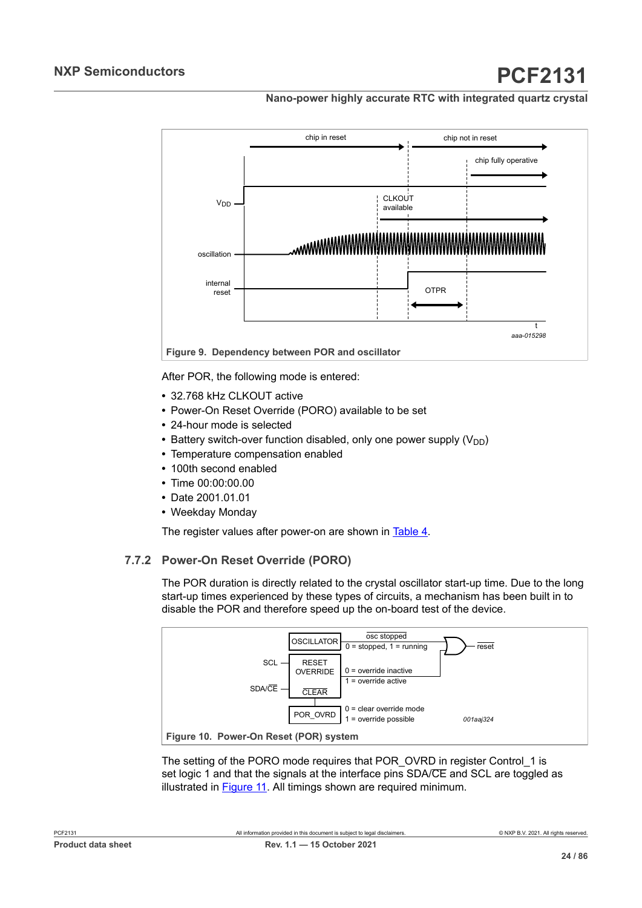chip in reset

chip not in reset

chip fully operative

$V_{DD}$

CLKOUT available

oscillation

internal reset

OTPR

t

aaa-015298

**Figure 9. Dependency between POR and oscillator**

After POR, the following mode is entered:

- 32.768 kHz CLKOUT active
- Power-On Reset Override (PORO) available to be set
- 24-hour mode is selected
- Battery switch-over function disabled, only one power supply ($V_{DD}$)
- Temperature compensation enabled
- 100th second enabled
- Time 00:00:00.00
- Date 2001.01.01
- Weekday Monday

The register values after power-on are shown in Table 4.

### 7.7.2 Power-On Reset Override (PORO)

The POR duration is directly related to the crystal oscillator start-up time. Due to the long start-up times experienced by these types of circuits, a mechanism has been built in to disable the POR and therefore speed up the on-board test of the device.

OSCILLATOR

osc stopped

0 = stopped, 1 = running

reset

SCL

RESET OVERRIDE

0 = override inactive

1 = override active

SDA/CE

CLEAR

POR_OVRD

0 = clear override mode

1 = override possible

001aaj324

**Figure 10. Power-On Reset (POR) system**

The setting of the PORO mode requires that POR_OVRD in register Control_1 is set logic 1 and that the signals at the interface pins SDA/$\overline{CE}$ and SCL are toggled as illustrated in Figure 11. All timings shown are required minimum.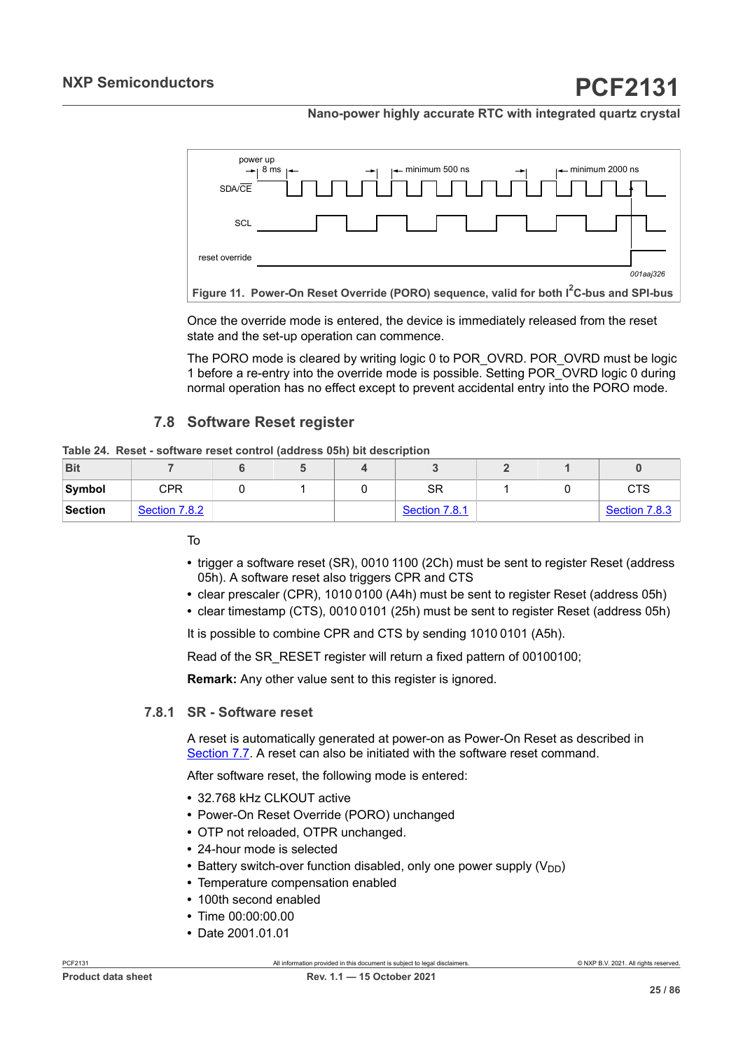power up

8 ms

minimum 500 ns

minimum 2000 ns

SDA/$\overline{CE}$

SCL

reset override

001aaj326

Figure 11. Power-On Reset Override (PORO) sequence, valid for both I$^2$C-bus and SPI-bus

Once the override mode is entered, the device is immediately released from the reset state and the set-up operation can commence.

The PORO mode is cleared by writing logic 0 to POR_OVRD. POR_OVRD must be logic 1 before a re-entry into the override mode is possible. Setting POR_OVRD logic 0 during normal operation has no effect except to prevent accidental entry into the PORO mode.

## 7.8 Software Reset register

**Table 24. Reset - software reset control (address 05h) bit description**

| Bit | 7 | 6 | 5 | 4 | 3 | 2 | 1 | 0 |
|---|---|---|---|---|---|---|---|---|
| Symbol | CPR | 0 | 1 | 0 | SR | 1 | 0 | CTS |
| Section | Section 7.8.2 | | | | Section 7.8.1 | | | Section 7.8.3 |

To

- trigger a software reset (SR), 0010 1100 (2Ch) must be sent to register Reset (address 05h). A software reset also triggers CPR and CTS
- clear prescaler (CPR), 1010 0100 (A4h) must be sent to register Reset (address 05h)
- clear timestamp (CTS), 0010 0101 (25h) must be sent to register Reset (address 05h)

It is possible to combine CPR and CTS by sending 1010 0101 (A5h).

Read of the SR_RESET register will return a fixed pattern of 00100100;

**Remark:** Any other value sent to this register is ignored.

### 7.8.1 SR - Software reset

A reset is automatically generated at power-on as Power-On Reset as described in Section 7.7. A reset can also be initiated with the software reset command.

After software reset, the following mode is entered:

- 32.768 kHz CLKOUT active
- Power-On Reset Override (PORO) unchanged
- OTP not reloaded, OTPR unchanged.
- 24-hour mode is selected
- Battery switch-over function disabled, only one power supply ($V_{DD}$)
- Temperature compensation enabled
- 100th second enabled
- Time 00:00:00.00
- Date 2001.01.01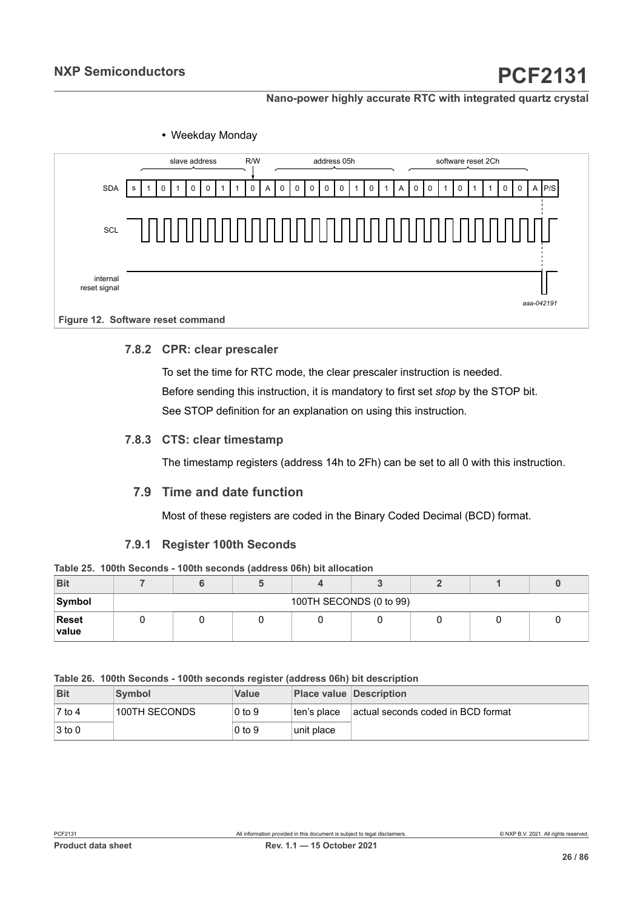• Weekday Monday

Figure 12. Software reset command

### 7.8.2 CPR: clear prescaler

To set the time for RTC mode, the clear prescaler instruction is needed.

Before sending this instruction, it is mandatory to first set *stop* by the STOP bit.

See STOP definition for an explanation on using this instruction.

### 7.8.3 CTS: clear timestamp

The timestamp registers (address 14h to 2Fh) can be set to all 0 with this instruction.

## 7.9 Time and date function

Most of these registers are coded in the Binary Coded Decimal (BCD) format.

### 7.9.1 Register 100th Seconds

**Table 25. 100th Seconds - 100th seconds (address 06h) bit allocation**

| Bit | 7 | 6 | 5 | 4 | 3 | 2 | 1 | 0 |
|---|---|---|---|---|---|---|---|---|
| Symbol | 100TH SECONDS (0 to 99) | | | | | | | |
| Reset value | 0 | 0 | 0 | 0 | 0 | 0 | 0 | 0 |

**Table 26. 100th Seconds - 100th seconds register (address 06h) bit description**

| Bit | Symbol | Value | Place value | Description |
|---|---|---|---|---|
| 7 to 4 | 100TH SECONDS | 0 to 9 | ten's place | actual seconds coded in BCD format |
| 3 to 0 | | 0 to 9 | unit place | |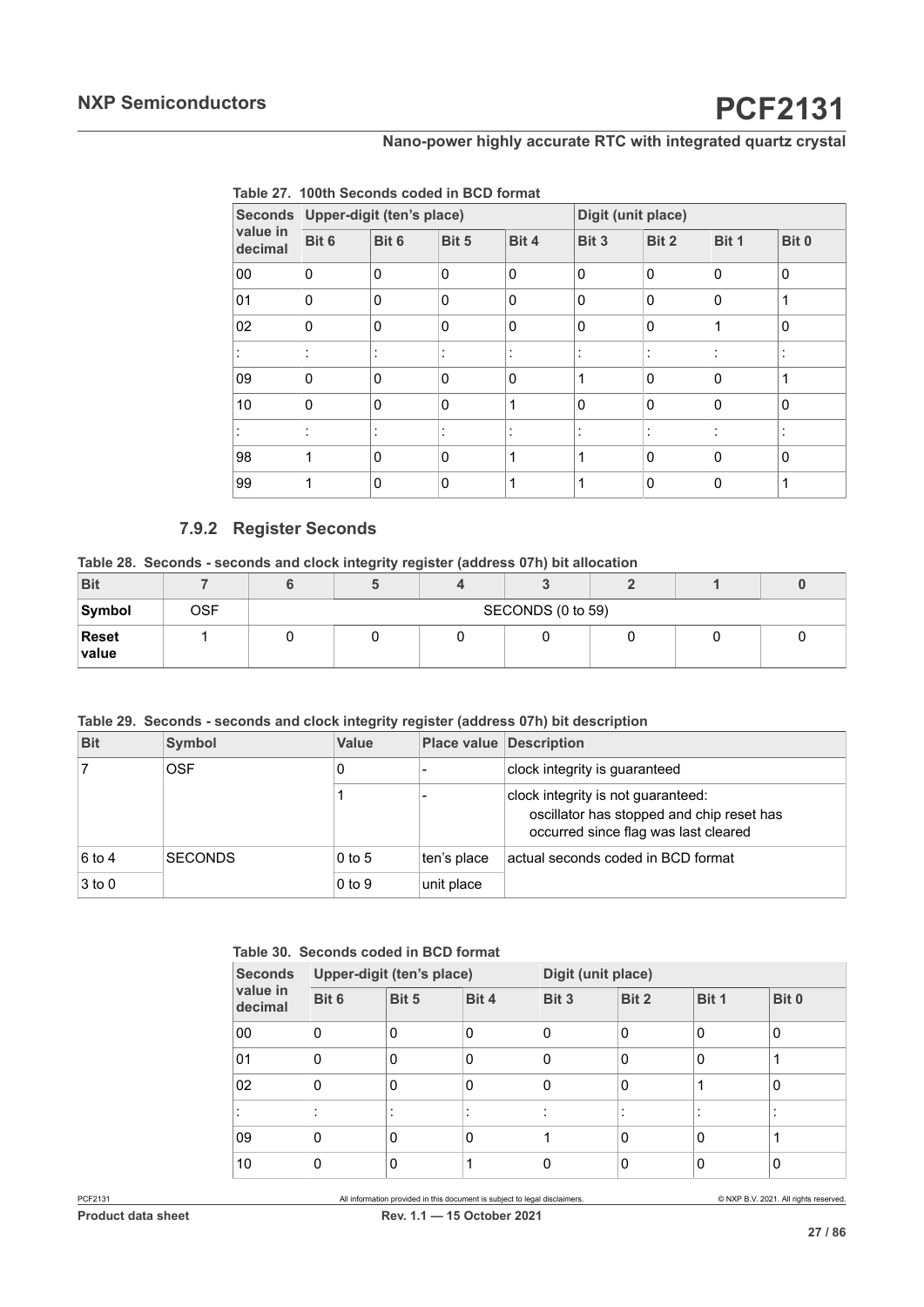**Table 27. 100th Seconds coded in BCD format**

| Seconds value in decimal | Upper-digit (ten's place) | | | | Digit (unit place) | | | |
|---|---|---|---|---|---|---|---|---|
| | Bit 6 | Bit 6 | Bit 5 | Bit 4 | Bit 3 | Bit 2 | Bit 1 | Bit 0 |
| 00 | 0 | 0 | 0 | 0 | 0 | 0 | 0 | 0 |
| 01 | 0 | 0 | 0 | 0 | 0 | 0 | 0 | 1 |
| 02 | 0 | 0 | 0 | 0 | 0 | 0 | 1 | 0 |
| : | : | : | : | : | : | : | : | : |
| 09 | 0 | 0 | 0 | 0 | 1 | 0 | 0 | 1 |
| 10 | 0 | 0 | 0 | 1 | 0 | 0 | 0 | 0 |
| : | : | : | : | : | : | : | : | : |
| 98 | 1 | 0 | 0 | 1 | 1 | 0 | 0 | 0 |
| 99 | 1 | 0 | 0 | 1 | 1 | 0 | 0 | 1 |

### 7.9.2 Register Seconds

**Table 28. Seconds - seconds and clock integrity register (address 07h) bit allocation**

| Bit | 7 | 6 | 5 | 4 | 3 | 2 | 1 | 0 |
|---|---|---|---|---|---|---|---|---|
| Symbol | OSF | SECONDS (0 to 59) | | | | | | |
| Reset value | 1 | 0 | 0 | 0 | 0 | 0 | 0 | 0 |

**Table 29. Seconds - seconds and clock integrity register (address 07h) bit description**

| Bit | Symbol | Value | Place value | Description |
|---|---|---|---|---|
| 7 | OSF | 0 | - | clock integrity is guaranteed |
| | | 1 | - | clock integrity is not guaranteed: oscillator has stopped and chip reset has occurred since flag was last cleared |
| 6 to 4 | SECONDS | 0 to 5 | ten's place | actual seconds coded in BCD format |
| 3 to 0 | | 0 to 9 | unit place | |

**Table 30. Seconds coded in BCD format**

| Seconds value in decimal | Upper-digit (ten's place) | | | Digit (unit place) | | | |
|---|---|---|---|---|---|---|---|
| | Bit 6 | Bit 5 | Bit 4 | Bit 3 | Bit 2 | Bit 1 | Bit 0 |
| 00 | 0 | 0 | 0 | 0 | 0 | 0 | 0 |
| 01 | 0 | 0 | 0 | 0 | 0 | 0 | 1 |
| 02 | 0 | 0 | 0 | 0 | 0 | 1 | 0 |
| : | : | : | : | : | : | : | : |
| 09 | 0 | 0 | 0 | 1 | 0 | 0 | 1 |
| 10 | 0 | 0 | 1 | 0 | 0 | 0 | 0 |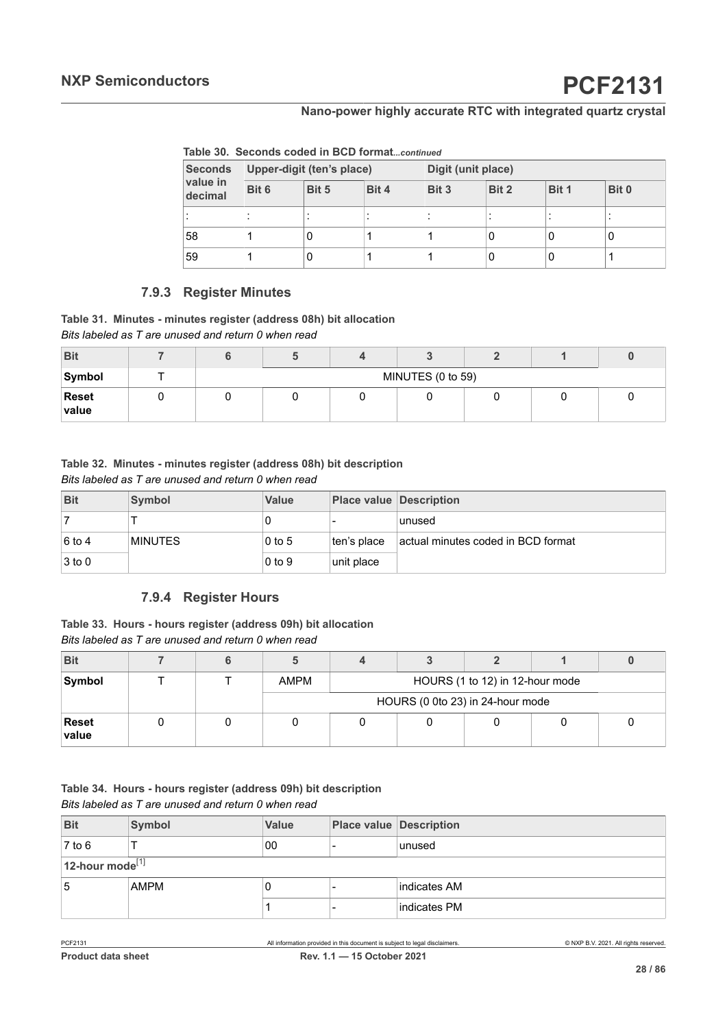**Table 30. Seconds coded in BCD format***...continued*

| Seconds value in decimal | Upper-digit (ten's place) | | | Digit (unit place) | | | |
|---|---|---|---|---|---|---|---|
| | Bit 6 | Bit 5 | Bit 4 | Bit 3 | Bit 2 | Bit 1 | Bit 0 |
| : | : | : | : | : | : | : | : |
| 58 | 1 | 0 | 1 | 1 | 0 | 0 | 0 |
| 59 | 1 | 0 | 1 | 1 | 0 | 0 | 1 |

### 7.9.3 Register Minutes

**Table 31. Minutes - minutes register (address 08h) bit allocation**

*Bits labeled as T are unused and return 0 when read*

| Bit | 7 | 6 | 5 | 4 | 3 | 2 | 1 | 0 |
|---|---|---|---|---|---|---|---|---|
| Symbol | T | MINUTES (0 to 59) | | | | | | |
| Reset value | 0 | 0 | 0 | 0 | 0 | 0 | 0 | 0 |

**Table 32. Minutes - minutes register (address 08h) bit description**

*Bits labeled as T are unused and return 0 when read*

| Bit | Symbol | Value | Place value | Description |
|---|---|---|---|---|
| 7 | T | 0 | - | unused |
| 6 to 4 | MINUTES | 0 to 5 | ten's place | actual minutes coded in BCD format |
| 3 to 0 | | 0 to 9 | unit place | |

### 7.9.4 Register Hours

**Table 33. Hours - hours register (address 09h) bit allocation**

*Bits labeled as T are unused and return 0 when read*

| Bit | 7 | 6 | 5 | 4 | 3 | 2 | 1 | 0 |
|---|---|---|---|---|---|---|---|---|
| Symbol | T | T | AMPM | HOURS (1 to 12) in 12-hour mode | | | | |
| | | | HOURS (0 0to 23) in 24-hour mode | | | | | |
| Reset value | 0 | 0 | 0 | 0 | 0 | 0 | 0 | 0 |

**Table 34. Hours - hours register (address 09h) bit description**

*Bits labeled as T are unused and return 0 when read*

| Bit | Symbol | Value | Place value | Description |
|---|---|---|---|---|
| 7 to 6 | T | 00 | - | unused |
| **12-hour mode**[1] | | | | |
| 5 | AMPM | 0 | - | indicates AM |
| | | 1 | - | indicates PM |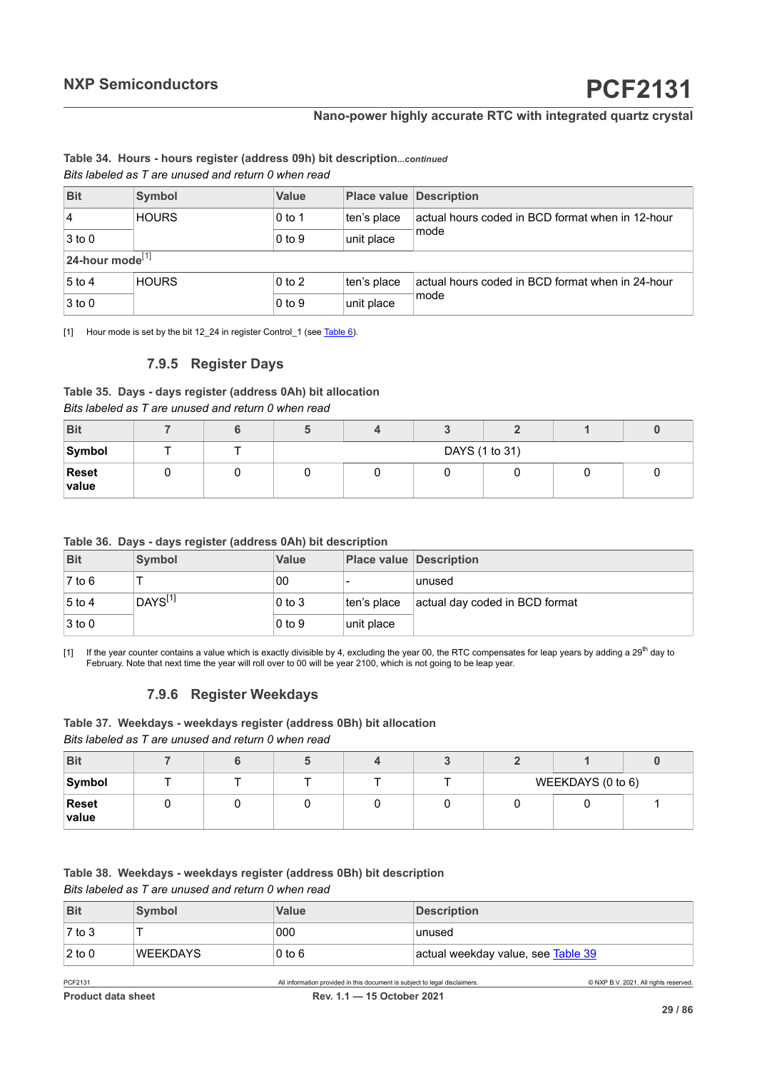**Table 34. Hours - hours register (address 09h) bit description**...*continued*

*Bits labeled as T are unused and return 0 when read*

| Bit | Symbol | Value | Place value | Description |
|---|---|---|---|---|
| 4 | HOURS | 0 to 1 | ten's place | actual hours coded in BCD format when in 12-hour mode |
| 3 to 0 | | 0 to 9 | unit place | |
| **24-hour mode**[1] | | | | |
| 5 to 4 | HOURS | 0 to 2 | ten's place | actual hours coded in BCD format when in 24-hour mode |
| 3 to 0 | | 0 to 9 | unit place | |

[1] Hour mode is set by the bit 12_24 in register Control_1 (see Table 6).

### 7.9.5 Register Days

**Table 35. Days - days register (address 0Ah) bit allocation**

*Bits labeled as T are unused and return 0 when read*

| Bit | 7 | 6 | 5 | 4 | 3 | 2 | 1 | 0 |
|---|---|---|---|---|---|---|---|---|
| **Symbol** | T | T | DAYS (1 to 31) | | | | | |
| **Reset value** | 0 | 0 | 0 | 0 | 0 | 0 | 0 | 0 |

**Table 36. Days - days register (address 0Ah) bit description**

| Bit | Symbol | Value | Place value | Description |
|---|---|---|---|---|
| 7 to 6 | T | 00 | - | unused |
| 5 to 4 | DAYS[1] | 0 to 3 | ten's place | actual day coded in BCD format |
| 3 to 0 | | 0 to 9 | unit place | |

[1] If the year counter contains a value which is exactly divisible by 4, excluding the year 00, the RTC compensates for leap years by adding a 29th day to February. Note that next time the year will roll over to 00 will be year 2100, which is not going to be leap year.

### 7.9.6 Register Weekdays

**Table 37. Weekdays - weekdays register (address 0Bh) bit allocation**

*Bits labeled as T are unused and return 0 when read*

| Bit | 7 | 6 | 5 | 4 | 3 | 2 | 1 | 0 |
|---|---|---|---|---|---|---|---|---|
| **Symbol** | T | T | T | T | T | WEEKDAYS (0 to 6) | | |
| **Reset value** | 0 | 0 | 0 | 0 | 0 | 0 | 0 | 1 |

**Table 38. Weekdays - weekdays register (address 0Bh) bit description**

*Bits labeled as T are unused and return 0 when read*

| Bit | Symbol | Value | Description |
|---|---|---|---|
| 7 to 3 | T | 000 | unused |
| 2 to 0 | WEEKDAYS | 0 to 6 | actual weekday value, see Table 39 |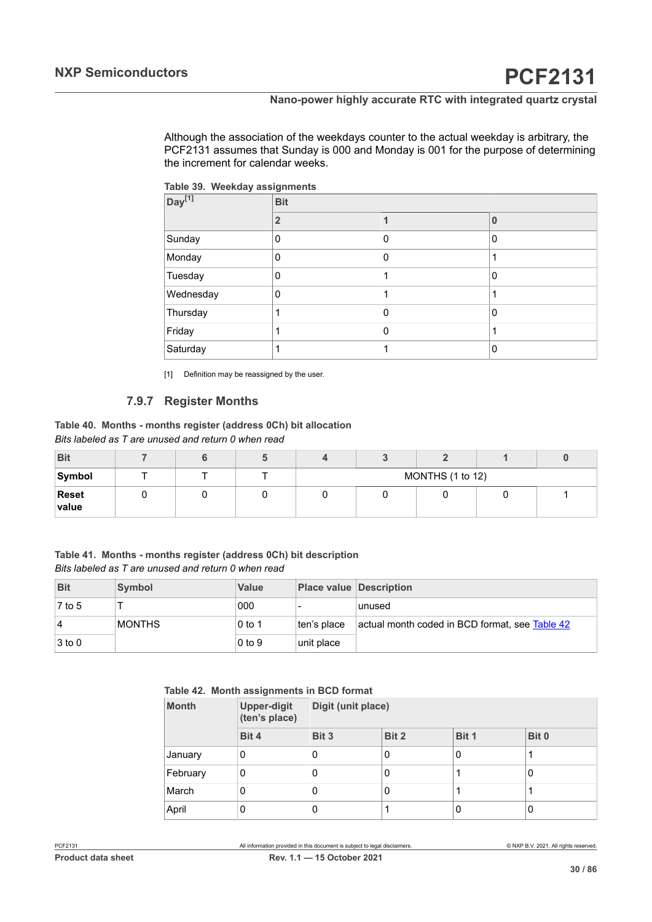Although the association of the weekdays counter to the actual weekday is arbitrary, the PCF2131 assumes that Sunday is 000 and Monday is 001 for the purpose of determining the increment for calendar weeks.

**Table 39. Weekday assignments**

| Day[1] | Bit | | |
|---|---|---|---|
| | 2 | 1 | 0 |
| Sunday | 0 | 0 | 0 |
| Monday | 0 | 0 | 1 |
| Tuesday | 0 | 1 | 0 |
| Wednesday | 0 | 1 | 1 |
| Thursday | 1 | 0 | 0 |
| Friday | 1 | 0 | 1 |
| Saturday | 1 | 1 | 0 |

[1] Definition may be reassigned by the user.

### 7.9.7 Register Months

**Table 40. Months - months register (address 0Ch) bit allocation**
*Bits labeled as T are unused and return 0 when read*

| Bit | 7 | 6 | 5 | 4 | 3 | 2 | 1 | 0 |
|---|---|---|---|---|---|---|---|---|
| Symbol | T | T | T | MONTHS (1 to 12) | | | | |
| Reset value | 0 | 0 | 0 | 0 | 0 | 0 | 0 | 1 |

**Table 41. Months - months register (address 0Ch) bit description**
*Bits labeled as T are unused and return 0 when read*

| Bit | Symbol | Value | Place value | Description |
|---|---|---|---|---|
| 7 to 5 | T | 000 | - | unused |
| 4 | MONTHS | 0 to 1 | ten's place | actual month coded in BCD format, see Table 42 |
| 3 to 0 | | 0 to 9 | unit place | |

**Table 42. Month assignments in BCD format**

| Month | Upper-digit (ten's place) | Digit (unit place) | | | |
|---|---|---|---|---|---|
| | Bit 4 | Bit 3 | Bit 2 | Bit 1 | Bit 0 |
| January | 0 | 0 | 0 | 0 | 1 |
| February | 0 | 0 | 0 | 1 | 0 |
| March | 0 | 0 | 0 | 1 | 1 |
| April | 0 | 0 | 1 | 0 | 0 |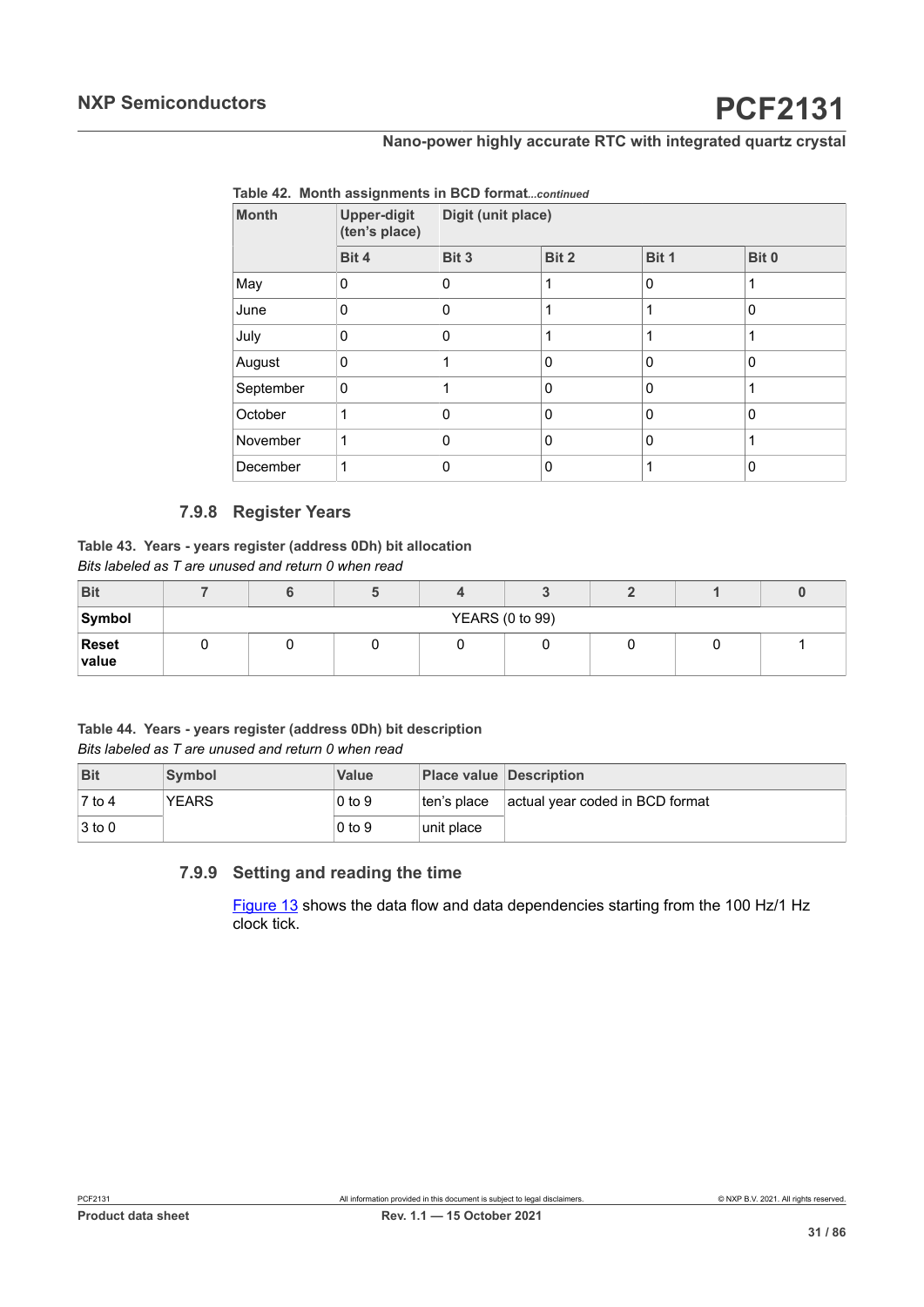**Table 42. Month assignments in BCD format***...continued*

| Month | Upper-digit (ten's place) | Digit (unit place) | | | |
|---|---|---|---|---|---|
| | Bit 4 | Bit 3 | Bit 2 | Bit 1 | Bit 0 |
| May | 0 | 0 | 1 | 0 | 1 |
| June | 0 | 0 | 1 | 1 | 0 |
| July | 0 | 0 | 1 | 1 | 1 |
| August | 0 | 1 | 0 | 0 | 0 |
| September | 0 | 1 | 0 | 0 | 1 |
| October | 1 | 0 | 0 | 0 | 0 |
| November | 1 | 0 | 0 | 0 | 1 |
| December | 1 | 0 | 0 | 1 | 0 |

### 7.9.8 Register Years

**Table 43. Years - years register (address 0Dh) bit allocation**
*Bits labeled as T are unused and return 0 when read*

| Bit | 7 | 6 | 5 | 4 | 3 | 2 | 1 | 0 |
|---|---|---|---|---|---|---|---|---|
| Symbol | YEARS (0 to 99) | | | | | | | |
| Reset value | 0 | 0 | 0 | 0 | 0 | 0 | 0 | 1 |

**Table 44. Years - years register (address 0Dh) bit description**
*Bits labeled as T are unused and return 0 when read*

| Bit | Symbol | Value | Place value | Description |
|---|---|---|---|---|
| 7 to 4 | YEARS | 0 to 9 | ten's place | actual year coded in BCD format |
| 3 to 0 | | 0 to 9 | unit place | |

### 7.9.9 Setting and reading the time

Figure 13 shows the data flow and data dependencies starting from the 100 Hz/1 Hz clock tick.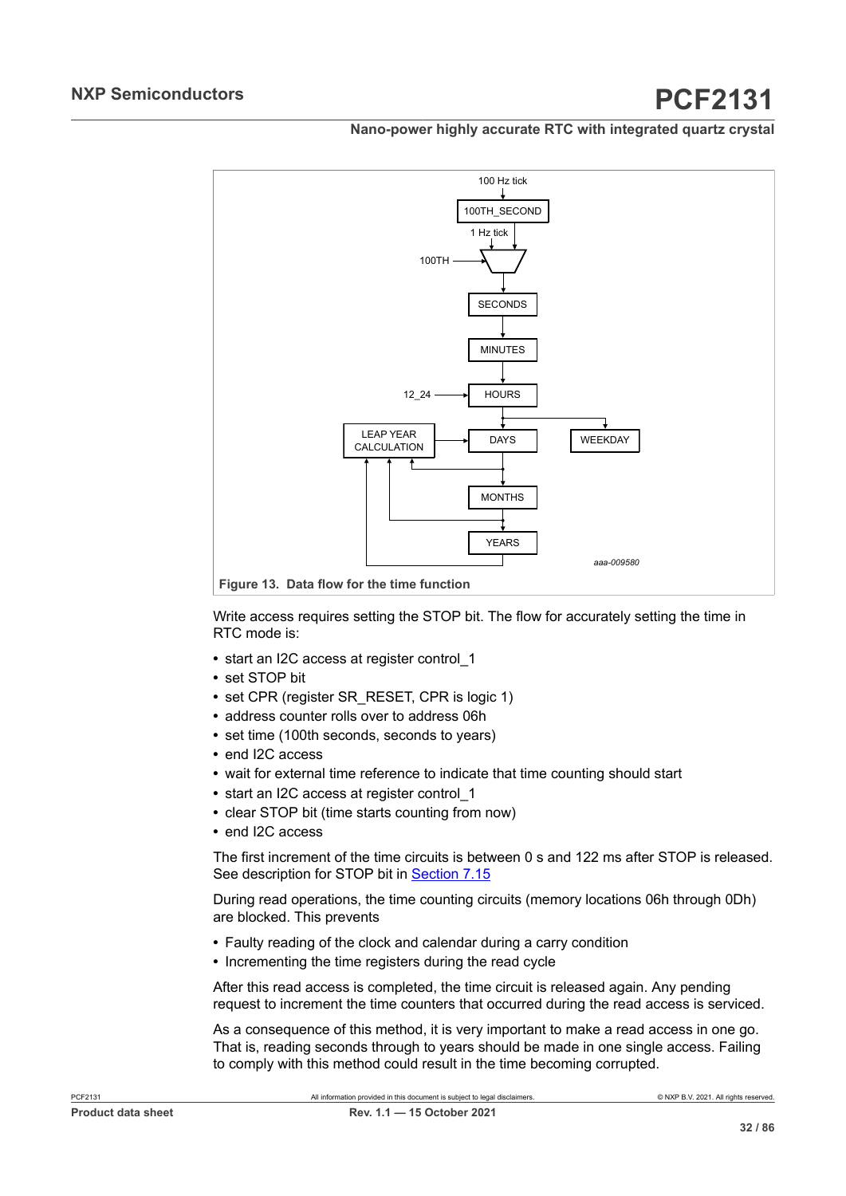100 Hz tick

100TH_SECOND

1 Hz tick

100TH

SECONDS

MINUTES

12_24

HOURS

LEAP YEAR CALCULATION

DAYS

WEEKDAY

MONTHS

YEARS

aaa-009580

**Figure 13. Data flow for the time function**

Write access requires setting the STOP bit. The flow for accurately setting the time in RTC mode is:

- start an I2C access at register control_1
- set STOP bit
- set CPR (register SR_RESET, CPR is logic 1)
- address counter rolls over to address 06h
- set time (100th seconds, seconds to years)
- end I2C access
- wait for external time reference to indicate that time counting should start
- start an I2C access at register control_1
- clear STOP bit (time starts counting from now)
- end I2C access

The first increment of the time circuits is between 0 s and 122 ms after STOP is released. See description for STOP bit in Section 7.15

During read operations, the time counting circuits (memory locations 06h through 0Dh) are blocked. This prevents

- Faulty reading of the clock and calendar during a carry condition
- Incrementing the time registers during the read cycle

After this read access is completed, the time circuit is released again. Any pending request to increment the time counters that occurred during the read access is serviced.

As a consequence of this method, it is very important to make a read access in one go. That is, reading seconds through to years should be made in one single access. Failing to comply with this method could result in the time becoming corrupted.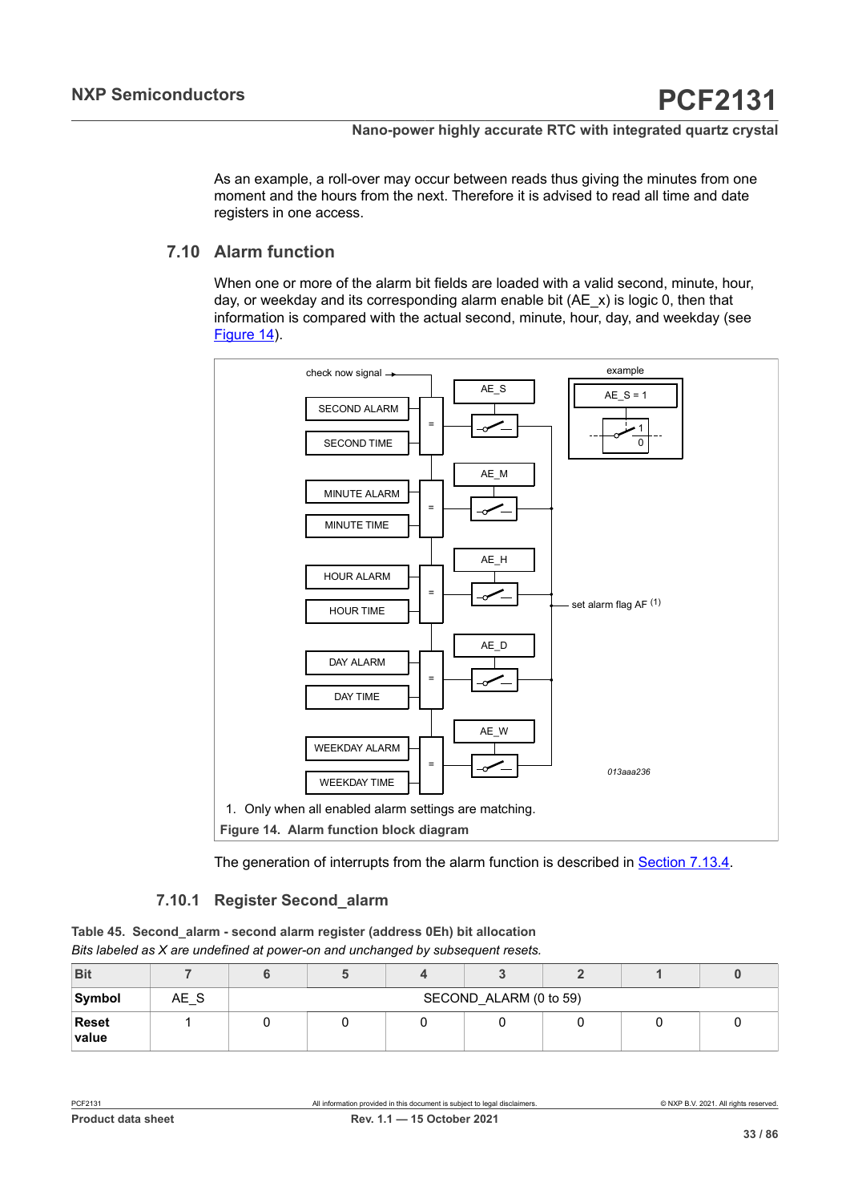As an example, a roll-over may occur between reads thus giving the minutes from one moment and the hours from the next. Therefore it is advised to read all time and date registers in one access.

## 7.10 Alarm function

When one or more of the alarm bit fields are loaded with a valid second, minute, hour, day, or weekday and its corresponding alarm enable bit (AE_x) is logic 0, then that information is compared with the actual second, minute, hour, day, and weekday (see Figure 14).

check now signal

SECOND ALARM

SECOND TIME

AE_S

MINUTE ALARM

MINUTE TIME

AE_M

HOUR ALARM

HOUR TIME

AE_H

DAY ALARM

DAY TIME

AE_D

WEEKDAY ALARM

WEEKDAY TIME

AE_W

=

set alarm flag AF (1)

example

AE_S = 1

1

0

013aaa236

1. Only when all enabled alarm settings are matching.

**Figure 14. Alarm function block diagram**

The generation of interrupts from the alarm function is described in Section 7.13.4.

### 7.10.1 Register Second_alarm

**Table 45. Second_alarm - second alarm register (address 0Eh) bit allocation**

*Bits labeled as X are undefined at power-on and unchanged by subsequent resets.*

| Bit | 7 | 6 | 5 | 4 | 3 | 2 | 1 | 0 |
|---|---|---|---|---|---|---|---|---|
| Symbol | AE_S | SECOND_ALARM (0 to 59) | | | | | | |
| Reset value | 1 | 0 | 0 | 0 | 0 | 0 | 0 | 0 |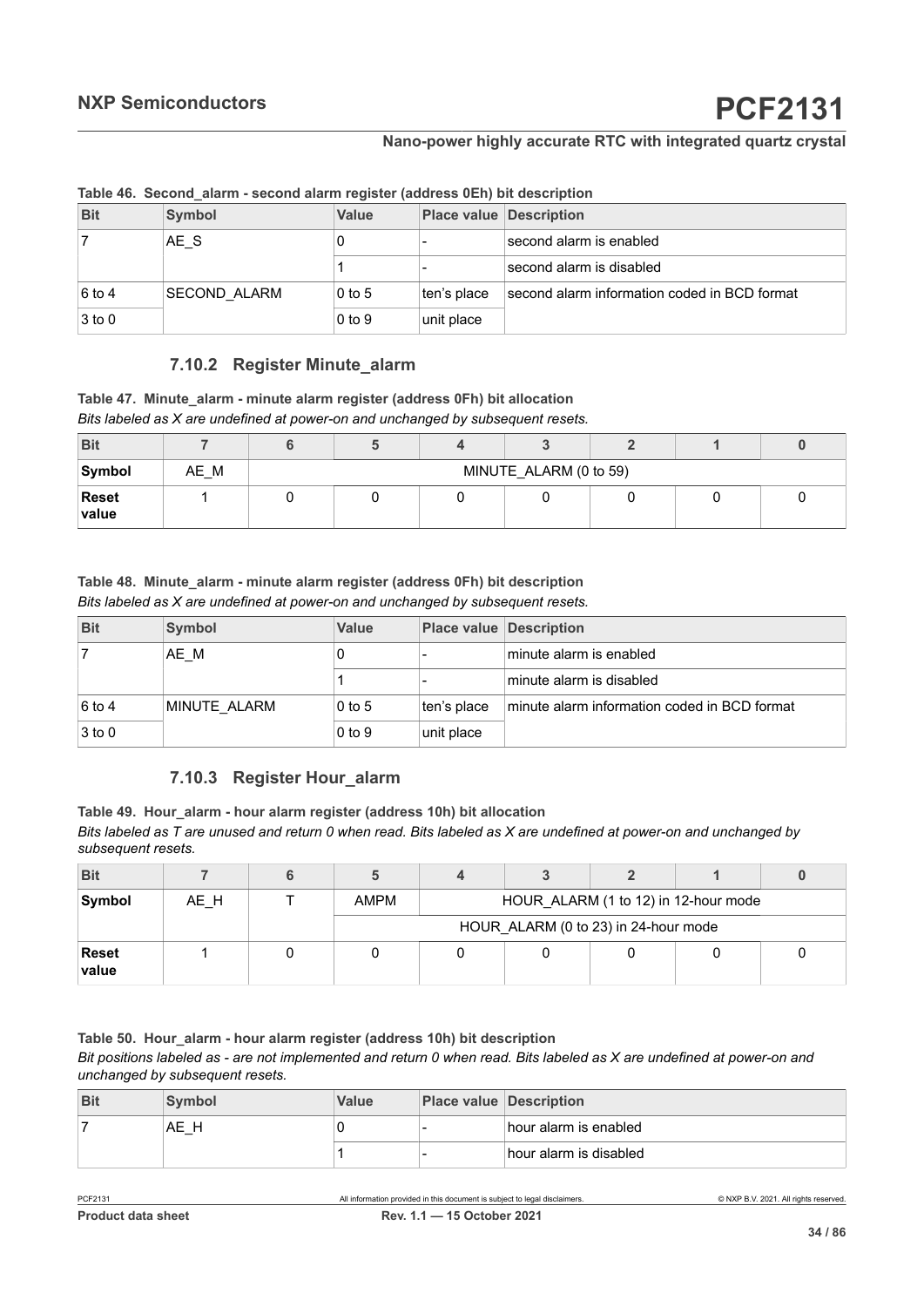**Table 46. Second_alarm - second alarm register (address 0Eh) bit description**

| Bit | Symbol | Value | Place value | Description |
|---|---|---|---|---|
| 7 | AE_S | 0 | - | second alarm is enabled |
| | | 1 | - | second alarm is disabled |
| 6 to 4 | SECOND_ALARM | 0 to 5 | ten's place | second alarm information coded in BCD format |
| 3 to 0 | | 0 to 9 | unit place | |

### 7.10.2 Register Minute_alarm

**Table 47. Minute_alarm - minute alarm register (address 0Fh) bit allocation**

*Bits labeled as X are undefined at power-on and unchanged by subsequent resets.*

| Bit | 7 | 6 | 5 | 4 | 3 | 2 | 1 | 0 |
|---|---|---|---|---|---|---|---|---|
| Symbol | AE_M | MINUTE_ALARM (0 to 59) | | | | | | |
| Reset value | 1 | 0 | 0 | 0 | 0 | 0 | 0 | 0 |

**Table 48. Minute_alarm - minute alarm register (address 0Fh) bit description**

*Bits labeled as X are undefined at power-on and unchanged by subsequent resets.*

| Bit | Symbol | Value | Place value | Description |
|---|---|---|---|---|
| 7 | AE_M | 0 | - | minute alarm is enabled |
| | | 1 | - | minute alarm is disabled |
| 6 to 4 | MINUTE_ALARM | 0 to 5 | ten's place | minute alarm information coded in BCD format |
| 3 to 0 | | 0 to 9 | unit place | |

### 7.10.3 Register Hour_alarm

**Table 49. Hour_alarm - hour alarm register (address 10h) bit allocation**

*Bits labeled as T are unused and return 0 when read. Bits labeled as X are undefined at power-on and unchanged by subsequent resets.*

| Bit | 7 | 6 | 5 | 4 | 3 | 2 | 1 | 0 |
|---|---|---|---|---|---|---|---|---|
| Symbol | AE_H | T | AMPM | HOUR_ALARM (1 to 12) in 12-hour mode | | | | |
| | | | HOUR_ALARM (0 to 23) in 24-hour mode | | | | | |
| Reset value | 1 | 0 | 0 | 0 | 0 | 0 | 0 | 0 |

**Table 50. Hour_alarm - hour alarm register (address 10h) bit description**

*Bit positions labeled as - are not implemented and return 0 when read. Bits labeled as X are undefined at power-on and unchanged by subsequent resets.*

| Bit | Symbol | Value | Place value | Description |
|---|---|---|---|---|
| 7 | AE_H | 0 | - | hour alarm is enabled |
| | | 1 | - | hour alarm is disabled |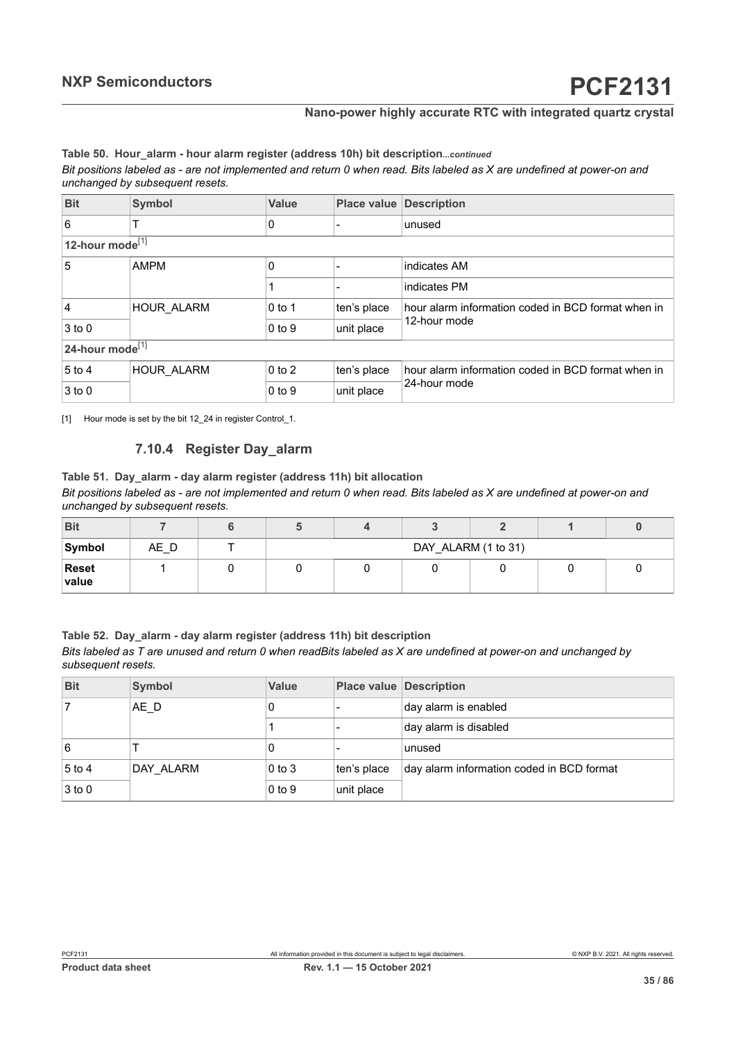**Table 50. Hour_alarm - hour alarm register (address 10h) bit description***...continued*

*Bit positions labeled as - are not implemented and return 0 when read. Bits labeled as X are undefined at power-on and unchanged by subsequent resets.*

| Bit | Symbol | Value | Place value | Description |
|---|---|---|---|---|
| 6 | T | 0 | - | unused |
| **12-hour mode**[1] | | | | |
| 5 | AMPM | 0 | - | indicates AM |
| | | 1 | - | indicates PM |
| 4 | HOUR_ALARM | 0 to 1 | ten's place | hour alarm information coded in BCD format when in 12-hour mode |
| 3 to 0 | | 0 to 9 | unit place | |
| **24-hour mode**[1] | | | | |
| 5 to 4 | HOUR_ALARM | 0 to 2 | ten's place | hour alarm information coded in BCD format when in 24-hour mode |
| 3 to 0 | | 0 to 9 | unit place | |

[1] Hour mode is set by the bit 12_24 in register Control_1.

### 7.10.4 Register Day_alarm

**Table 51. Day_alarm - day alarm register (address 11h) bit allocation**

*Bit positions labeled as - are not implemented and return 0 when read. Bits labeled as X are undefined at power-on and unchanged by subsequent resets.*

| Bit | 7 | 6 | 5 | 4 | 3 | 2 | 1 | 0 |
|---|---|---|---|---|---|---|---|---|
| **Symbol** | AE_D | T | DAY_ALARM (1 to 31) | | | | | |
| **Reset value** | 1 | 0 | 0 | 0 | 0 | 0 | 0 | 0 |

**Table 52. Day_alarm - day alarm register (address 11h) bit description**

*Bits labeled as T are unused and return 0 when readBits labeled as X are undefined at power-on and unchanged by subsequent resets.*

| Bit | Symbol | Value | Place value | Description |
|---|---|---|---|---|
| 7 | AE_D | 0 | - | day alarm is enabled |
| | | 1 | - | day alarm is disabled |
| 6 | T | 0 | - | unused |
| 5 to 4 | DAY_ALARM | 0 to 3 | ten's place | day alarm information coded in BCD format |
| 3 to 0 | | 0 to 9 | unit place | |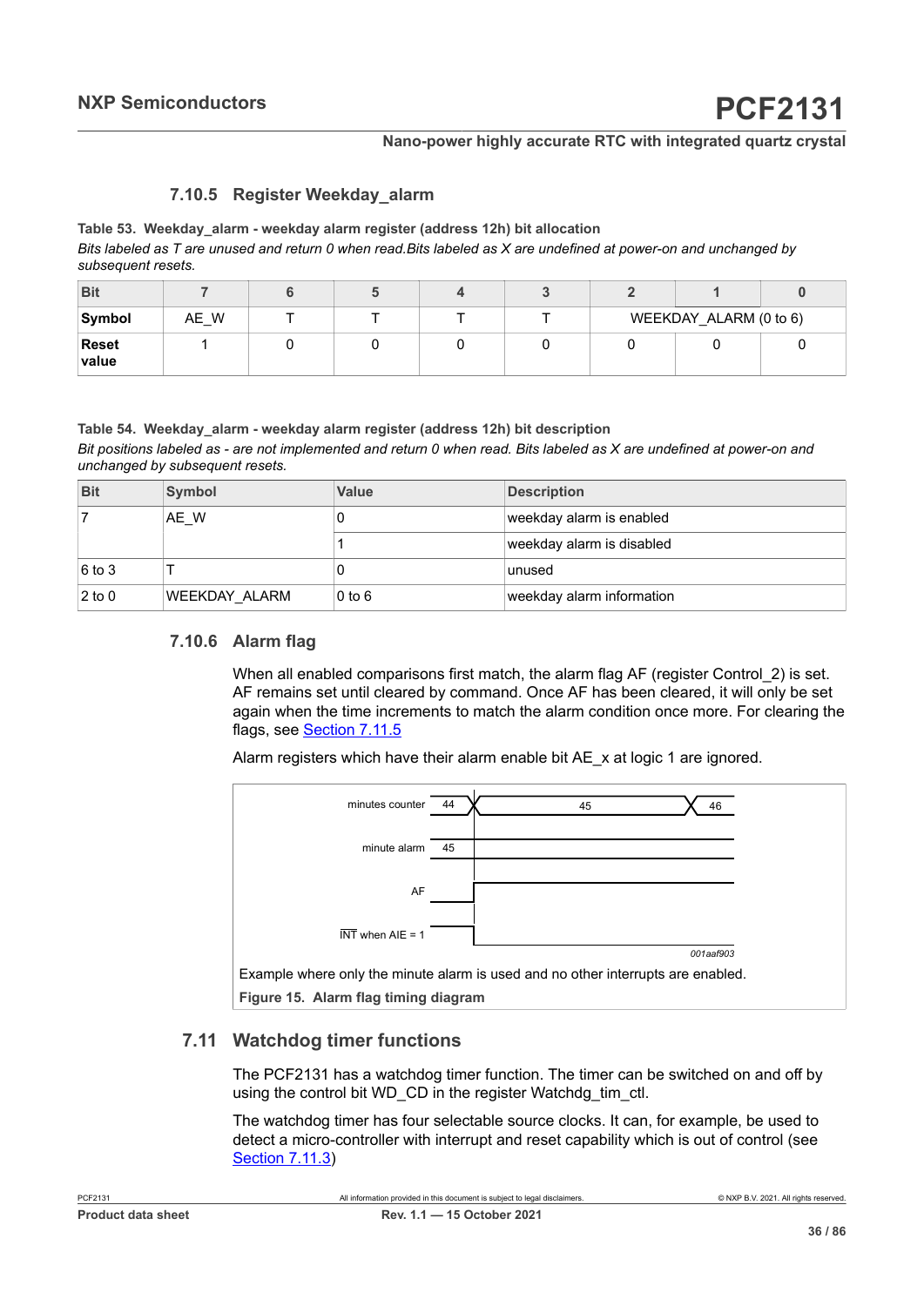### 7.10.5 Register Weekday_alarm

**Table 53. Weekday_alarm - weekday alarm register (address 12h) bit allocation**

*Bits labeled as T are unused and return 0 when read.Bits labeled as X are undefined at power-on and unchanged by subsequent resets.*

| Bit | 7 | 6 | 5 | 4 | 3 | 2 | 1 | 0 |
|---|---|---|---|---|---|---|---|---|
| Symbol | AE_W | T | T | T | T | WEEKDAY_ALARM (0 to 6) | | |
| Reset value | 1 | 0 | 0 | 0 | 0 | 0 | 0 | 0 |

**Table 54. Weekday_alarm - weekday alarm register (address 12h) bit description**

*Bit positions labeled as - are not implemented and return 0 when read. Bits labeled as X are undefined at power-on and unchanged by subsequent resets.*

| Bit | Symbol | Value | Description |
|---|---|---|---|
| 7 | AE_W | 0 | weekday alarm is enabled |
| | | 1 | weekday alarm is disabled |
| 6 to 3 | T | 0 | unused |
| 2 to 0 | WEEKDAY_ALARM | 0 to 6 | weekday alarm information |

### 7.10.6 Alarm flag

When all enabled comparisons first match, the alarm flag AF (register Control_2) is set. AF remains set until cleared by command. Once AF has been cleared, it will only be set again when the time increments to match the alarm condition once more. For clearing the flags, see Section 7.11.5

Alarm registers which have their alarm enable bit AE_x at logic 1 are ignored.

minutes counter
44
45
46
minute alarm
45
AF
INT when AIE = 1
001aaf903

Example where only the minute alarm is used and no other interrupts are enabled.

**Figure 15. Alarm flag timing diagram**

## 7.11 Watchdog timer functions

The PCF2131 has a watchdog timer function. The timer can be switched on and off by using the control bit WD_CD in the register Watchdg_tim_ctl.

The watchdog timer has four selectable source clocks. It can, for example, be used to detect a micro-controller with interrupt and reset capability which is out of control (see Section 7.11.3)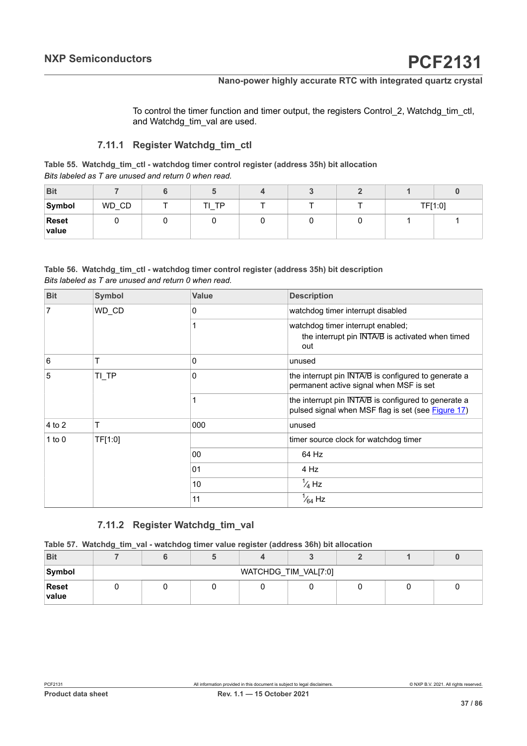To control the timer function and timer output, the registers Control_2, Watchdg_tim_ctl, and Watchdg_tim_val are used.

### 7.11.1 Register Watchdg_tim_ctl

**Table 55. Watchdg_tim_ctl - watchdog timer control register (address 35h) bit allocation**
*Bits labeled as T are unused and return 0 when read.*

| Bit | 7 | 6 | 5 | 4 | 3 | 2 | 1 | 0 |
|---|---|---|---|---|---|---|---|---|
| Symbol | WD_CD | T | TI_TP | T | T | T | TF[1:0] | |
| Reset value | 0 | 0 | 0 | 0 | 0 | 0 | 1 | 1 |

**Table 56. Watchdg_tim_ctl - watchdog timer control register (address 35h) bit description**
*Bits labeled as T are unused and return 0 when read.*

| Bit | Symbol | Value | Description |
|---|---|---|---|
| 7 | WD_CD | 0 | watchdog timer interrupt disabled |
| | | 1 | watchdog timer interrupt enabled; the interrupt pin $\overline{\text{INTA}}/\overline{\text{B}}$ is activated when timed out |
| 6 | T | 0 | unused |
| 5 | TI_TP | 0 | the interrupt pin $\overline{\text{INTA}}/\overline{\text{B}}$ is configured to generate a permanent active signal when MSF is set |
| | | 1 | the interrupt pin $\overline{\text{INTA}}/\overline{\text{B}}$ is configured to generate a pulsed signal when MSF flag is set (see Figure 17) |
| 4 to 2 | T | 000 | unused |
| 1 to 0 | TF[1:0] | | timer source clock for watchdog timer |
| | | 00 | 64 Hz |
| | | 01 | 4 Hz |
| | | 10 | $\frac{1}{4}$ Hz |
| | | 11 | $\frac{1}{64}$ Hz |

### 7.11.2 Register Watchdg_tim_val

**Table 57. Watchdg_tim_val - watchdog timer value register (address 36h) bit allocation**

| Bit | 7 | 6 | 5 | 4 | 3 | 2 | 1 | 0 |
|---|---|---|---|---|---|---|---|---|
| Symbol | WATCHDG_TIM_VAL[7:0] | | | | | | | |
| Reset value | 0 | 0 | 0 | 0 | 0 | 0 | 0 | 0 |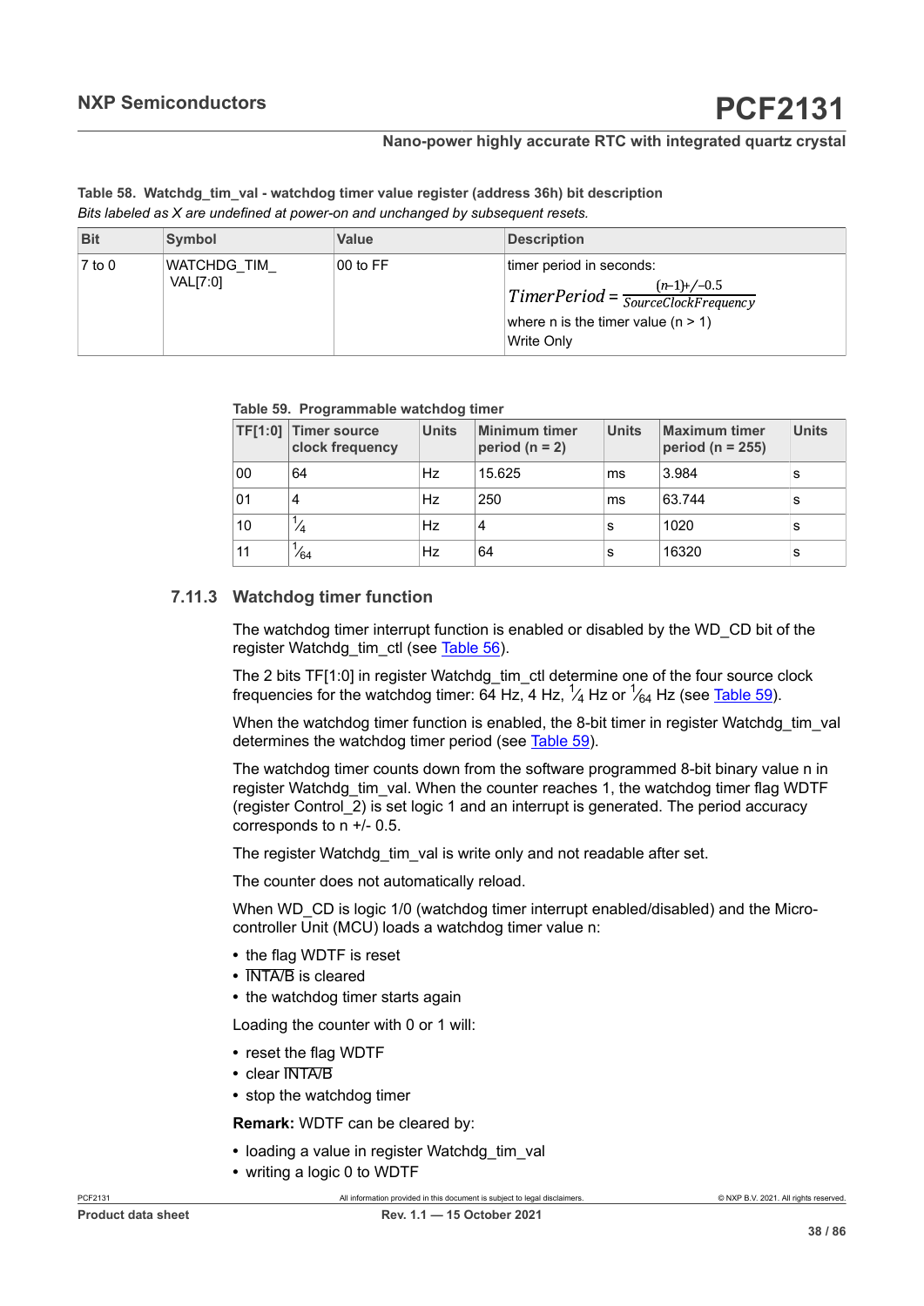**Table 58. Watchdg_tim_val - watchdog timer value register (address 36h) bit description**

*Bits labeled as X are undefined at power-on and unchanged by subsequent resets.*

| Bit | Symbol | Value | Description |
|---|---|---|---|
| 7 to 0 | WATCHDG_TIM_VAL[7:0] | 00 to FF | timer period in seconds: $TimerPeriod = \frac{(n-1)+/-0.5}{SourceClockFrequency}$ where n is the timer value (n > 1) Write Only |

**Table 59. Programmable watchdog timer**

| TF[1:0] | Timer source clock frequency | Units | Minimum timer period (n = 2) | Units | Maximum timer period (n = 255) | Units |
|---|---|---|---|---|---|---|
| 00 | 64 | Hz | 15.625 | ms | 3.984 | s |
| 01 | 4 | Hz | 250 | ms | 63.744 | s |
| 10 | $\frac{1}{4}$ | Hz | 4 | s | 1020 | s |
| 11 | $\frac{1}{64}$ | Hz | 64 | s | 16320 | s |

### 7.11.3 Watchdog timer function

The watchdog timer interrupt function is enabled or disabled by the WD_CD bit of the register Watchdg_tim_ctl (see Table 56).

The 2 bits TF[1:0] in register Watchdg_tim_ctl determine one of the four source clock frequencies for the watchdog timer: 64 Hz, 4 Hz, $\frac{1}{4}$ Hz or $\frac{1}{64}$ Hz (see Table 59).

When the watchdog timer function is enabled, the 8-bit timer in register Watchdg_tim_val determines the watchdog timer period (see Table 59).

The watchdog timer counts down from the software programmed 8-bit binary value n in register Watchdg_tim_val. When the counter reaches 1, the watchdog timer flag WDTF (register Control_2) is set logic 1 and an interrupt is generated. The period accuracy corresponds to n +/- 0.5.

The register Watchdg_tim_val is write only and not readable after set.

The counter does not automatically reload.

When WD_CD is logic 1/0 (watchdog timer interrupt enabled/disabled) and the Micro-controller Unit (MCU) loads a watchdog timer value n:

- the flag WDTF is reset
- INTA/B is cleared
- the watchdog timer starts again

Loading the counter with 0 or 1 will:

- reset the flag WDTF
- clear INTA/B
- stop the watchdog timer

**Remark:** WDTF can be cleared by:

- loading a value in register Watchdg_tim_val
- writing a logic 0 to WDTF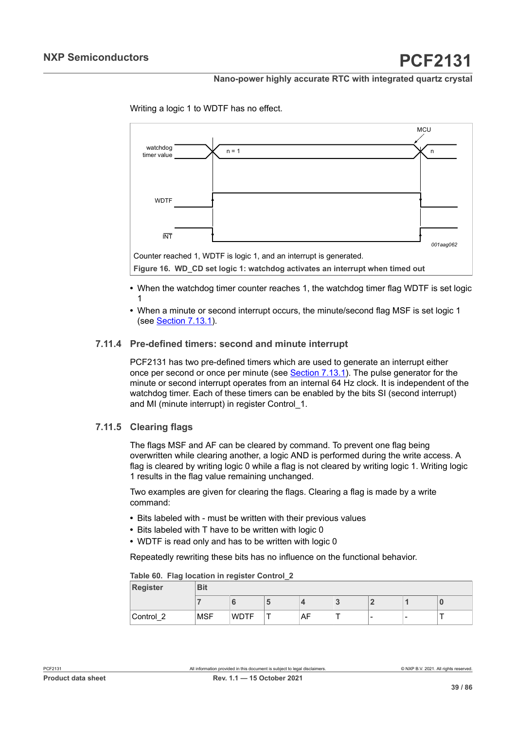Writing a logic 1 to WDTF has no effect.

MCU

watchdog timer value

n = 1

n

WDTF

INT

001aag062

Counter reached 1, WDTF is logic 1, and an interrupt is generated.

**Figure 16. WD_CD set logic 1: watchdog activates an interrupt when timed out**

- When the watchdog timer counter reaches 1, the watchdog timer flag WDTF is set logic 1
- When a minute or second interrupt occurs, the minute/second flag MSF is set logic 1 (see Section 7.13.1).

### 7.11.4 Pre-defined timers: second and minute interrupt

PCF2131 has two pre-defined timers which are used to generate an interrupt either once per second or once per minute (see Section 7.13.1). The pulse generator for the minute or second interrupt operates from an internal 64 Hz clock. It is independent of the watchdog timer. Each of these timers can be enabled by the bits SI (second interrupt) and MI (minute interrupt) in register Control_1.

### 7.11.5 Clearing flags

The flags MSF and AF can be cleared by command. To prevent one flag being overwritten while clearing another, a logic AND is performed during the write access. A flag is cleared by writing logic 0 while a flag is not cleared by writing logic 1. Writing logic 1 results in the flag value remaining unchanged.

Two examples are given for clearing the flags. Clearing a flag is made by a write command:

- Bits labeled with - must be written with their previous values
- Bits labeled with T have to be written with logic 0
- WDTF is read only and has to be written with logic 0

Repeatedly rewriting these bits has no influence on the functional behavior.

**Table 60. Flag location in register Control_2**

| Register | Bit | | | | | | | |
|---|---|---|---|---|---|---|---|---|
| | 7 | 6 | 5 | 4 | 3 | 2 | 1 | 0 |
| Control_2 | MSF | WDTF | T | AF | T | - | - | T |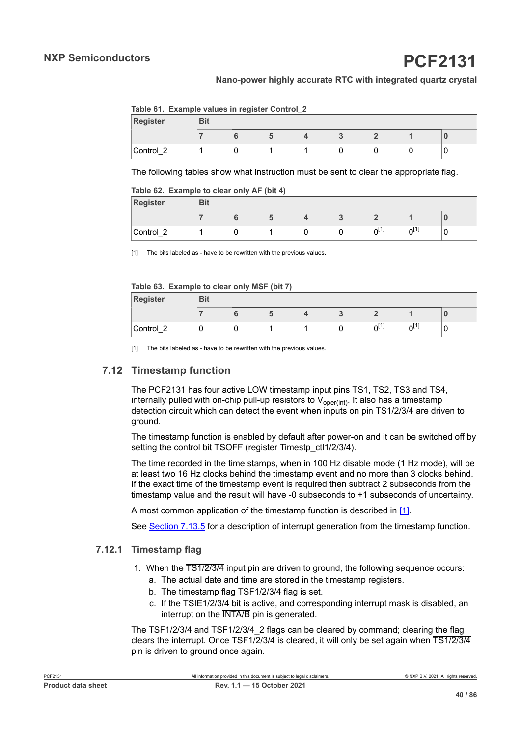**Table 61. Example values in register Control_2**

| Register | Bit | | | | | | | |
|---|---|---|---|---|---|---|---|---|
| | 7 | 6 | 5 | 4 | 3 | 2 | 1 | 0 |
| Control_2 | 1 | 0 | 1 | 1 | 0 | 0 | 0 | 0 |

The following tables show what instruction must be sent to clear the appropriate flag.

**Table 62. Example to clear only AF (bit 4)**

| Register | Bit | | | | | | | |
|---|---|---|---|---|---|---|---|---|
| | 7 | 6 | 5 | 4 | 3 | 2 | 1 | 0 |
| Control_2 | 1 | 0 | 1 | 0 | 0 | 0[1] | 0[1] | 0 |

[1] The bits labeled as - have to be rewritten with the previous values.

**Table 63. Example to clear only MSF (bit 7)**

| Register | Bit | | | | | | | |
|---|---|---|---|---|---|---|---|---|
| | 7 | 6 | 5 | 4 | 3 | 2 | 1 | 0 |
| Control_2 | 0 | 0 | 1 | 1 | 0 | 0[1] | 0[1] | 0 |

[1] The bits labeled as - have to be rewritten with the previous values.

## 7.12 Timestamp function

The PCF2131 has four active LOW timestamp input pins $\overline{TS1}$, $\overline{TS2}$, $\overline{TS3}$ and $\overline{TS4}$, internally pulled with on-chip pull-up resistors to $V_{oper(int)}$. It also has a timestamp detection circuit which can detect the event when inputs on pin $\overline{TS1/2/3/4}$ are driven to ground.

The timestamp function is enabled by default after power-on and it can be switched off by setting the control bit TSOFF (register Timestp_ctl1/2/3/4).

The time recorded in the time stamps, when in 100 Hz disable mode (1 Hz mode), will be at least two 16 Hz clocks behind the timestamp event and no more than 3 clocks behind. If the exact time of the timestamp event is required then subtract 2 subseconds from the timestamp value and the result will have -0 subseconds to +1 subseconds of uncertainty.

A most common application of the timestamp function is described in [1].

See Section 7.13.5 for a description of interrupt generation from the timestamp function.

### 7.12.1 Timestamp flag

1. When the $\overline{TS1/2/3/4}$ input pin are driven to ground, the following sequence occurs:
   a. The actual date and time are stored in the timestamp registers.
   b. The timestamp flag TSF1/2/3/4 flag is set.
   c. If the TSIE1/2/3/4 bit is active, and corresponding interrupt mask is disabled, an interrupt on the $\overline{INTA/B}$ pin is generated.

The TSF1/2/3/4 and TSF1/2/3/4_2 flags can be cleared by command; clearing the flag clears the interrupt. Once TSF1/2/3/4 is cleared, it will only be set again when $\overline{TS1/2/3/4}$ pin is driven to ground once again.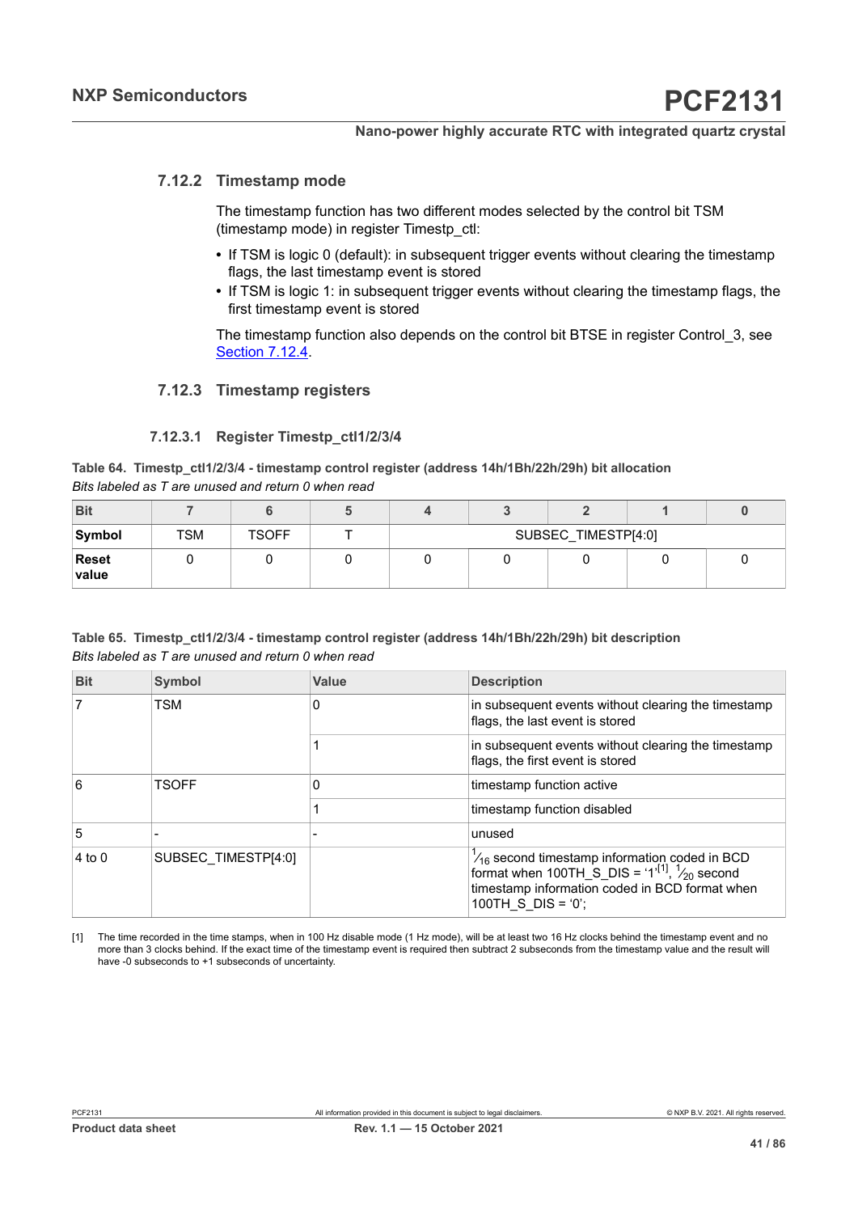### 7.12.2 Timestamp mode

The timestamp function has two different modes selected by the control bit TSM (timestamp mode) in register Timestp_ctl:

- If TSM is logic 0 (default): in subsequent trigger events without clearing the timestamp flags, the last timestamp event is stored
- If TSM is logic 1: in subsequent trigger events without clearing the timestamp flags, the first timestamp event is stored

The timestamp function also depends on the control bit BTSE in register Control_3, see Section 7.12.4.

### 7.12.3 Timestamp registers

#### 7.12.3.1 Register Timestp_ctl1/2/3/4

**Table 64. Timestp_ctl1/2/3/4 - timestamp control register (address 14h/1Bh/22h/29h) bit allocation**
*Bits labeled as T are unused and return 0 when read*

| Bit | 7 | 6 | 5 | 4 | 3 | 2 | 1 | 0 |
|---|---|---|---|---|---|---|---|---|
| Symbol | TSM | TSOFF | T | SUBSEC_TIMESTP[4:0] | | | | |
| Reset value | 0 | 0 | 0 | 0 | 0 | 0 | 0 | 0 |

**Table 65. Timestp_ctl1/2/3/4 - timestamp control register (address 14h/1Bh/22h/29h) bit description**
*Bits labeled as T are unused and return 0 when read*

| Bit | Symbol | Value | Description |
|---|---|---|---|
| 7 | TSM | 0 | in subsequent events without clearing the timestamp flags, the last event is stored |
| | | 1 | in subsequent events without clearing the timestamp flags, the first event is stored |
| 6 | TSOFF | 0 | timestamp function active |
| | | 1 | timestamp function disabled |
| 5 | - | - | unused |
| 4 to 0 | SUBSEC_TIMESTP[4:0] | | $\frac{1}{16}$ second timestamp information coded in BCD format when 100TH_S_DIS = '1'[1], $\frac{1}{20}$ second timestamp information coded in BCD format when 100TH_S_DIS = '0'; |

[1] The time recorded in the time stamps, when in 100 Hz disable mode (1 Hz mode), will be at least two 16 Hz clocks behind the timestamp event and no more than 3 clocks behind. If the exact time of the timestamp event is required then subtract 2 subseconds from the timestamp value and the result will have -0 subseconds to +1 subseconds of uncertainty.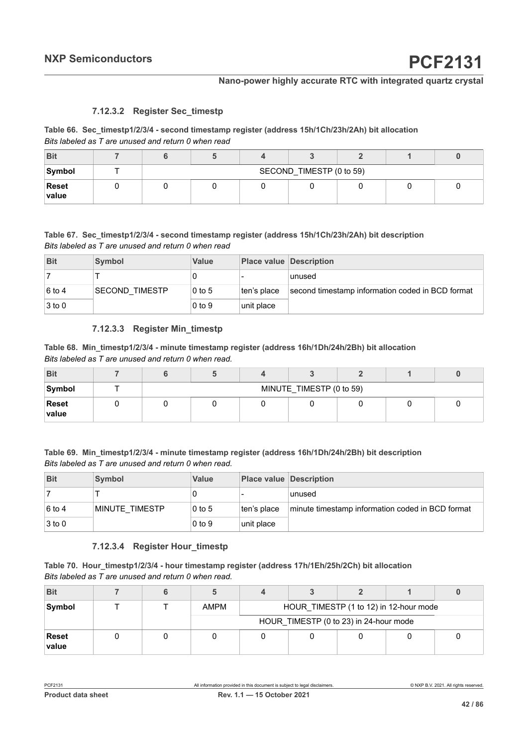#### 7.12.3.2 Register Sec_timestp

**Table 66. Sec_timestp1/2/3/4 - second timestamp register (address 15h/1Ch/23h/2Ah) bit allocation**
*Bits labeled as T are unused and return 0 when read*

| Bit | 7 | 6 | 5 | 4 | 3 | 2 | 1 | 0 |
|---|---|---|---|---|---|---|---|---|
| Symbol | T | SECOND_TIMESTP (0 to 59) | | | | | | |
| Reset value | 0 | 0 | 0 | 0 | 0 | 0 | 0 | 0 |

**Table 67. Sec_timestp1/2/3/4 - second timestamp register (address 15h/1Ch/23h/2Ah) bit description**
*Bits labeled as T are unused and return 0 when read*

| Bit | Symbol | Value | Place value | Description |
|---|---|---|---|---|
| 7 | T | 0 | - | unused |
| 6 to 4 | SECOND_TIMESTP | 0 to 5 | ten's place | second timestamp information coded in BCD format |
| 3 to 0 | | 0 to 9 | unit place | |

#### 7.12.3.3 Register Min_timestp

**Table 68. Min_timestp1/2/3/4 - minute timestamp register (address 16h/1Dh/24h/2Bh) bit allocation**
*Bits labeled as T are unused and return 0 when read.*

| Bit | 7 | 6 | 5 | 4 | 3 | 2 | 1 | 0 |
|---|---|---|---|---|---|---|---|---|
| Symbol | T | MINUTE_TIMESTP (0 to 59) | | | | | | |
| Reset value | 0 | 0 | 0 | 0 | 0 | 0 | 0 | 0 |

**Table 69. Min_timestp1/2/3/4 - minute timestamp register (address 16h/1Dh/24h/2Bh) bit description**
*Bits labeled as T are unused and return 0 when read.*

| Bit | Symbol | Value | Place value | Description |
|---|---|---|---|---|
| 7 | T | 0 | - | unused |
| 6 to 4 | MINUTE_TIMESTP | 0 to 5 | ten's place | minute timestamp information coded in BCD format |
| 3 to 0 | | 0 to 9 | unit place | |

#### 7.12.3.4 Register Hour_timestp

**Table 70. Hour_timestp1/2/3/4 - hour timestamp register (address 17h/1Eh/25h/2Ch) bit allocation**
*Bits labeled as T are unused and return 0 when read.*

| Bit | 7 | 6 | 5 | 4 | 3 | 2 | 1 | 0 |
|---|---|---|---|---|---|---|---|---|
| Symbol | T | T | AMPM | HOUR_TIMESTP (1 to 12) in 12-hour mode | | | | |
| | | | HOUR_TIMESTP (0 to 23) in 24-hour mode | | | | | |
| Reset value | 0 | 0 | 0 | 0 | 0 | 0 | 0 | 0 |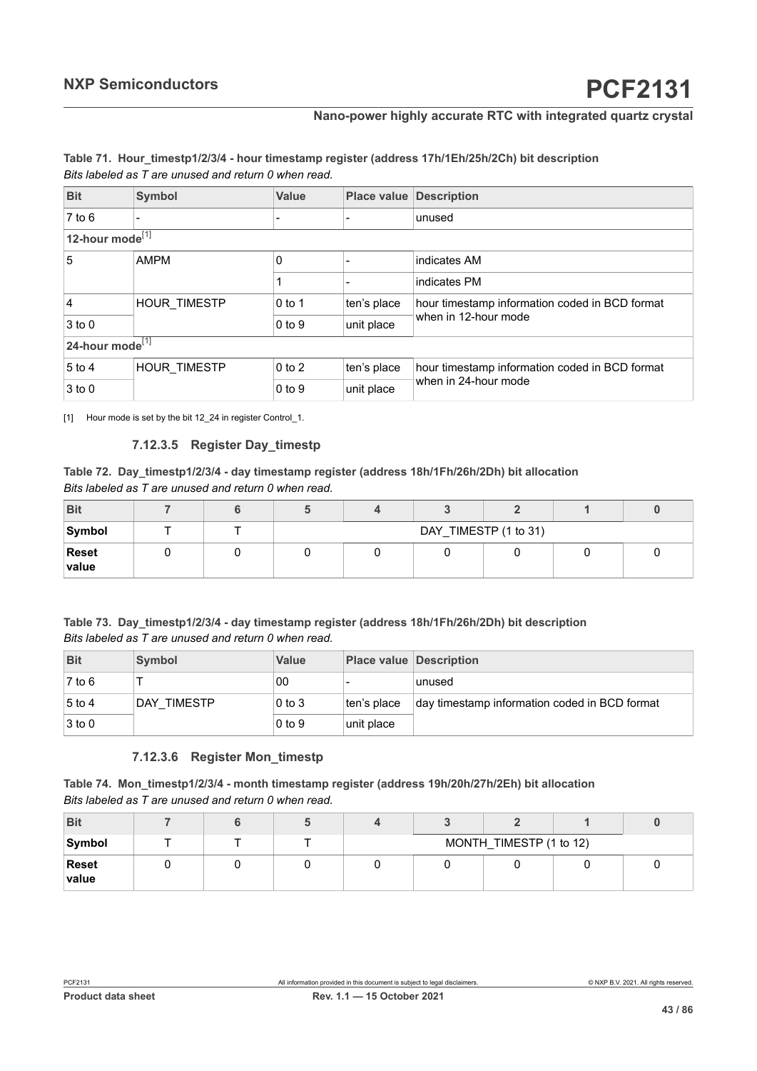**Table 71. Hour_timestp1/2/3/4 - hour timestamp register (address 17h/1Eh/25h/2Ch) bit description**

*Bits labeled as T are unused and return 0 when read.*

| Bit | Symbol | Value | Place value | Description |
|---|---|---|---|---|
| 7 to 6 | - | - | - | unused |
| **12-hour mode**[1] | | | | |
| 5 | AMPM | 0 | - | indicates AM |
| | | 1 | - | indicates PM |
| 4 | HOUR_TIMESTP | 0 to 1 | ten's place | hour timestamp information coded in BCD format when in 12-hour mode |
| 3 to 0 | | 0 to 9 | unit place | |
| **24-hour mode**[1] | | | | |
| 5 to 4 | HOUR_TIMESTP | 0 to 2 | ten's place | hour timestamp information coded in BCD format when in 24-hour mode |
| 3 to 0 | | 0 to 9 | unit place | |

[1] Hour mode is set by the bit 12_24 in register Control_1.

### 7.12.3.5 Register Day_timestp

**Table 72. Day_timestp1/2/3/4 - day timestamp register (address 18h/1Fh/26h/2Dh) bit allocation**

*Bits labeled as T are unused and return 0 when read.*

| Bit | 7 | 6 | 5 | 4 | 3 | 2 | 1 | 0 |
|---|---|---|---|---|---|---|---|---|
| Symbol | T | T | DAY_TIMESTP (1 to 31) | | | | | |
| Reset value | 0 | 0 | 0 | 0 | 0 | 0 | 0 | 0 |

**Table 73. Day_timestp1/2/3/4 - day timestamp register (address 18h/1Fh/26h/2Dh) bit description**

*Bits labeled as T are unused and return 0 when read.*

| Bit | Symbol | Value | Place value | Description |
|---|---|---|---|---|
| 7 to 6 | T | 00 | - | unused |
| 5 to 4 | DAY_TIMESTP | 0 to 3 | ten's place | day timestamp information coded in BCD format |
| 3 to 0 | | 0 to 9 | unit place | |

### 7.12.3.6 Register Mon_timestp

**Table 74. Mon_timestp1/2/3/4 - month timestamp register (address 19h/20h/27h/2Eh) bit allocation**

*Bits labeled as T are unused and return 0 when read.*

| Bit | 7 | 6 | 5 | 4 | 3 | 2 | 1 | 0 |
|---|---|---|---|---|---|---|---|---|
| Symbol | T | T | T | MONTH_TIMESTP (1 to 12) | | | | |
| Reset value | 0 | 0 | 0 | 0 | 0 | 0 | 0 | 0 |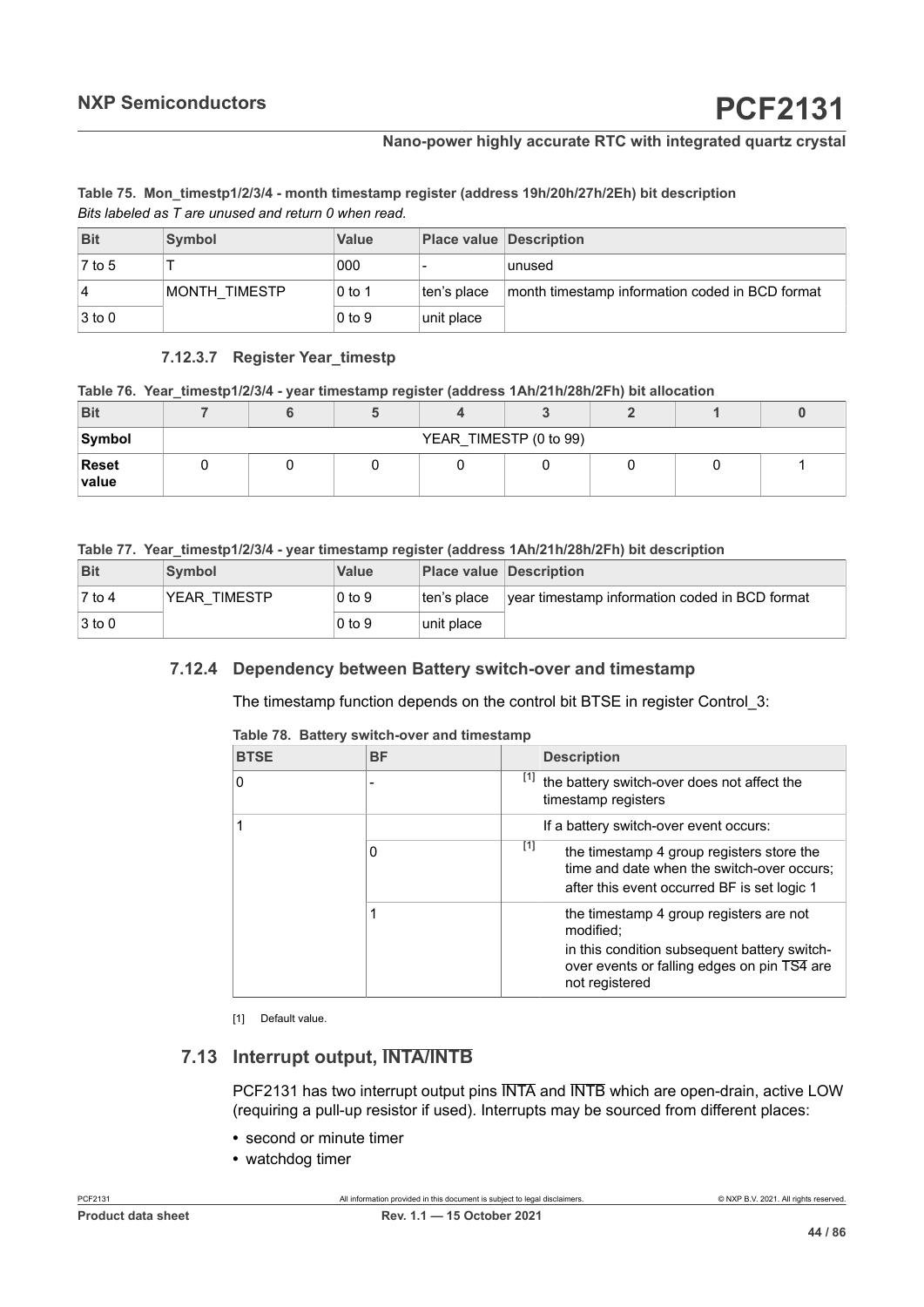**Table 75. Mon_timestp1/2/3/4 - month timestamp register (address 19h/20h/27h/2Eh) bit description**
*Bits labeled as T are unused and return 0 when read.*

| Bit | Symbol | Value | Place value | Description |
|---|---|---|---|---|
| 7 to 5 | T | 000 | - | unused |
| 4 | MONTH_TIMESTP | 0 to 1 | ten's place | month timestamp information coded in BCD format |
| 3 to 0 | | 0 to 9 | unit place | |

#### 7.12.3.7 Register Year_timestp

**Table 76. Year_timestp1/2/3/4 - year timestamp register (address 1Ah/21h/28h/2Fh) bit allocation**

| Bit | 7 | 6 | 5 | 4 | 3 | 2 | 1 | 0 |
|---|---|---|---|---|---|---|---|---|
| Symbol | YEAR_TIMESTP (0 to 99) | | | | | | | |
| Reset value | 0 | 0 | 0 | 0 | 0 | 0 | 0 | 1 |

**Table 77. Year_timestp1/2/3/4 - year timestamp register (address 1Ah/21h/28h/2Fh) bit description**

| Bit | Symbol | Value | Place value | Description |
|---|---|---|---|---|
| 7 to 4 | YEAR_TIMESTP | 0 to 9 | ten's place | year timestamp information coded in BCD format |
| 3 to 0 | | 0 to 9 | unit place | |

### 7.12.4 Dependency between Battery switch-over and timestamp

The timestamp function depends on the control bit BTSE in register Control_3:

**Table 78. Battery switch-over and timestamp**

| BTSE | BF | Description |
|---|---|---|
| 0 | - | [1] the battery switch-over does not affect the timestamp registers |
| 1 | | If a battery switch-over event occurs: |
| | 0 | [1] the timestamp 4 group registers store the time and date when the switch-over occurs; after this event occurred BF is set logic 1 |
| | 1 | the timestamp 4 group registers are not modified; in this condition subsequent battery switch-over events or falling edges on pin $\overline{TS4}$ are not registered |

[1] Default value.

## 7.13 Interrupt output, $\overline{INTA}$/$\overline{INTB}$

PCF2131 has two interrupt output pins $\overline{INTA}$ and $\overline{INTB}$ which are open-drain, active LOW (requiring a pull-up resistor if used). Interrupts may be sourced from different places:

- second or minute timer
- watchdog timer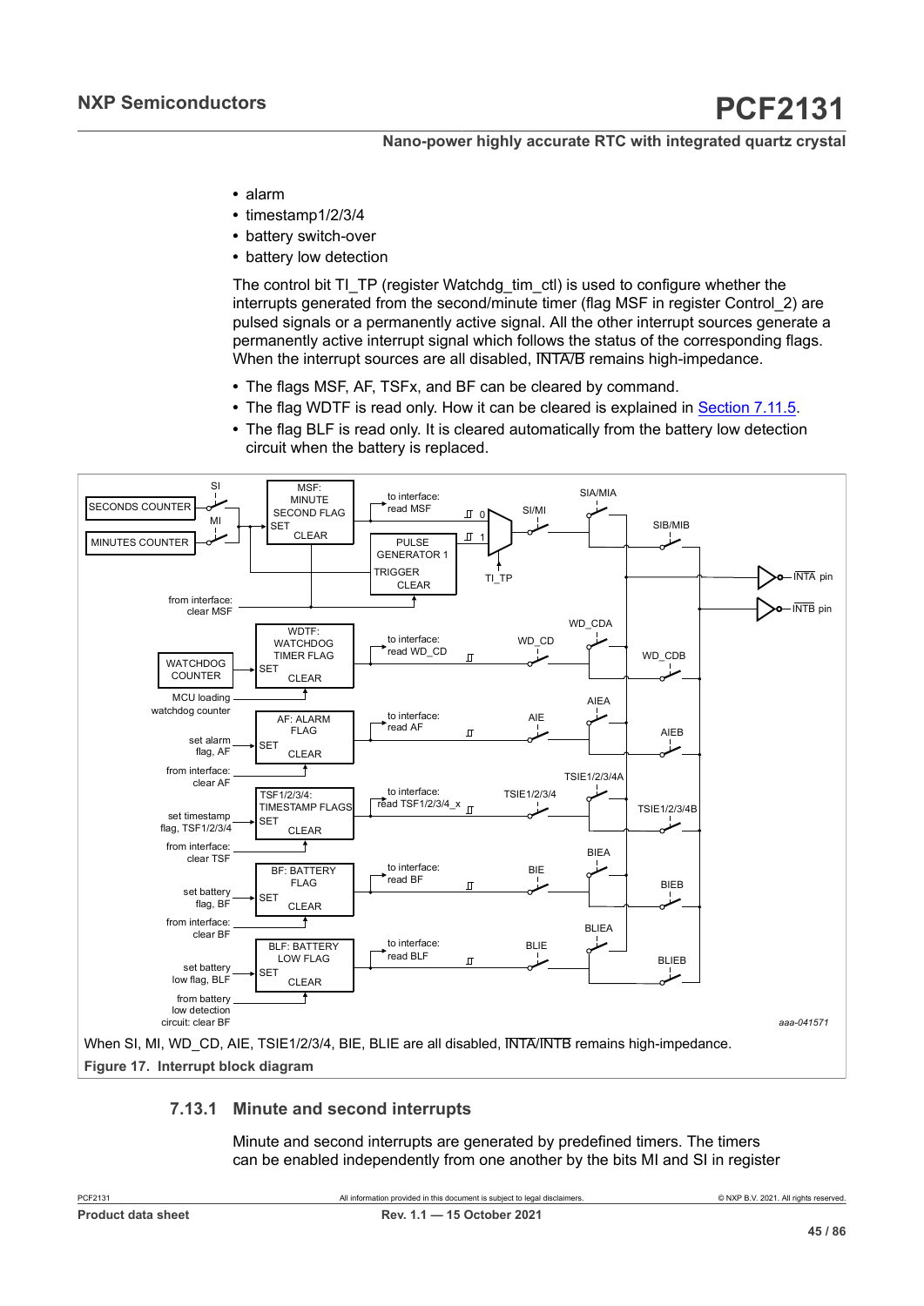- alarm
- timestamp1/2/3/4
- battery switch-over
- battery low detection

The control bit TI_TP (register Watchdg_tim_ctl) is used to configure whether the interrupts generated from the second/minute timer (flag MSF in register Control_2) are pulsed signals or a permanently active signal. All the other interrupt sources generate a permanently active interrupt signal which follows the status of the corresponding flags. When the interrupt sources are all disabled, INTA/B remains high-impedance.

- The flags MSF, AF, TSFx, and BF can be cleared by command.
- The flag WDTF is read only. How it can be cleared is explained in Section 7.11.5.
- The flag BLF is read only. It is cleared automatically from the battery low detection circuit when the battery is replaced.

SECONDS COUNTER
MINUTES COUNTER
SI
MI
MSF: MINUTE SECOND FLAG
SET
CLEAR
to interface: read MSF
PULSE GENERATOR 1
TRIGGER
CLEAR
0
1
TI_TP
SI/MI
SIA/MIA
SIB/MIB
INTA pin
INTB pin
from interface: clear MSF
WATCHDOG COUNTER
WDTF: WATCHDOG TIMER FLAG
to interface: read WD_CD
WD_CD
WD_CDA
WD_CDB
MCU loading watchdog counter
AF: ALARM FLAG
set alarm flag, AF
to interface: read AF
AIE
AIEA
AIEB
from interface: clear AF
TSF1/2/3/4: TIMESTAMP FLAGS
set timestamp flag, TSF1/2/3/4
to interface: read TSF1/2/3/4_x
TSIE1/2/3/4
TSIE1/2/3/4A
TSIE1/2/3/4B
from interface: clear TSF
BF: BATTERY FLAG
set battery flag, BF
to interface: read BF
BIE
BIEA
BIEB
from interface: clear BF
BLF: BATTERY LOW FLAG
set battery low flag, BLF
to interface: read BLF
BLIE
BLIEA
BLIEB
from battery low detection circuit: clear BF
aaa-041571

When SI, MI, WD_CD, AIE, TSIE1/2/3/4, BIE, BLIE are all disabled, INTA/INTB remains high-impedance.

**Figure 17. Interrupt block diagram**

### 7.13.1 Minute and second interrupts

Minute and second interrupts are generated by predefined timers. The timers can be enabled independently from one another by the bits MI and SI in register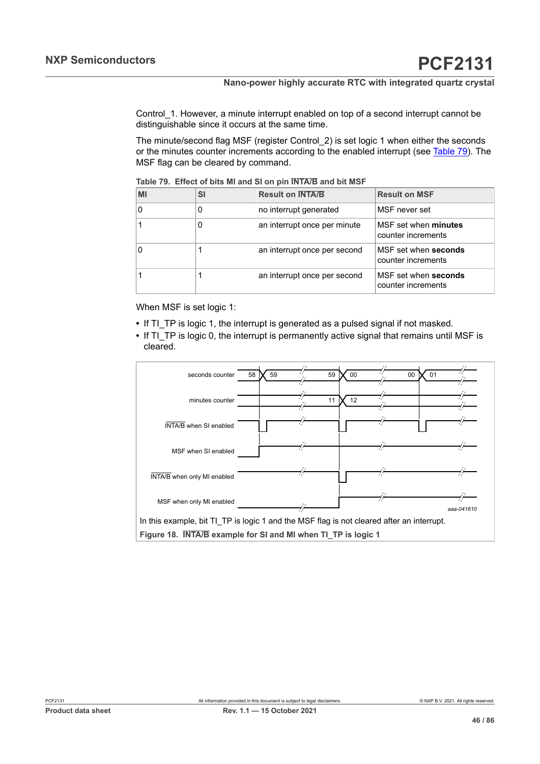Control_1. However, a minute interrupt enabled on top of a second interrupt cannot be distinguishable since it occurs at the same time.

The minute/second flag MSF (register Control_2) is set logic 1 when either the seconds or the minutes counter increments according to the enabled interrupt (see Table 79). The MSF flag can be cleared by command.

**Table 79. Effect of bits MI and SI on pin INTA/B and bit MSF**

| MI | SI | Result on INTA/B | Result on MSF |
|---|---|---|---|
| 0 | 0 | no interrupt generated | MSF never set |
| 1 | 0 | an interrupt once per minute | MSF set when **minutes** counter increments |
| 0 | 1 | an interrupt once per second | MSF set when **seconds** counter increments |
| 1 | 1 | an interrupt once per second | MSF set when **seconds** counter increments |

When MSF is set logic 1:

- If TI_TP is logic 1, the interrupt is generated as a pulsed signal if not masked.
- If TI_TP is logic 0, the interrupt is permanently active signal that remains until MSF is cleared.

seconds counter
58
59
59
00
00
01
minutes counter
11
12
INTA/B when SI enabled
MSF when SI enabled
INTA/B when only MI enabled
MSF when only MI enabled
aaa-041610

In this example, bit TI_TP is logic 1 and the MSF flag is not cleared after an interrupt.

**Figure 18. INTA/B example for SI and MI when TI_TP is logic 1**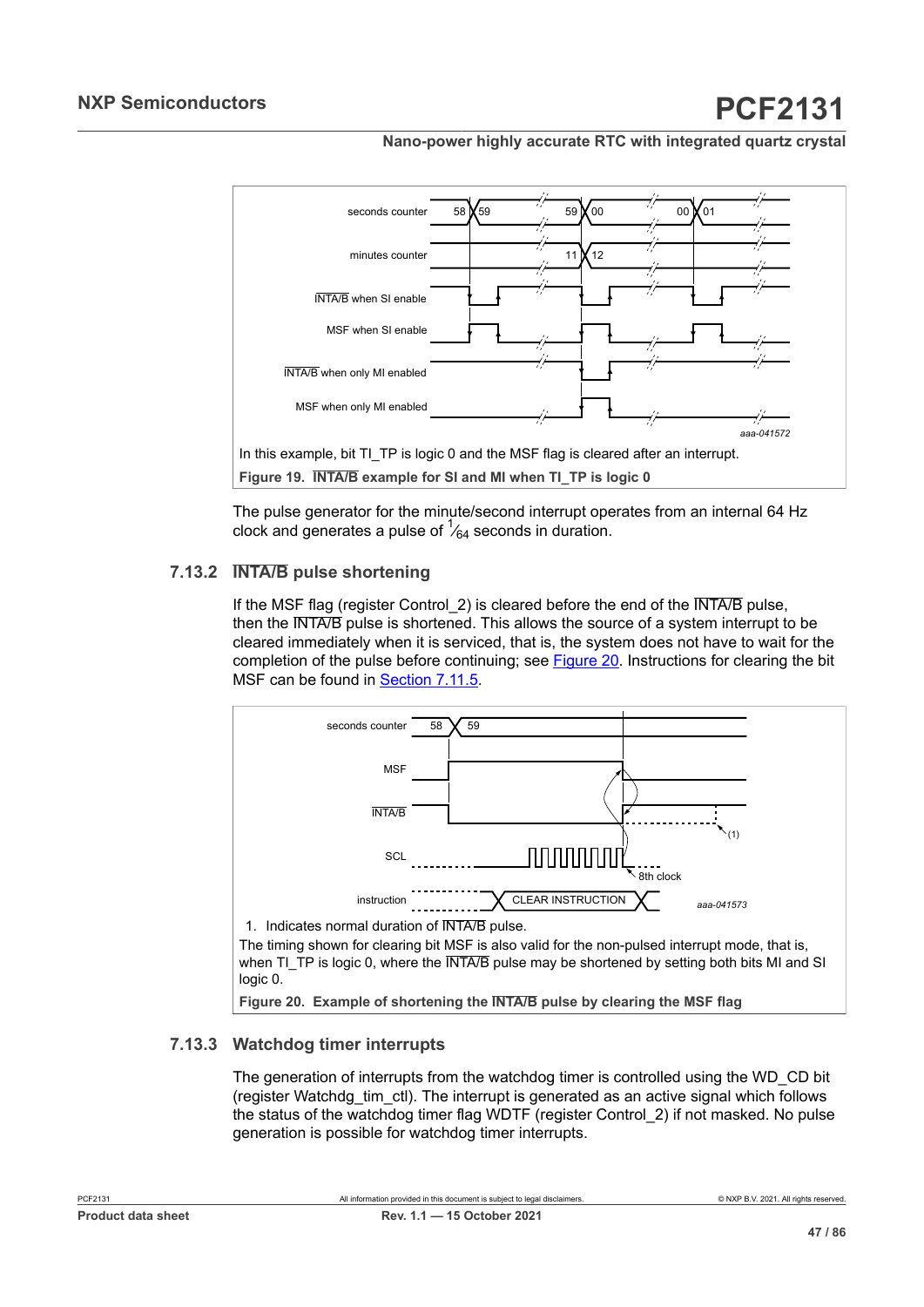seconds counter 58 59 59 00 00 01

minutes counter 11 12

INTA/B when SI enable

MSF when SI enable

INTA/B when only MI enabled

MSF when only MI enabled

aaa-041572

In this example, bit TI_TP is logic 0 and the MSF flag is cleared after an interrupt.

**Figure 19. INTA/B example for SI and MI when TI_TP is logic 0**

The pulse generator for the minute/second interrupt operates from an internal 64 Hz clock and generates a pulse of $\frac{1}{64}$ seconds in duration.

### 7.13.2 INTA/B pulse shortening

If the MSF flag (register Control_2) is cleared before the end of the INTA/B pulse, then the INTA/B pulse is shortened. This allows the source of a system interrupt to be cleared immediately when it is serviced, that is, the system does not have to wait for the completion of the pulse before continuing; see Figure 20. Instructions for clearing the bit MSF can be found in Section 7.11.5.

seconds counter 58 59

MSF

INTA/B

SCL

8th clock

(1)

instruction CLEAR INSTRUCTION

aaa-041573

1. Indicates normal duration of INTA/B pulse.

The timing shown for clearing bit MSF is also valid for the non-pulsed interrupt mode, that is, when TI_TP is logic 0, where the INTA/B pulse may be shortened by setting both bits MI and SI logic 0.

**Figure 20. Example of shortening the INTA/B pulse by clearing the MSF flag**

### 7.13.3 Watchdog timer interrupts

The generation of interrupts from the watchdog timer is controlled using the WD_CD bit (register Watchdg_tim_ctl). The interrupt is generated as an active signal which follows the status of the watchdog timer flag WDTF (register Control_2) if not masked. No pulse generation is possible for watchdog timer interrupts.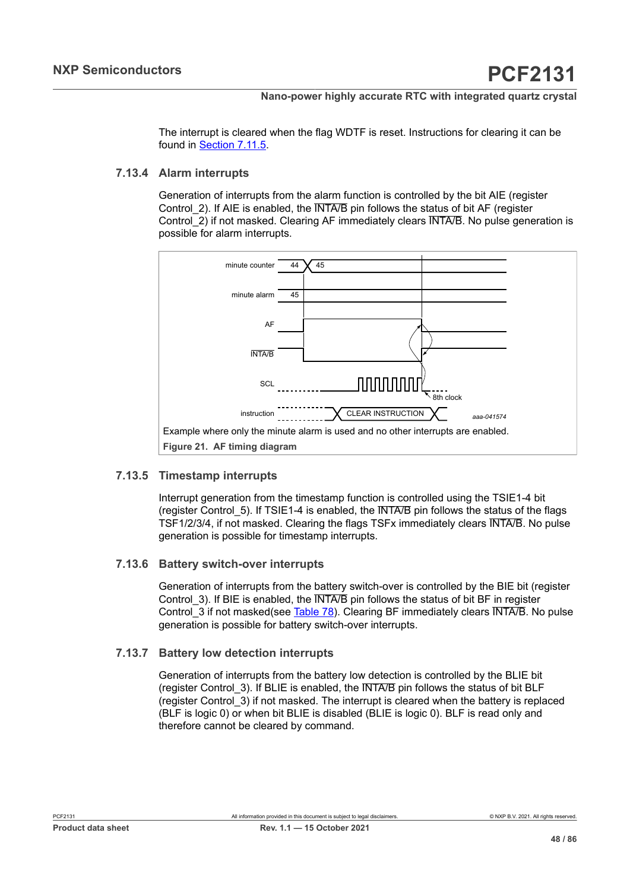The interrupt is cleared when the flag WDTF is reset. Instructions for clearing it can be found in Section 7.11.5.

### 7.13.4 Alarm interrupts

Generation of interrupts from the alarm function is controlled by the bit AIE (register Control_2). If AIE is enabled, the $\overline{\text{INTA}}$/B pin follows the status of bit AF (register Control_2) if not masked. Clearing AF immediately clears $\overline{\text{INTA}}$/B. No pulse generation is possible for alarm interrupts.

minute counter
44
45
minute alarm
45
AF
$\overline{\text{INTA}}$/B
SCL
8th clock
instruction
CLEAR INSTRUCTION
aaa-041574

Example where only the minute alarm is used and no other interrupts are enabled.

**Figure 21. AF timing diagram**

### 7.13.5 Timestamp interrupts

Interrupt generation from the timestamp function is controlled using the TSIE1-4 bit (register Control_5). If TSIE1-4 is enabled, the $\overline{\text{INTA}}$/B pin follows the status of the flags TSF1/2/3/4, if not masked. Clearing the flags TSFx immediately clears $\overline{\text{INTA}}$/B. No pulse generation is possible for timestamp interrupts.

### 7.13.6 Battery switch-over interrupts

Generation of interrupts from the battery switch-over is controlled by the BIE bit (register Control_3). If BIE is enabled, the $\overline{\text{INTA}}$/B pin follows the status of bit BF in register Control_3 if not masked(see Table 78). Clearing BF immediately clears $\overline{\text{INTA}}$/B. No pulse generation is possible for battery switch-over interrupts.

### 7.13.7 Battery low detection interrupts

Generation of interrupts from the battery low detection is controlled by the BLIE bit (register Control_3). If BLIE is enabled, the $\overline{\text{INTA}}$/B pin follows the status of bit BLF (register Control_3) if not masked. The interrupt is cleared when the battery is replaced (BLF is logic 0) or when bit BLIE is disabled (BLIE is logic 0). BLF is read only and therefore cannot be cleared by command.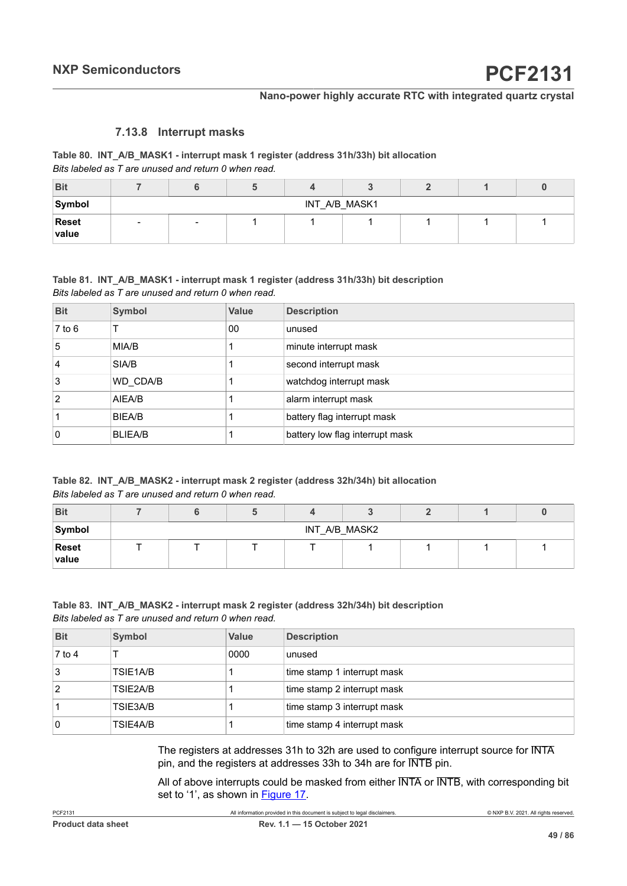### 7.13.8 Interrupt masks

**Table 80. INT_A/B_MASK1 - interrupt mask 1 register (address 31h/33h) bit allocation**
*Bits labeled as T are unused and return 0 when read.*

| Bit | 7 | 6 | 5 | 4 | 3 | 2 | 1 | 0 |
|---|---|---|---|---|---|---|---|---|
| Symbol | INT_A/B_MASK1 | | | | | | | |
| Reset value | - | - | 1 | 1 | 1 | 1 | 1 | 1 |

**Table 81. INT_A/B_MASK1 - interrupt mask 1 register (address 31h/33h) bit description**
*Bits labeled as T are unused and return 0 when read.*

| Bit | Symbol | Value | Description |
|---|---|---|---|
| 7 to 6 | T | 00 | unused |
| 5 | MIA/B | 1 | minute interrupt mask |
| 4 | SIA/B | 1 | second interrupt mask |
| 3 | WD_CDA/B | 1 | watchdog interrupt mask |
| 2 | AIEA/B | 1 | alarm interrupt mask |
| 1 | BIEA/B | 1 | battery flag interrupt mask |
| 0 | BLIEA/B | 1 | battery low flag interrupt mask |

**Table 82. INT_A/B_MASK2 - interrupt mask 2 register (address 32h/34h) bit allocation**
*Bits labeled as T are unused and return 0 when read.*

| Bit | 7 | 6 | 5 | 4 | 3 | 2 | 1 | 0 |
|---|---|---|---|---|---|---|---|---|
| Symbol | INT_A/B_MASK2 | | | | | | | |
| Reset value | T | T | T | T | 1 | 1 | 1 | 1 |

**Table 83. INT_A/B_MASK2 - interrupt mask 2 register (address 32h/34h) bit description**
*Bits labeled as T are unused and return 0 when read.*

| Bit | Symbol | Value | Description |
|---|---|---|---|
| 7 to 4 | T | 0000 | unused |
| 3 | TSIE1A/B | 1 | time stamp 1 interrupt mask |
| 2 | TSIE2A/B | 1 | time stamp 2 interrupt mask |
| 1 | TSIE3A/B | 1 | time stamp 3 interrupt mask |
| 0 | TSIE4A/B | 1 | time stamp 4 interrupt mask |

The registers at addresses 31h to 32h are used to configure interrupt source for $\overline{\text{INTA}}$ pin, and the registers at addresses 33h to 34h are for $\overline{\text{INTB}}$ pin.

All of above interrupts could be masked from either $\overline{\text{INTA}}$ or $\overline{\text{INTB}}$, with corresponding bit set to ‘1’, as shown in Figure 17.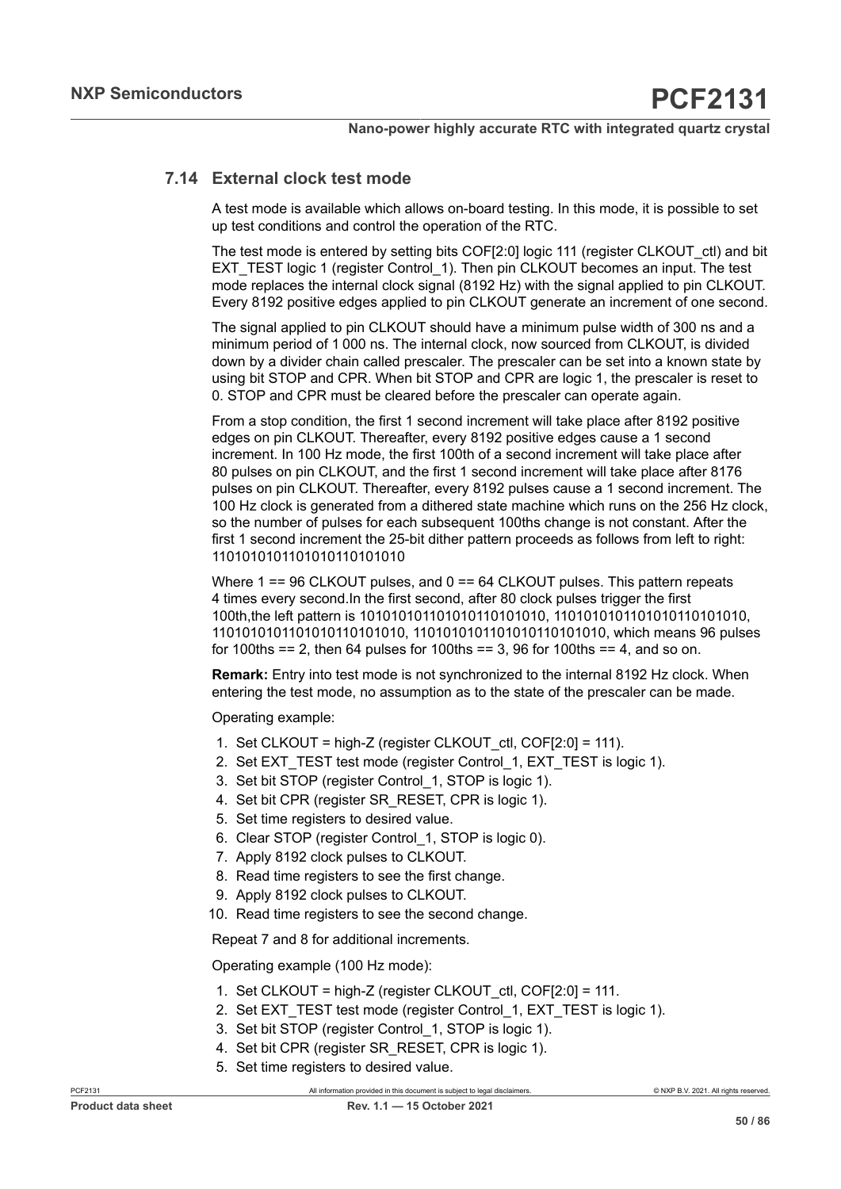## 7.14 External clock test mode

A test mode is available which allows on-board testing. In this mode, it is possible to set up test conditions and control the operation of the RTC.

The test mode is entered by setting bits COF[2:0] logic 111 (register CLKOUT_ctl) and bit EXT_TEST logic 1 (register Control_1). Then pin CLKOUT becomes an input. The test mode replaces the internal clock signal (8192 Hz) with the signal applied to pin CLKOUT. Every 8192 positive edges applied to pin CLKOUT generate an increment of one second.

The signal applied to pin CLKOUT should have a minimum pulse width of 300 ns and a minimum period of 1 000 ns. The internal clock, now sourced from CLKOUT, is divided down by a divider chain called prescaler. The prescaler can be set into a known state by using bit STOP and CPR. When bit STOP and CPR are logic 1, the prescaler is reset to 0. STOP and CPR must be cleared before the prescaler can operate again.

From a stop condition, the first 1 second increment will take place after 8192 positive edges on pin CLKOUT. Thereafter, every 8192 positive edges cause a 1 second increment. In 100 Hz mode, the first 100th of a second increment will take place after 80 pulses on pin CLKOUT, and the first 1 second increment will take place after 8176 pulses on pin CLKOUT. Thereafter, every 8192 pulses cause a 1 second increment. The 100 Hz clock is generated from a dithered state machine which runs on the 256 Hz clock, so the number of pulses for each subsequent 100ths change is not constant. After the first 1 second increment the 25-bit dither pattern proceeds as follows from left to right: 1101010101101010110101010

Where 1 == 96 CLKOUT pulses, and 0 == 64 CLKOUT pulses. This pattern repeats 4 times every second.In the first second, after 80 clock pulses trigger the first 100th,the left pattern is 101010101101010110101010, 1101010101101010110101010, 1101010101101010110101010, 1101010101101010110101010, which means 96 pulses for 100ths == 2, then 64 pulses for 100ths == 3, 96 for 100ths == 4, and so on.

**Remark:** Entry into test mode is not synchronized to the internal 8192 Hz clock. When entering the test mode, no assumption as to the state of the prescaler can be made.

Operating example:

1. Set CLKOUT = high-Z (register CLKOUT_ctl, COF[2:0] = 111).
2. Set EXT_TEST test mode (register Control_1, EXT_TEST is logic 1).
3. Set bit STOP (register Control_1, STOP is logic 1).
4. Set bit CPR (register SR_RESET, CPR is logic 1).
5. Set time registers to desired value.
6. Clear STOP (register Control_1, STOP is logic 0).
7. Apply 8192 clock pulses to CLKOUT.
8. Read time registers to see the first change.
9. Apply 8192 clock pulses to CLKOUT.
10. Read time registers to see the second change.

Repeat 7 and 8 for additional increments.

Operating example (100 Hz mode):

1. Set CLKOUT = high-Z (register CLKOUT_ctl, COF[2:0] = 111.
2. Set EXT_TEST test mode (register Control_1, EXT_TEST is logic 1).
3. Set bit STOP (register Control_1, STOP is logic 1).
4. Set bit CPR (register SR_RESET, CPR is logic 1).
5. Set time registers to desired value.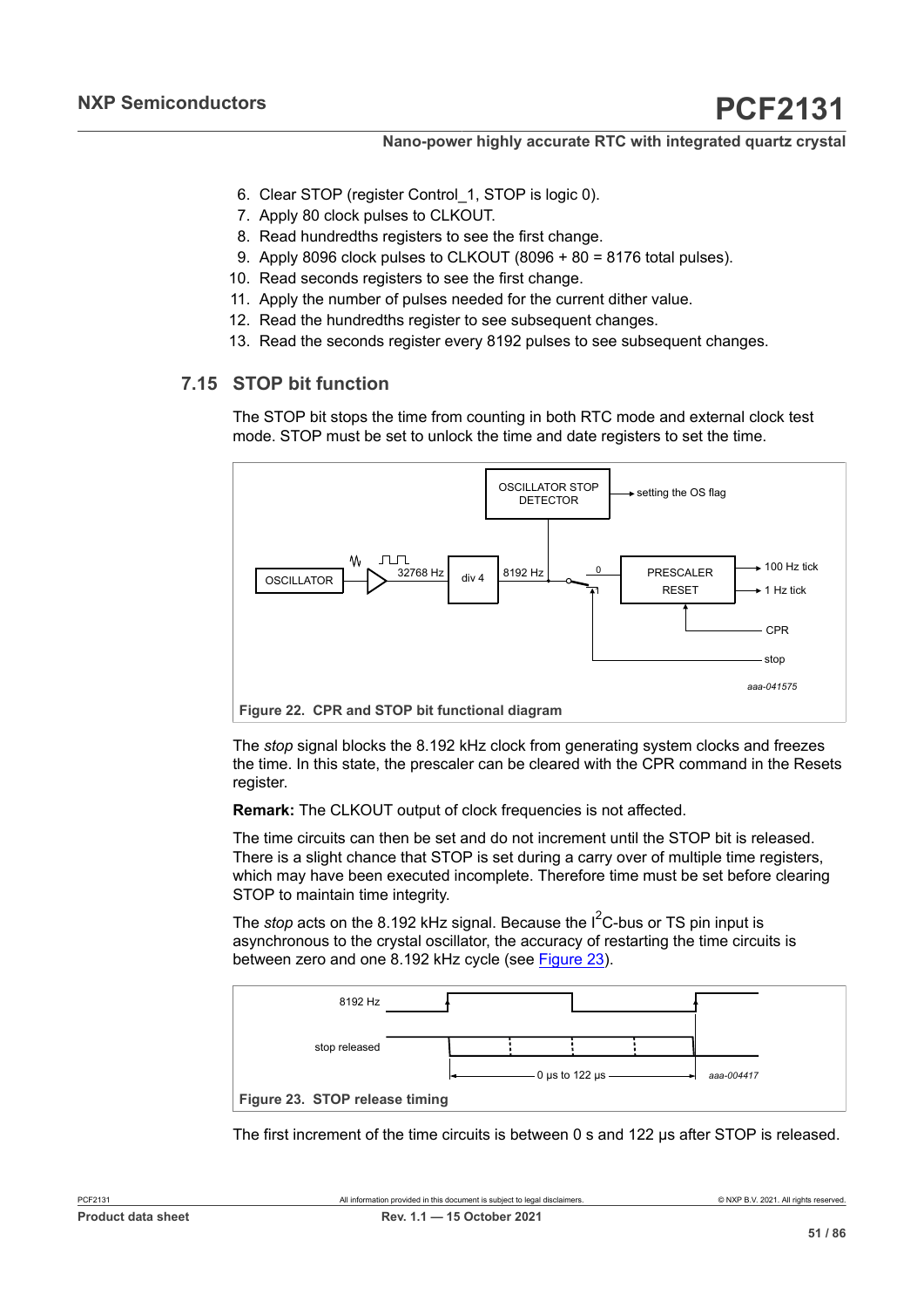6. Clear STOP (register Control_1, STOP is logic 0).
7. Apply 80 clock pulses to CLKOUT.
8. Read hundredths registers to see the first change.
9. Apply 8096 clock pulses to CLKOUT (8096 + 80 = 8176 total pulses).
10. Read seconds registers to see the first change.
11. Apply the number of pulses needed for the current dither value.
12. Read the hundredths register to see subsequent changes.
13. Read the seconds register every 8192 pulses to see subsequent changes.

### 7.15 STOP bit function

The STOP bit stops the time from counting in both RTC mode and external clock test mode. STOP must be set to unlock the time and date registers to set the time.

**Figure 22. CPR and STOP bit functional diagram**

The *stop* signal blocks the 8.192 kHz clock from generating system clocks and freezes the time. In this state, the prescaler can be cleared with the CPR command in the Resets register.

**Remark:** The CLKOUT output of clock frequencies is not affected.

The time circuits can then be set and do not increment until the STOP bit is released. There is a slight chance that STOP is set during a carry over of multiple time registers, which may have been executed incomplete. Therefore time must be set before clearing STOP to maintain time integrity.

The *stop* acts on the 8.192 kHz signal. Because the $I^2C$-bus or TS pin input is asynchronous to the crystal oscillator, the accuracy of restarting the time circuits is between zero and one 8.192 kHz cycle (see Figure 23).

**Figure 23. STOP release timing**

The first increment of the time circuits is between 0 s and 122 μs after STOP is released.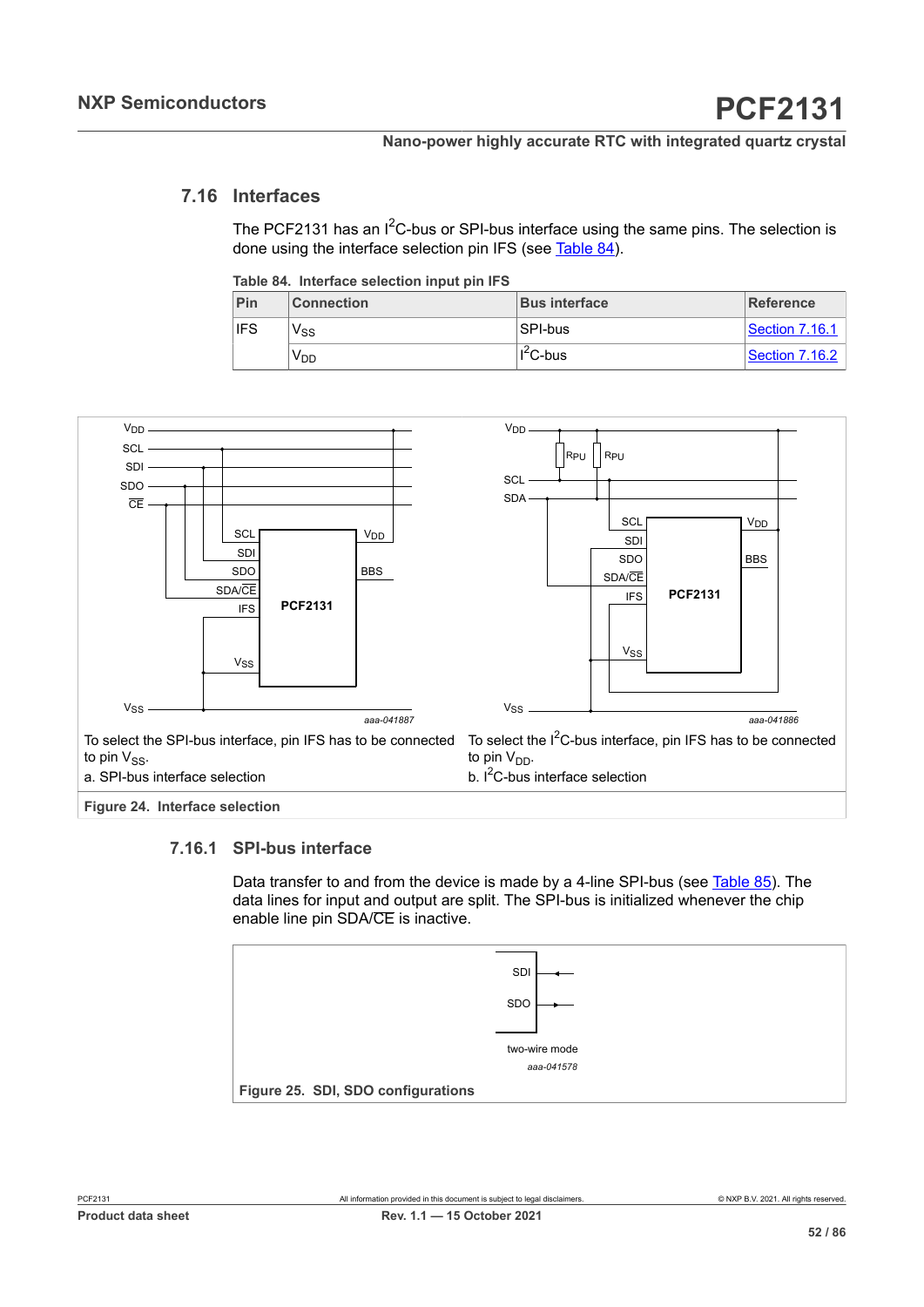## 7.16 Interfaces

The PCF2131 has an I²C-bus or SPI-bus interface using the same pins. The selection is done using the interface selection pin IFS (see Table 84).

**Table 84. Interface selection input pin IFS**

| Pin | Connection | Bus interface | Reference |
|---|---|---|---|
| IFS | $V_{SS}$ | SPI-bus | Section 7.16.1 |
| | $V_{DD}$ | I²C-bus | Section 7.16.2 |

To select the SPI-bus interface, pin IFS has to be connected to pin $V_{SS}$.

a. SPI-bus interface selection

To select the I²C-bus interface, pin IFS has to be connected to pin $V_{DD}$.

b. I²C-bus interface selection

**Figure 24. Interface selection**

### 7.16.1 SPI-bus interface

Data transfer to and from the device is made by a 4-line SPI-bus (see Table 85). The data lines for input and output are split. The SPI-bus is initialized whenever the chip enable line pin SDA/$\overline{CE}$ is inactive.

**Figure 25. SDI, SDO configurations**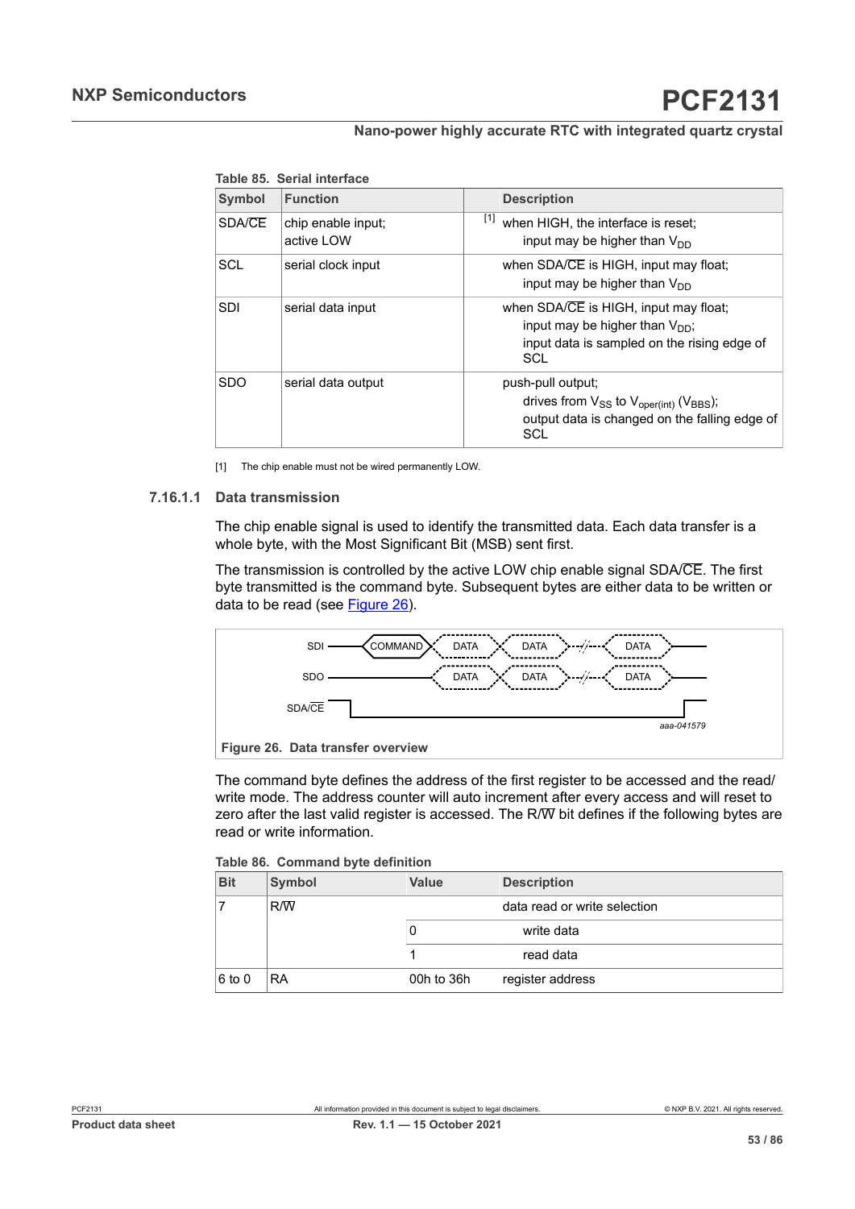Table 85. Serial interface

| Symbol | Function | Description |
|---|---|---|
| SDA/$\overline{CE}$ | chip enable input; active LOW | [1] when HIGH, the interface is reset; input may be higher than $V_{DD}$ |
| SCL | serial clock input | when SDA/$\overline{CE}$ is HIGH, input may float; input may be higher than $V_{DD}$ |
| SDI | serial data input | when SDA/$\overline{CE}$ is HIGH, input may float; input may be higher than $V_{DD}$; input data is sampled on the rising edge of SCL |
| SDO | serial data output | push-pull output; drives from $V_{SS}$ to $V_{oper(int)}$ ($V_{BBS}$); output data is changed on the falling edge of SCL |

[1] The chip enable must not be wired permanently LOW.

#### 7.16.1.1 Data transmission

The chip enable signal is used to identify the transmitted data. Each data transfer is a whole byte, with the Most Significant Bit (MSB) sent first.

The transmission is controlled by the active LOW chip enable signal SDA/$\overline{CE}$. The first byte transmitted is the command byte. Subsequent bytes are either data to be written or data to be read (see Figure 26).

SDI
COMMAND
DATA
DATA
DATA
SDO
DATA
DATA
DATA
SDA/$\overline{CE}$
aaa-041579

Figure 26. Data transfer overview

The command byte defines the address of the first register to be accessed and the read/ write mode. The address counter will auto increment after every access and will reset to zero after the last valid register is accessed. The R/$\overline{W}$ bit defines if the following bytes are read or write information.

Table 86. Command byte definition

| Bit | Symbol | Value | Description |
|---|---|---|---|
| 7 | R/$\overline{W}$ | | data read or write selection |
| | | 0 | write data |
| | | 1 | read data |
| 6 to 0 | RA | 00h to 36h | register address |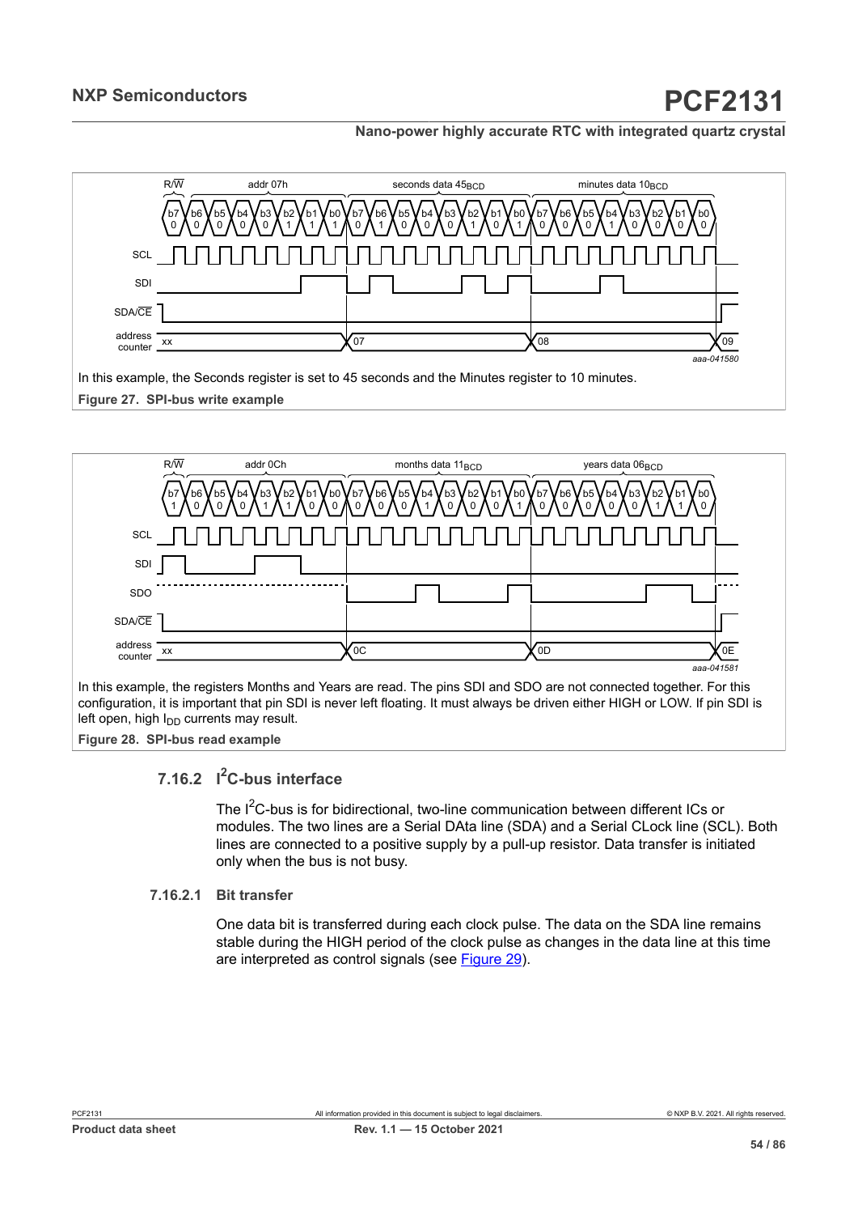R/W̄ addr 07h seconds data 45BCD minutes data 10BCD

b7 b6 b5 b4 b3 b2 b1 b0 b7 b6 b5 b4 b3 b2 b1 b0 b7 b6 b5 b4 b3 b2 b1 b0

0 0 0 0 0 1 1 1 0 1 0 0 0 1 0 1 0 0 0 1 0 0 0 0

SCL

SDI

SDA/CE̅

address counter xx 07 08 09

aaa-041580

In this example, the Seconds register is set to 45 seconds and the Minutes register to 10 minutes.

**Figure 27. SPI-bus write example**

R/W̄ addr 0Ch months data 11BCD years data 06BCD

b7 b6 b5 b4 b3 b2 b1 b0 b7 b6 b5 b4 b3 b2 b1 b0 b7 b6 b5 b4 b3 b2 b1 b0

1 0 0 0 1 1 0 0 0 0 0 1 0 0 0 1 0 0 0 0 0 1 1 0

SCL

SDI

SDO

SDA/CE̅

address counter xx 0C 0D 0E

aaa-041581

In this example, the registers Months and Years are read. The pins SDI and SDO are not connected together. For this configuration, it is important that pin SDI is never left floating. It must always be driven either HIGH or LOW. If pin SDI is left open, high $I_{DD}$ currents may result.

**Figure 28. SPI-bus read example**

### 7.16.2 I²C-bus interface

The I²C-bus is for bidirectional, two-line communication between different ICs or modules. The two lines are a Serial DAta line (SDA) and a Serial CLock line (SCL). Both lines are connected to a positive supply by a pull-up resistor. Data transfer is initiated only when the bus is not busy.

#### 7.16.2.1 Bit transfer

One data bit is transferred during each clock pulse. The data on the SDA line remains stable during the HIGH period of the clock pulse as changes in the data line at this time are interpreted as control signals (see Figure 29).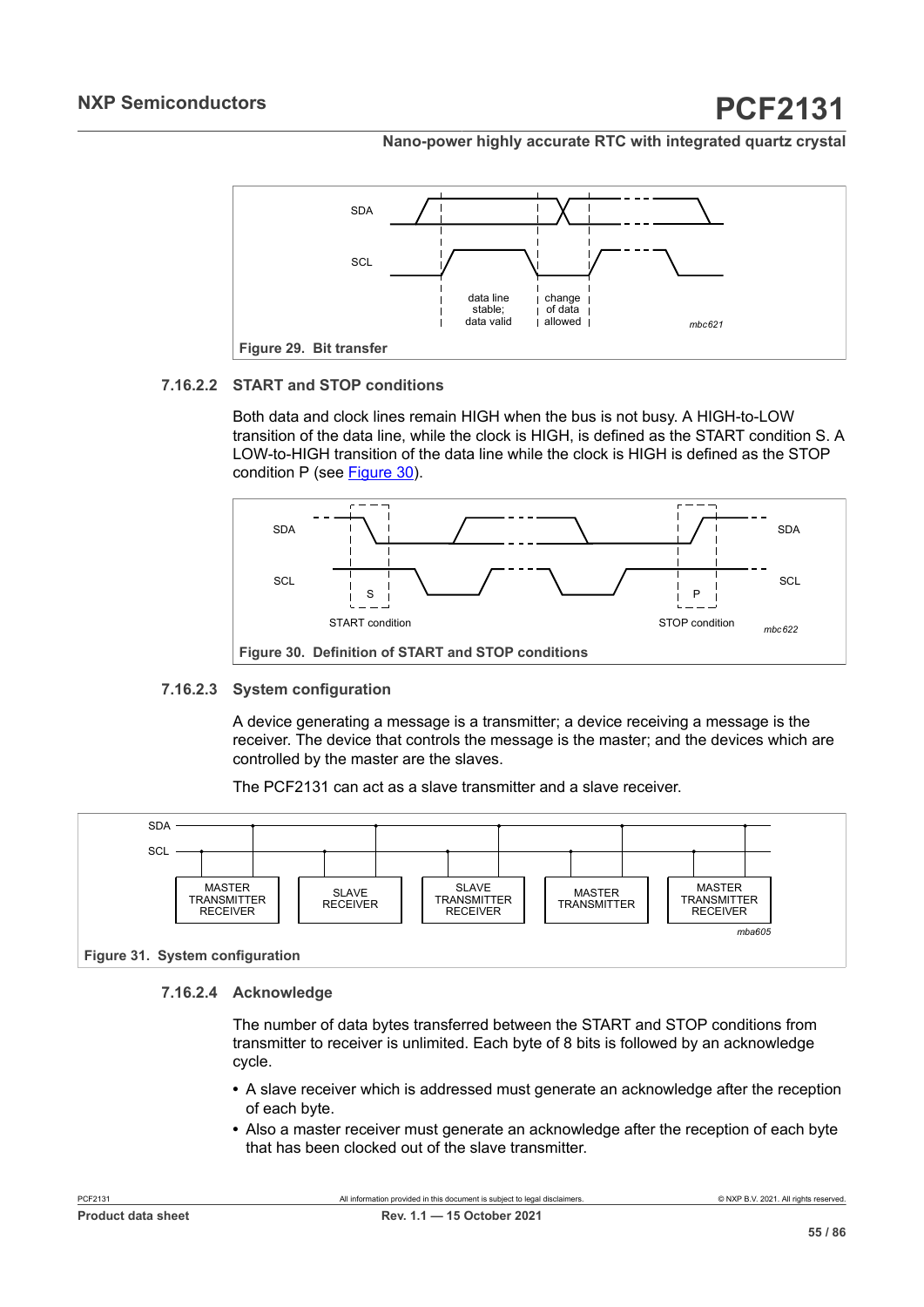Figure 29. Bit transfer

#### 7.16.2.2 START and STOP conditions

Both data and clock lines remain HIGH when the bus is not busy. A HIGH-to-LOW transition of the data line, while the clock is HIGH, is defined as the START condition S. A LOW-to-HIGH transition of the data line while the clock is HIGH is defined as the STOP condition P (see Figure 30).

Figure 30. Definition of START and STOP conditions

#### 7.16.2.3 System configuration

A device generating a message is a transmitter; a device receiving a message is the receiver. The device that controls the message is the master; and the devices which are controlled by the master are the slaves.

The PCF2131 can act as a slave transmitter and a slave receiver.

Figure 31. System configuration

#### 7.16.2.4 Acknowledge

The number of data bytes transferred between the START and STOP conditions from transmitter to receiver is unlimited. Each byte of 8 bits is followed by an acknowledge cycle.

- A slave receiver which is addressed must generate an acknowledge after the reception of each byte.
- Also a master receiver must generate an acknowledge after the reception of each byte that has been clocked out of the slave transmitter.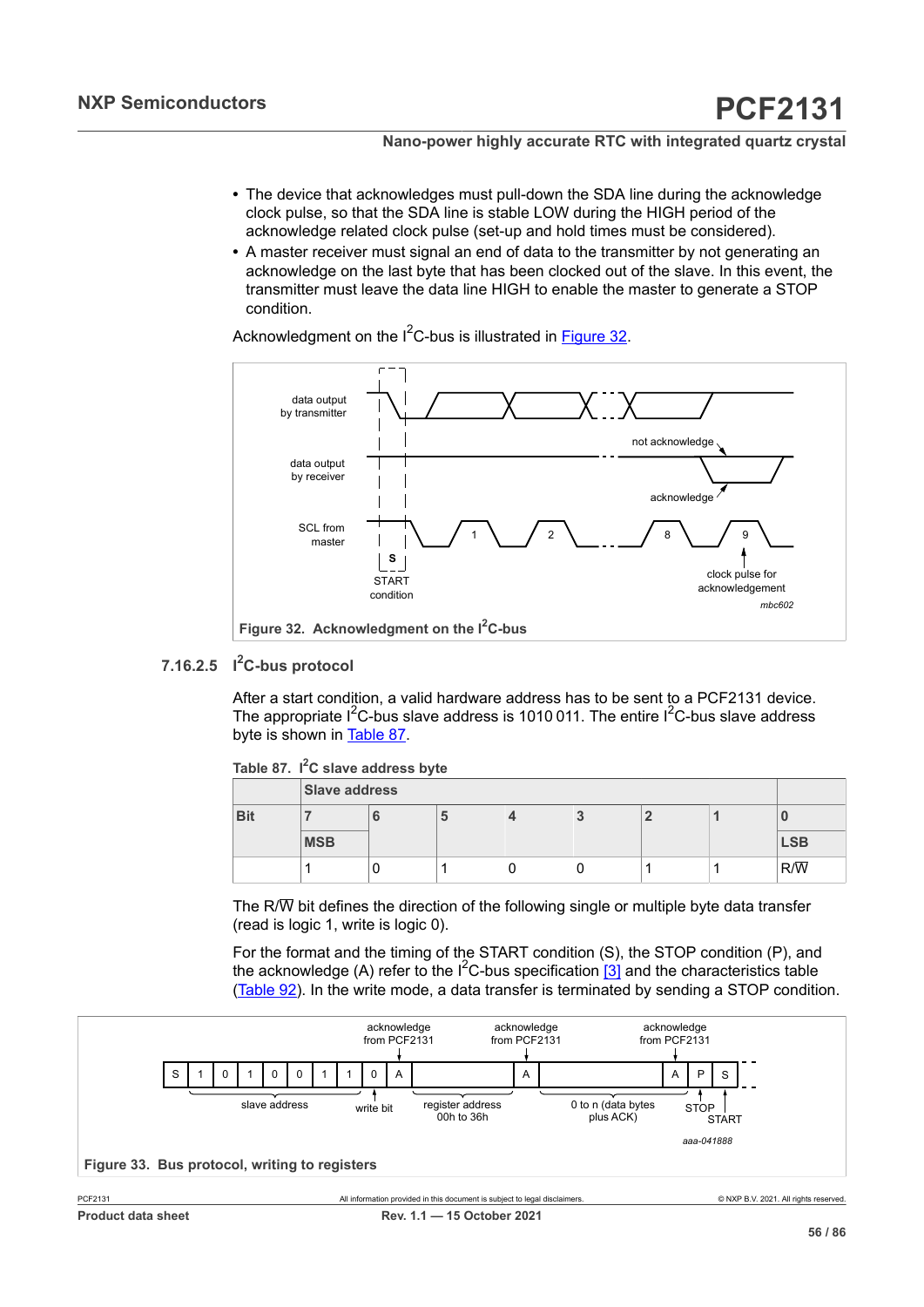- The device that acknowledges must pull-down the SDA line during the acknowledge clock pulse, so that the SDA line is stable LOW during the HIGH period of the acknowledge related clock pulse (set-up and hold times must be considered).
- A master receiver must signal an end of data to the transmitter by not generating an acknowledge on the last byte that has been clocked out of the slave. In this event, the transmitter must leave the data line HIGH to enable the master to generate a STOP condition.

Acknowledgment on the I²C-bus is illustrated in Figure 32.

data output by transmitter

data output by receiver

not acknowledge

acknowledge

SCL from master

1

2

8

9

S

START condition

clock pulse for acknowledgement

mbc602

**Figure 32. Acknowledgment on the I²C-bus**

#### 7.16.2.5 I²C-bus protocol

After a start condition, a valid hardware address has to be sent to a PCF2131 device. The appropriate I²C-bus slave address is 1010 011. The entire I²C-bus slave address byte is shown in Table 87.

**Table 87. I²C slave address byte**

| | Slave address | | | | | | | |
|---|---|---|---|---|---|---|---|---|
| **Bit** | **7** | **6** | **5** | **4** | **3** | **2** | **1** | **0** |
| | **MSB** | | | | | | | **LSB** |
| | 1 | 0 | 1 | 0 | 0 | 1 | 1 | R/W̄ |

The R/W̄ bit defines the direction of the following single or multiple byte data transfer (read is logic 1, write is logic 0).

For the format and the timing of the START condition (S), the STOP condition (P), and the acknowledge (A) refer to the I²C-bus specification [3] and the characteristics table (Table 92). In the write mode, a data transfer is terminated by sending a STOP condition.

acknowledge from PCF2131

acknowledge from PCF2131

acknowledge from PCF2131

S 1 0 1 0 0 1 1 0 A A A P S

slave address

write bit

register address 00h to 36h

0 to n (data bytes plus ACK)

STOP

START

aaa-041888

**Figure 33. Bus protocol, writing to registers**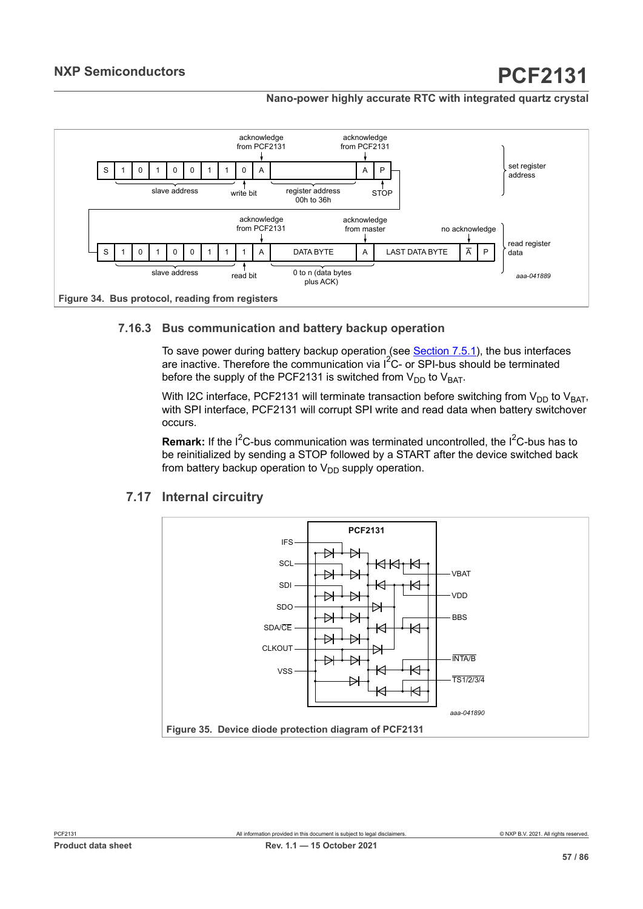acknowledge from PCF2131

acknowledge from PCF2131

S 1 0 1 0 0 1 1 0 A A P

slave address

write bit

register address 00h to 36h

STOP

set register address

acknowledge from PCF2131

acknowledge from master

no acknowledge

S 1 0 1 0 0 1 1 1 A DATA BYTE A LAST DATA BYTE $\overline{A}$ P

slave address

read bit

0 to n (data bytes plus ACK)

read register data

aaa-041889

**Figure 34. Bus protocol, reading from registers**

### 7.16.3 Bus communication and battery backup operation

To save power during battery backup operation (see Section 7.5.1), the bus interfaces are inactive. Therefore the communication via $I^2C$- or SPI-bus should be terminated before the supply of the PCF2131 is switched from $V_{DD}$ to $V_{BAT}$.

With I2C interface, PCF2131 will terminate transaction before switching from $V_{DD}$ to $V_{BAT}$, with SPI interface, PCF2131 will corrupt SPI write and read data when battery switchover occurs.

**Remark:** If the $I^2C$-bus communication was terminated uncontrolled, the $I^2C$-bus has to be reinitialized by sending a STOP followed by a START after the device switched back from battery backup operation to $V_{DD}$ supply operation.

## 7.17 Internal circuitry

PCF2131

IFS

SCL

SDI

SDO

SDA/$\overline{CE}$

CLKOUT

VSS

VBAT

VDD

BBS

$\overline{INTA/B}$

$\overline{TS1/2/3/4}$

aaa-041890

**Figure 35. Device diode protection diagram of PCF2131**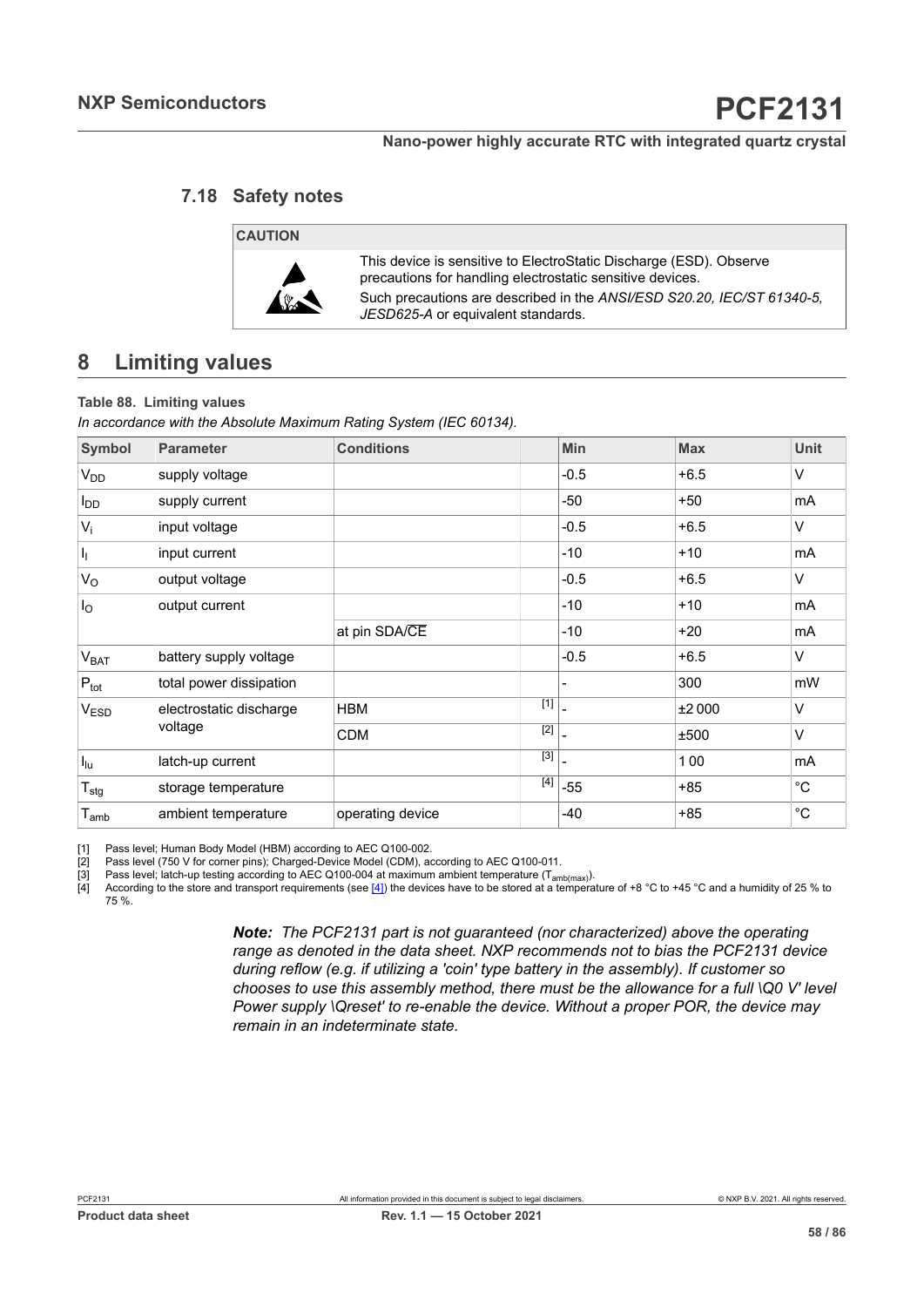### 7.18 Safety notes

| CAUTION |
|---|
| This device is sensitive to ElectroStatic Discharge (ESD). Observe precautions for handling electrostatic sensitive devices. Such precautions are described in the *ANSI/ESD S20.20, IEC/ST 61340-5, JESD625-A* or equivalent standards. |

## 8 Limiting values

**Table 88. Limiting values**

*In accordance with the Absolute Maximum Rating System (IEC 60134).*

| Symbol | Parameter | Conditions | | Min | Max | Unit |
|---|---|---|---|---|---|---|
| $V_{DD}$ | supply voltage | | | -0.5 | +6.5 | V |
| $I_{DD}$ | supply current | | | -50 | +50 | mA |
| $V_i$ | input voltage | | | -0.5 | +6.5 | V |
| $I_I$ | input current | | | -10 | +10 | mA |
| $V_O$ | output voltage | | | -0.5 | +6.5 | V |
| $I_O$ | output current | | | -10 | +10 | mA |
| | | at pin SDA/$\overline{CE}$ | | -10 | +20 | mA |
| $V_{BAT}$ | battery supply voltage | | | -0.5 | +6.5 | V |
| $P_{tot}$ | total power dissipation | | | - | 300 | mW |
| $V_{ESD}$ | electrostatic discharge voltage | HBM | [1] | - | ±2 000 | V |
| | | CDM | [2] | - | ±500 | V |
| $I_{lu}$ | latch-up current | | [3] | - | 1 00 | mA |
| $T_{stg}$ | storage temperature | | [4] | -55 | +85 | °C |
| $T_{amb}$ | ambient temperature | operating device | | -40 | +85 | °C |

[1] Pass level; Human Body Model (HBM) according to AEC Q100-002.

[2] Pass level (750 V for corner pins); Charged-Device Model (CDM), according to AEC Q100-011.

[3] Pass level; latch-up testing according to AEC Q100-004 at maximum ambient temperature ($T_{amb(max)}$).

[4] According to the store and transport requirements (see [4]) the devices have to be stored at a temperature of +8 °C to +45 °C and a humidity of 25 % to 75 %.

***Note:*** *The PCF2131 part is not guaranteed (nor characterized) above the operating range as denoted in the data sheet. NXP recommends not to bias the PCF2131 device during reflow (e.g. if utilizing a 'coin' type battery in the assembly). If customer so chooses to use this assembly method, there must be the allowance for a full \Q0 V' level Power supply \Qreset' to re-enable the device. Without a proper POR, the device may remain in an indeterminate state.*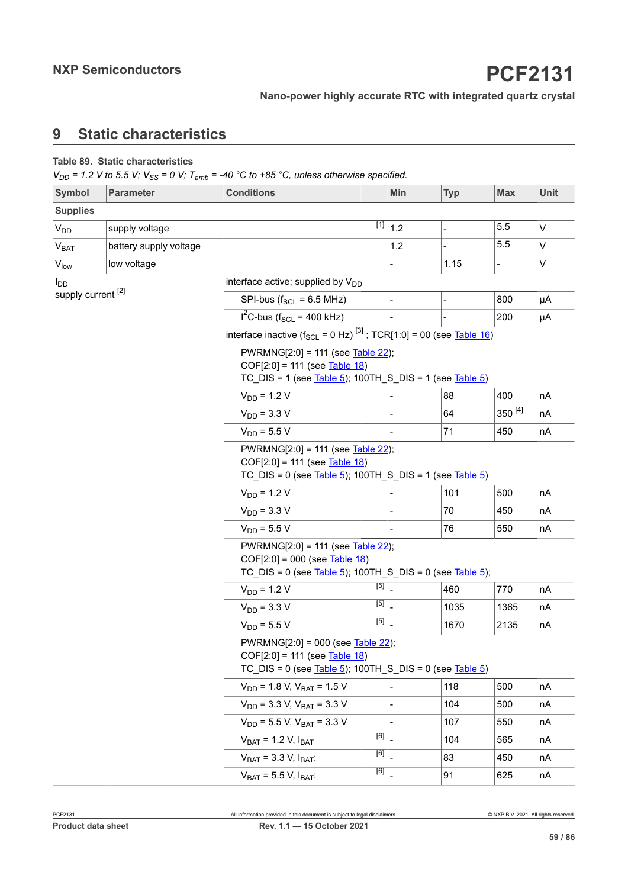## 9 Static characteristics

**Table 89. Static characteristics**

*$V_{DD}$ = 1.2 V to 5.5 V; $V_{SS}$ = 0 V; $T_{amb}$ = -40 °C to +85 °C, unless otherwise specified.*

| Symbol | Parameter | Conditions | | Min | Typ | Max | Unit |
|---|---|---|---|---|---|---|---|
| **Supplies** | | | | | | | |
| $V_{DD}$ | supply voltage | | [1] | 1.2 | - | 5.5 | V |
| $V_{BAT}$ | battery supply voltage | | | 1.2 | - | 5.5 | V |
| $V_{low}$ | low voltage | | | - | 1.15 | - | V |
| $I_{DD}$ | supply current [2] | interface active; supplied by $V_{DD}$ | | | | | |
| | | SPI-bus ($f_{SCL}$ = 6.5 MHz) | | - | - | 800 | µA |
| | | I²C-bus ($f_{SCL}$ = 400 kHz) | | - | - | 200 | µA |
| | | interface inactive ($f_{SCL}$ = 0 Hz) [3]; TCR[1:0] = 00 (see Table 16) | | | | | |
| | | PWRMNG[2:0] = 111 (see Table 22); COF[2:0] = 111 (see Table 18) TC_DIS = 1 (see Table 5); 100TH_S_DIS = 1 (see Table 5) | | | | | |
| | | $V_{DD}$ = 1.2 V | | - | 88 | 400 | nA |
| | | $V_{DD}$ = 3.3 V | | - | 64 | 350 [4] | nA |
| | | $V_{DD}$ = 5.5 V | | - | 71 | 450 | nA |
| | | PWRMNG[2:0] = 111 (see Table 22); COF[2:0] = 111 (see Table 18) TC_DIS = 0 (see Table 5); 100TH_S_DIS = 1 (see Table 5) | | | | | |
| | | $V_{DD}$ = 1.2 V | | - | 101 | 500 | nA |
| | | $V_{DD}$ = 3.3 V | | - | 70 | 450 | nA |
| | | $V_{DD}$ = 5.5 V | | - | 76 | 550 | nA |
| | | PWRMNG[2:0] = 111 (see Table 22); COF[2:0] = 000 (see Table 18) TC_DIS = 0 (see Table 5); 100TH_S_DIS = 0 (see Table 5); | | | | | |
| | | $V_{DD}$ = 1.2 V | [5] | - | 460 | 770 | nA |
| | | $V_{DD}$ = 3.3 V | [5] | - | 1035 | 1365 | nA |
| | | $V_{DD}$ = 5.5 V | [5] | - | 1670 | 2135 | nA |
| | | PWRMNG[2:0] = 000 (see Table 22); COF[2:0] = 111 (see Table 18) TC_DIS = 0 (see Table 5); 100TH_S_DIS = 0 (see Table 5) | | | | | |
| | | $V_{DD}$ = 1.8 V, $V_{BAT}$ = 1.5 V | | - | 118 | 500 | nA |
| | | $V_{DD}$ = 3.3 V, $V_{BAT}$ = 3.3 V | | - | 104 | 500 | nA |
| | | $V_{DD}$ = 5.5 V, $V_{BAT}$ = 3.3 V | | - | 107 | 550 | nA |
| | | $V_{BAT}$ = 1.2 V, $I_{BAT}$ | [6] | - | 104 | 565 | nA |
| | | $V_{BAT}$ = 3.3 V, $I_{BAT}$: | [6] | - | 83 | 450 | nA |
| | | $V_{BAT}$ = 5.5 V, $I_{BAT}$: | [6] | - | 91 | 625 | nA |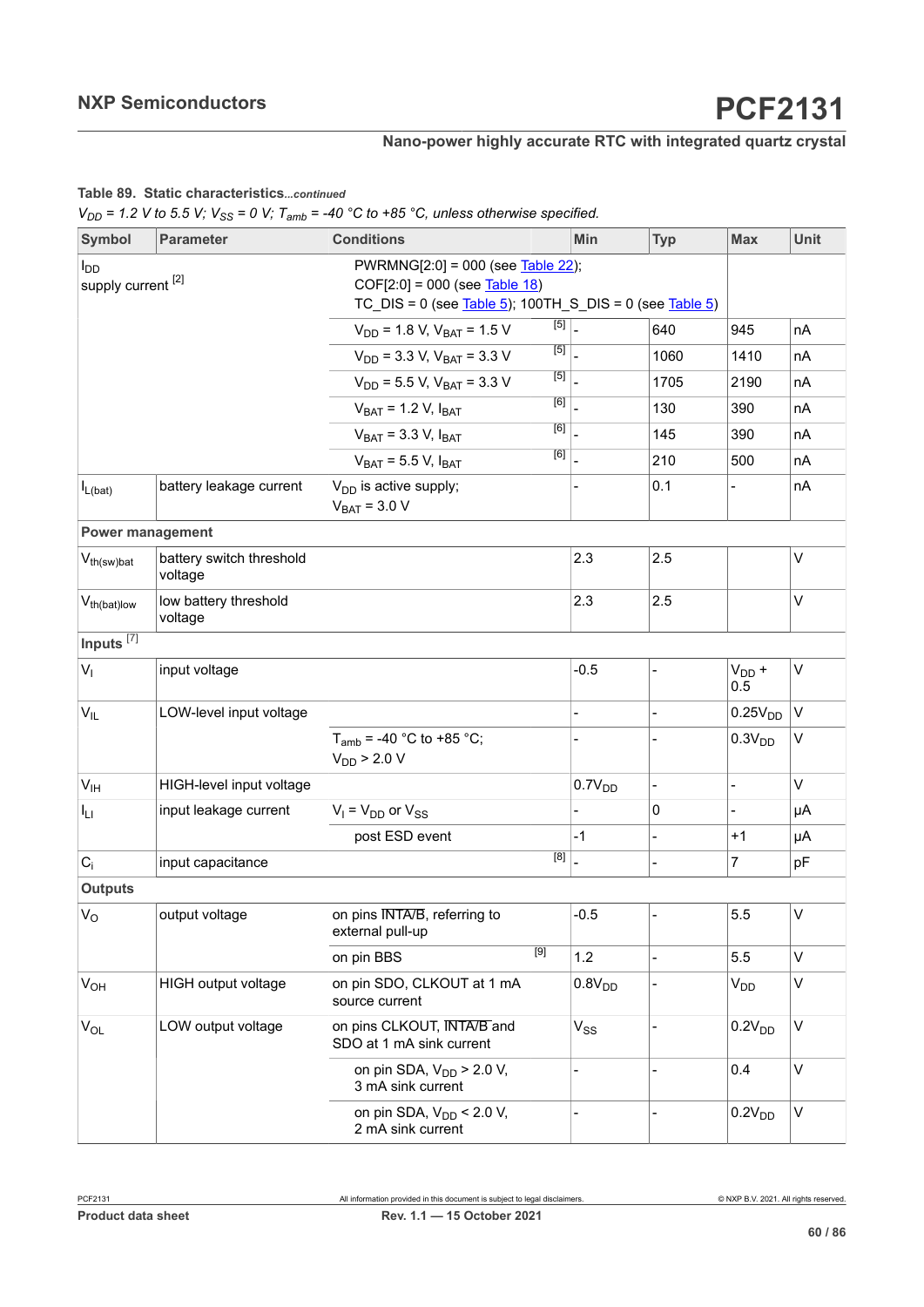**Table 89. Static characteristics**...*continued*

*$V_{DD}$ = 1.2 V to 5.5 V; $V_{SS}$ = 0 V; $T_{amb}$ = -40 °C to +85 °C, unless otherwise specified.*

| Symbol | Parameter | Conditions | | Min | Typ | Max | Unit |
|---|---|---|---|---|---|---|---|
| $I_{DD}$ | supply current [2] | PWRMNG[2:0] = 000 (see Table 22); COF[2:0] = 000 (see Table 18) TC_DIS = 0 (see Table 5); 100TH_S_DIS = 0 (see Table 5) | | | | | |
| | | $V_{DD}$ = 1.8 V, $V_{BAT}$ = 1.5 V | [5] | - | 640 | 945 | nA |
| | | $V_{DD}$ = 3.3 V, $V_{BAT}$ = 3.3 V | [5] | - | 1060 | 1410 | nA |
| | | $V_{DD}$ = 5.5 V, $V_{BAT}$ = 3.3 V | [5] | - | 1705 | 2190 | nA |
| | | $V_{BAT}$ = 1.2 V, $I_{BAT}$ | [6] | - | 130 | 390 | nA |
| | | $V_{BAT}$ = 3.3 V, $I_{BAT}$ | [6] | - | 145 | 390 | nA |
| | | $V_{BAT}$ = 5.5 V, $I_{BAT}$ | [6] | - | 210 | 500 | nA |
| $I_{L(bat)}$ | battery leakage current | $V_{DD}$ is active supply; $V_{BAT}$ = 3.0 V | | - | 0.1 | - | nA |
| **Power management** | | | | | | | |
| $V_{th(sw)bat}$ | battery switch threshold voltage | | | 2.3 | 2.5 | | V |
| $V_{th(bat)low}$ | low battery threshold voltage | | | 2.3 | 2.5 | | V |
| **Inputs** [7] | | | | | | | |
| $V_I$ | input voltage | | | -0.5 | - | $V_{DD}$ + 0.5 | V |
| $V_{IL}$ | LOW-level input voltage | | | - | - | $0.25V_{DD}$ | V |
| | | $T_{amb}$ = -40 °C to +85 °C; $V_{DD}$ > 2.0 V | | - | - | $0.3V_{DD}$ | V |
| $V_{IH}$ | HIGH-level input voltage | | | $0.7V_{DD}$ | - | - | V |
| $I_{LI}$ | input leakage current | $V_I$ = $V_{DD}$ or $V_{SS}$ | | - | 0 | - | µA |
| | | post ESD event | | -1 | - | +1 | µA |
| $C_i$ | input capacitance | | [8] | - | - | 7 | pF |
| **Outputs** | | | | | | | |
| $V_O$ | output voltage | on pins $\overline{\text{INTA}}$/$\overline{\text{B}}$, referring to external pull-up | | -0.5 | - | 5.5 | V |
| | | on pin BBS | [9] | 1.2 | - | 5.5 | V |
| $V_{OH}$ | HIGH output voltage | on pin SDO, CLKOUT at 1 mA source current | | $0.8V_{DD}$ | - | $V_{DD}$ | V |
| $V_{OL}$ | LOW output voltage | on pins CLKOUT, $\overline{\text{INTA}}$/$\overline{\text{B}}$ and SDO at 1 mA sink current | | $V_{SS}$ | - | $0.2V_{DD}$ | V |
| | | on pin SDA, $V_{DD}$ > 2.0 V, 3 mA sink current | | - | - | 0.4 | V |
| | | on pin SDA, $V_{DD}$ < 2.0 V, 2 mA sink current | | - | - | $0.2V_{DD}$ | V |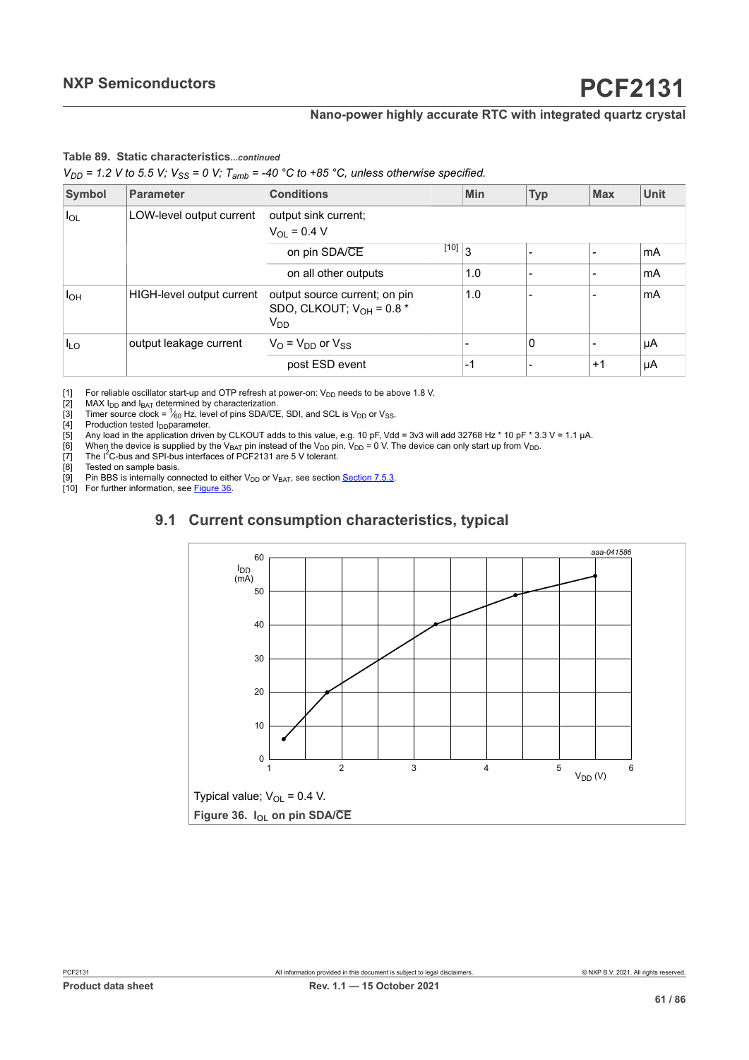**Table 89. Static characteristics***...continued*

*$V_{DD}$ = 1.2 V to 5.5 V; $V_{SS}$ = 0 V; $T_{amb}$ = -40 °C to +85 °C, unless otherwise specified.*

| Symbol | Parameter | Conditions | Min | Typ | Max | Unit |
|---|---|---|---|---|---|---|
| $I_{OL}$ | LOW-level output current | output sink current; $V_{OL}$ = 0.4 V | | | | |
| | | on pin SDA/$\overline{CE}$ [10] | 3 | - | - | mA |
| | | on all other outputs | 1.0 | - | - | mA |
| $I_{OH}$ | HIGH-level output current | output source current; on pin SDO, CLKOUT; $V_{OH}$ = 0.8 * $V_{DD}$ | 1.0 | - | - | mA |
| $I_{LO}$ | output leakage current | $V_O$ = $V_{DD}$ or $V_{SS}$ | - | 0 | - | µA |
| | | post ESD event | -1 | - | +1 | µA |

[1] For reliable oscillator start-up and OTP refresh at power-on: $V_{DD}$ needs to be above 1.8 V.
[2] MAX $I_{DD}$ and $I_{BAT}$ determined by characterization.
[3] Timer source clock = $^{1}/_{60}$ Hz, level of pins SDA/$\overline{CE}$, SDI, and SCL is $V_{DD}$ or $V_{SS}$.
[4] Production tested $I_{DD}$parameter.
[5] Any load in the application driven by CLKOUT adds to this value, e.g. 10 pF, Vdd = 3v3 will add 32768 Hz * 10 pF * 3.3 V = 1.1 µA.
[6] When the device is supplied by the $V_{BAT}$ pin instead of the $V_{DD}$ pin, $V_{DD}$ = 0 V. The device can only start up from $V_{DD}$.
[7] The I²C-bus and SPI-bus interfaces of PCF2131 are 5 V tolerant.
[8] Tested on sample basis.
[9] Pin BBS is internally connected to either $V_{DD}$ or $V_{BAT}$, see section Section 7.5.3.
[10] For further information, see Figure 36.

## 9.1 Current consumption characteristics, typical

aaa-041586

$I_{DD}$ (mA)

60
50
40
30
20
10
0

1 2 3 4 5 6

$V_{DD}$ (V)

Typical value; $V_{OL}$ = 0.4 V.

**Figure 36. $I_{OL}$ on pin SDA/$\overline{CE}$**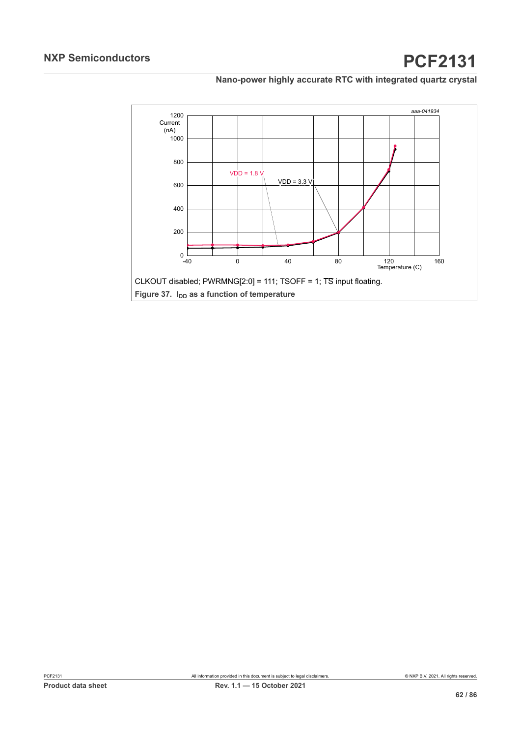aaa-041934

Current (nA)

1200
1000
800
600
400
200
0

-40
0
40
80
120
160

Temperature (C)

VDD = 1.8 V

VDD = 3.3 V

CLKOUT disabled; PWRMNG[2:0] = 111; TSOFF = 1; $\overline{TS}$ input floating.

**Figure 37. $I_{DD}$ as a function of temperature**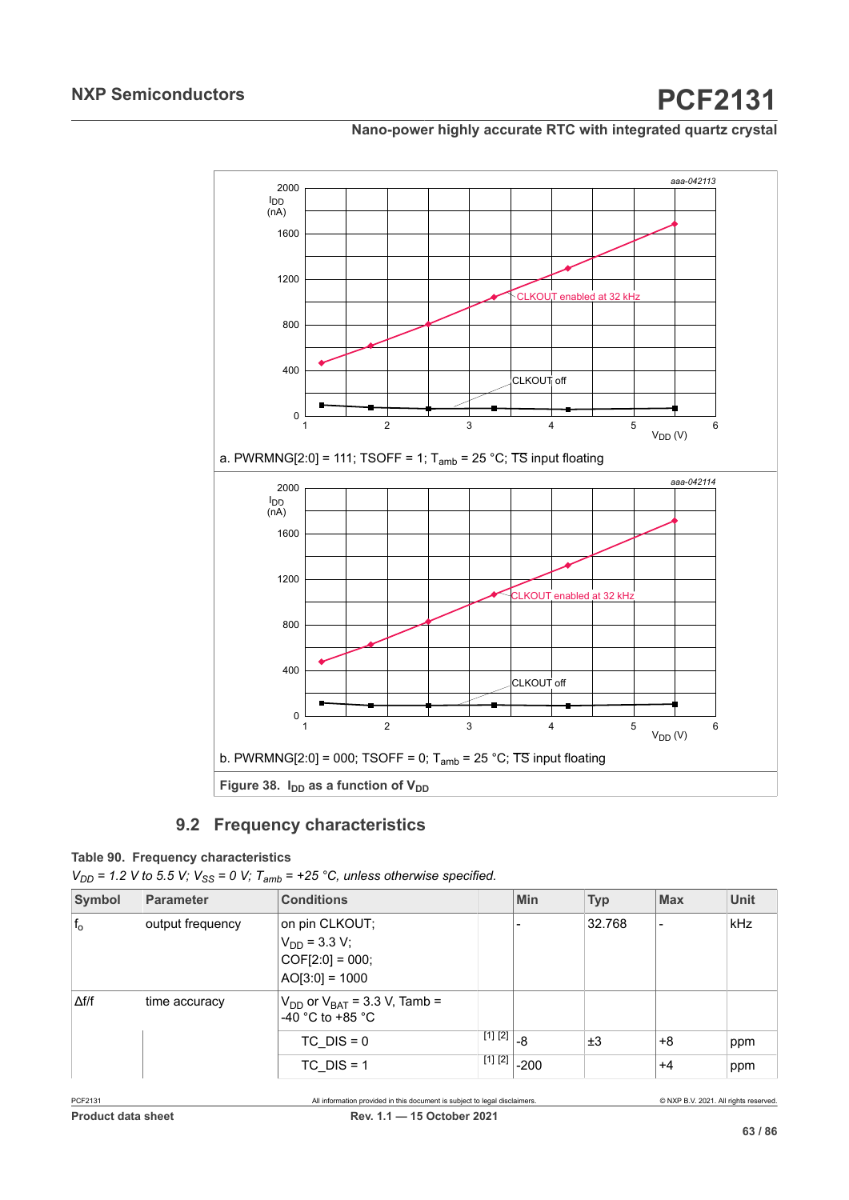aaa-042113

$I_{DD}$ (nA)

2000
1600
1200
800
400
0

1 2 3 4 5 6

$V_{DD}$ (V)

CLKOUT enabled at 32 kHz

CLKOUT off

a. PWRMNG[2:0] = 111; TSOFF = 1; $T_{amb}$ = 25 °C; $\overline{TS}$ input floating

aaa-042114

$I_{DD}$ (nA)

2000
1600
1200
800
400
0

1 2 3 4 5 6

$V_{DD}$ (V)

CLKOUT enabled at 32 kHz

CLKOUT off

b. PWRMNG[2:0] = 000; TSOFF = 0; $T_{amb}$ = 25 °C; $\overline{TS}$ input floating

**Figure 38. $I_{DD}$ as a function of $V_{DD}$**

## 9.2 Frequency characteristics

**Table 90. Frequency characteristics**

*$V_{DD}$ = 1.2 V to 5.5 V; $V_{SS}$ = 0 V; $T_{amb}$ = +25 °C, unless otherwise specified.*

| Symbol | Parameter | Conditions | | Min | Typ | Max | Unit |
|---|---|---|---|---|---|---|---|
| $f_o$ | output frequency | on pin CLKOUT; $V_{DD}$ = 3.3 V; COF[2:0] = 000; AO[3:0] = 1000 | | - | 32.768 | - | kHz |
| Δf/f | time accuracy | $V_{DD}$ or $V_{BAT}$ = 3.3 V, Tamb = -40 °C to +85 °C | | | | | |
| | | TC_DIS = 0 | [1] [2] | -8 | ±3 | +8 | ppm |
| | | TC_DIS = 1 | [1] [2] | -200 | | +4 | ppm |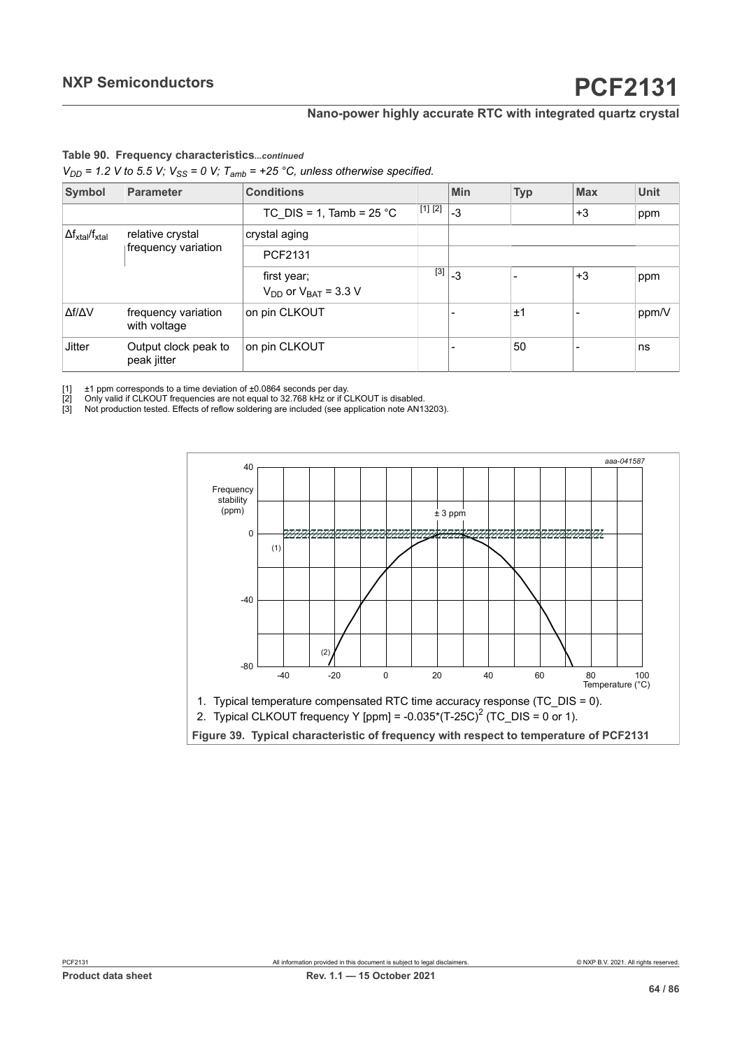**Table 90. Frequency characteristics**...*continued*

*$V_{DD}$ = 1.2 V to 5.5 V; $V_{SS}$ = 0 V; $T_{amb}$ = +25 °C, unless otherwise specified.*

| Symbol | Parameter | Conditions | | Min | Typ | Max | Unit |
|---|---|---|---|---|---|---|---|
| | | TC_DIS = 1, Tamb = 25 °C | [1] [2] | -3 | | +3 | ppm |
| $\Delta f_{xtal}/f_{xtal}$ | relative crystal frequency variation | crystal aging | | | | | |
| | | PCF2131 | | | | | |
| | | first year; $V_{DD}$ or $V_{BAT}$ = 3.3 V | [3] | -3 | - | +3 | ppm |
| $\Delta f/\Delta V$ | frequency variation with voltage | on pin CLKOUT | | - | ±1 | - | ppm/V |
| Jitter | Output clock peak to peak jitter | on pin CLKOUT | | - | 50 | - | ns |

[1] ±1 ppm corresponds to a time deviation of ±0.0864 seconds per day.
[2] Only valid if CLKOUT frequencies are not equal to 32.768 kHz or if CLKOUT is disabled.
[3] Not production tested. Effects of reflow soldering are included (see application note AN13203).

aaa-041587

Frequency stability (ppm)

40
0
-40
-80

± 3 ppm

(1)

(2)

-40
-20
0
20
40
60
80
100
Temperature (°C)

1. Typical temperature compensated RTC time accuracy response (TC_DIS = 0).
2. Typical CLKOUT frequency Y [ppm] = -0.035*(T-25C)$^2$ (TC_DIS = 0 or 1).

**Figure 39. Typical characteristic of frequency with respect to temperature of PCF2131**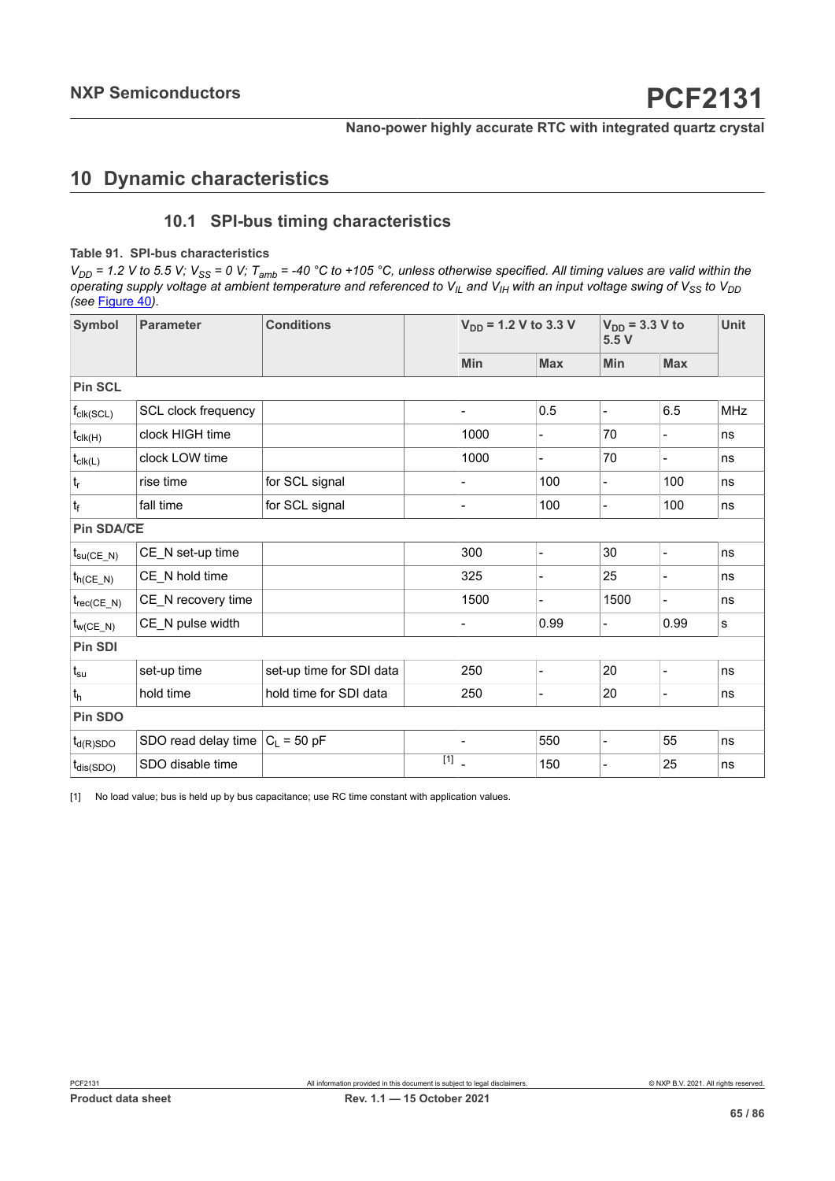# 10 Dynamic characteristics

## 10.1 SPI-bus timing characteristics

**Table 91. SPI-bus characteristics**

*$V_{DD}$ = 1.2 V to 5.5 V; $V_{SS}$ = 0 V; $T_{amb}$ = -40 °C to +105 °C, unless otherwise specified. All timing values are valid within the operating supply voltage at ambient temperature and referenced to $V_{IL}$ and $V_{IH}$ with an input voltage swing of $V_{SS}$ to $V_{DD}$ (see Figure 40).*

| Symbol | Parameter | Conditions | | $V_{DD}$ = 1.2 V to 3.3 V | | $V_{DD}$ = 3.3 V to 5.5 V | | Unit |
|---|---|---|---|---|---|---|---|---|
| | | | | Min | Max | Min | Max | |
| **Pin SCL** | | | | | | | | |
| $f_{clk(SCL)}$ | SCL clock frequency | | | - | 0.5 | - | 6.5 | MHz |
| $t_{clk(H)}$ | clock HIGH time | | | 1000 | - | 70 | - | ns |
| $t_{clk(L)}$ | clock LOW time | | | 1000 | - | 70 | - | ns |
| $t_r$ | rise time | for SCL signal | | - | 100 | - | 100 | ns |
| $t_f$ | fall time | for SCL signal | | - | 100 | - | 100 | ns |
| **Pin SDA/$\overline{CE}$** | | | | | | | | |
| $t_{su(CE\_N)}$ | CE_N set-up time | | | 300 | - | 30 | - | ns |
| $t_{h(CE\_N)}$ | CE_N hold time | | | 325 | - | 25 | - | ns |
| $t_{rec(CE\_N)}$ | CE_N recovery time | | | 1500 | - | 1500 | - | ns |
| $t_{w(CE\_N)}$ | CE_N pulse width | | | - | 0.99 | - | 0.99 | s |
| **Pin SDI** | | | | | | | | |
| $t_{su}$ | set-up time | set-up time for SDI data | | 250 | - | 20 | - | ns |
| $t_h$ | hold time | hold time for SDI data | | 250 | - | 20 | - | ns |
| **Pin SDO** | | | | | | | | |
| $t_{d(R)SDO}$ | SDO read delay time | $C_L$ = 50 pF | | - | 550 | - | 55 | ns |
| $t_{dis(SDO)}$ | SDO disable time | | [1] | - | 150 | - | 25 | ns |

[1] No load value; bus is held up by bus capacitance; use RC time constant with application values.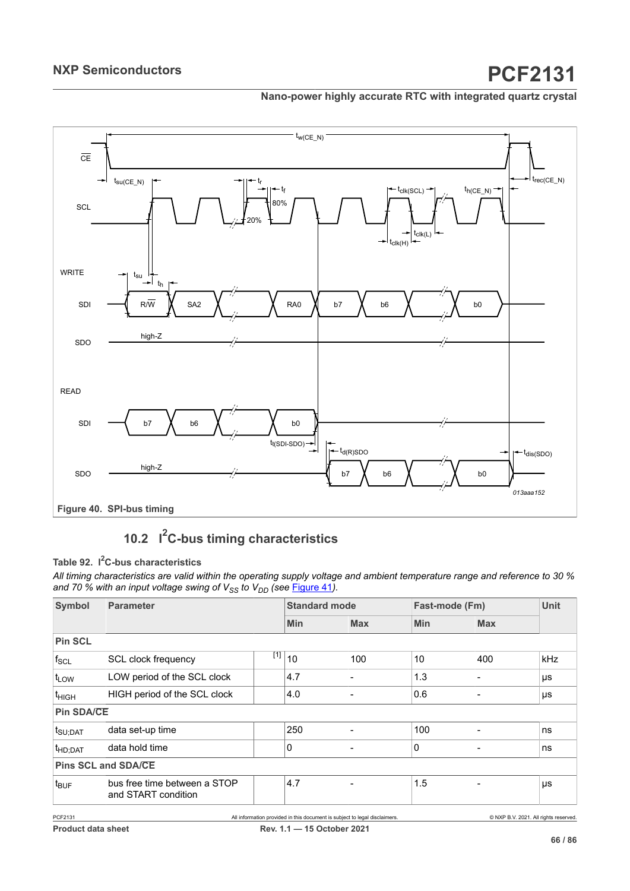$t_{w(CE\_N)}$

CE

$t_{su(CE\_N)}$

$t_r$

$t_f$

$t_{clk(SCL)}$

$t_{h(CE\_N)}$

$t_{rec(CE\_N)}$

SCL

80%

20%

$t_{clk(L)}$

$t_{clk(H)}$

WRITE

$t_{su}$

$t_h$

SDI

R/W

SA2

RA0

b7

b6

b0

SDO

high-Z

READ

SDI

b7

b6

b0

$t_{t(SDI-SDO)}$

$t_{d(R)SDO}$

$t_{dis(SDO)}$

SDO

high-Z

b7

b6

b0

013aaa152

Figure 40. SPI-bus timing

## 10.2 I²C-bus timing characteristics

**Table 92. I²C-bus characteristics**

*All timing characteristics are valid within the operating supply voltage and ambient temperature range and reference to 30 % and 70 % with an input voltage swing of $V_{SS}$ to $V_{DD}$ (see Figure 41).*

| Symbol | Parameter | | Standard mode | | Fast-mode (Fm) | | Unit |
|---|---|---|---|---|---|---|---|
| | | | Min | Max | Min | Max | |
| **Pin SCL** | | | | | | | |
| $f_{SCL}$ | SCL clock frequency | [1] | 10 | 100 | 10 | 400 | kHz |
| $t_{LOW}$ | LOW period of the SCL clock | | 4.7 | - | 1.3 | - | μs |
| $t_{HIGH}$ | HIGH period of the SCL clock | | 4.0 | - | 0.6 | - | μs |
| **Pin SDA/CE** | | | | | | | |
| $t_{SU;DAT}$ | data set-up time | | 250 | - | 100 | - | ns |
| $t_{HD;DAT}$ | data hold time | | 0 | - | 0 | - | ns |
| **Pins SCL and SDA/CE** | | | | | | | |
| $t_{BUF}$ | bus free time between a STOP and START condition | | 4.7 | - | 1.5 | - | μs |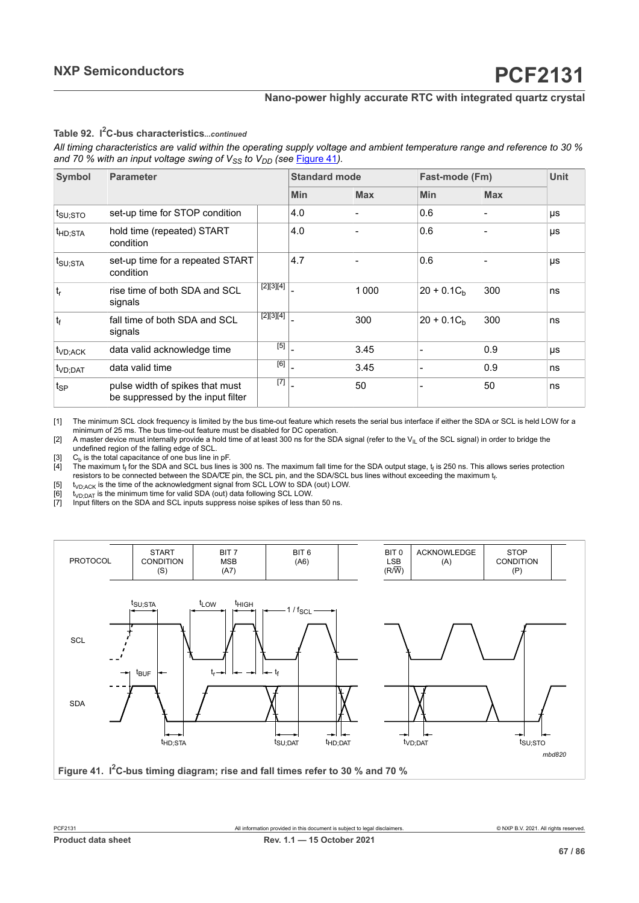**Table 92. I²C-bus characteristics**...*continued*

*All timing characteristics are valid within the operating supply voltage and ambient temperature range and reference to 30 % and 70 % with an input voltage swing of $V_{SS}$ to $V_{DD}$ (see Figure 41).*

| Symbol | Parameter | | Standard mode | | Fast-mode (Fm) | | Unit |
|---|---|---|---|---|---|---|---|
| | | | Min | Max | Min | Max | |
| $t_{SU;STO}$ | set-up time for STOP condition | | 4.0 | - | 0.6 | - | μs |
| $t_{HD;STA}$ | hold time (repeated) START condition | | 4.0 | - | 0.6 | - | μs |
| $t_{SU;STA}$ | set-up time for a repeated START condition | | 4.7 | - | 0.6 | - | μs |
| $t_r$ | rise time of both SDA and SCL signals | [2][3][4] | - | 1 000 | $20 + 0.1C_b$ | 300 | ns |
| $t_f$ | fall time of both SDA and SCL signals | [2][3][4] | - | 300 | $20 + 0.1C_b$ | 300 | ns |
| $t_{VD;ACK}$ | data valid acknowledge time | [5] | - | 3.45 | - | 0.9 | μs |
| $t_{VD;DAT}$ | data valid time | [6] | - | 3.45 | - | 0.9 | ns |
| $t_{SP}$ | pulse width of spikes that must be suppressed by the input filter | [7] | - | 50 | - | 50 | ns |

[1] The minimum SCL clock frequency is limited by the bus time-out feature which resets the serial bus interface if either the SDA or SCL is held LOW for a minimum of 25 ms. The bus time-out feature must be disabled for DC operation.

[2] A master device must internally provide a hold time of at least 300 ns for the SDA signal (refer to the $V_{IL}$ of the SCL signal) in order to bridge the undefined region of the falling edge of SCL.

[3] $C_b$ is the total capacitance of one bus line in pF.

[4] The maximum $t_f$ for the SDA and SCL bus lines is 300 ns. The maximum fall time for the SDA output stage, $t_f$ is 250 ns. This allows series protection resistors to be connected between the SDA/CE pin, the SCL pin, and the SDA/SCL bus lines without exceeding the maximum $t_f$.

[5] $t_{VD;ACK}$ is the time of the acknowledgment signal from SCL LOW to SDA (out) LOW.

[6] $t_{VD;DAT}$ is the minimum time for valid SDA (out) data following SCL LOW.

[7] Input filters on the SDA and SCL inputs suppress noise spikes of less than 50 ns.

PROTOCOL
START CONDITION (S)
BIT 7 MSB (A7)
BIT 6 (A6)
BIT 0 LSB (R/W)
ACKNOWLEDGE (A)
STOP CONDITION (P)

$t_{SU;STA}$
$t_{LOW}$
$t_{HIGH}$
1 / $f_{SCL}$
SCL
$t_{BUF}$
$t_r$
$t_f$
SDA
$t_{HD;STA}$
$t_{SU;DAT}$
$t_{HD;DAT}$
$t_{VD;DAT}$
$t_{SU;STO}$
mbd820

**Figure 41. I²C-bus timing diagram; rise and fall times refer to 30 % and 70 %**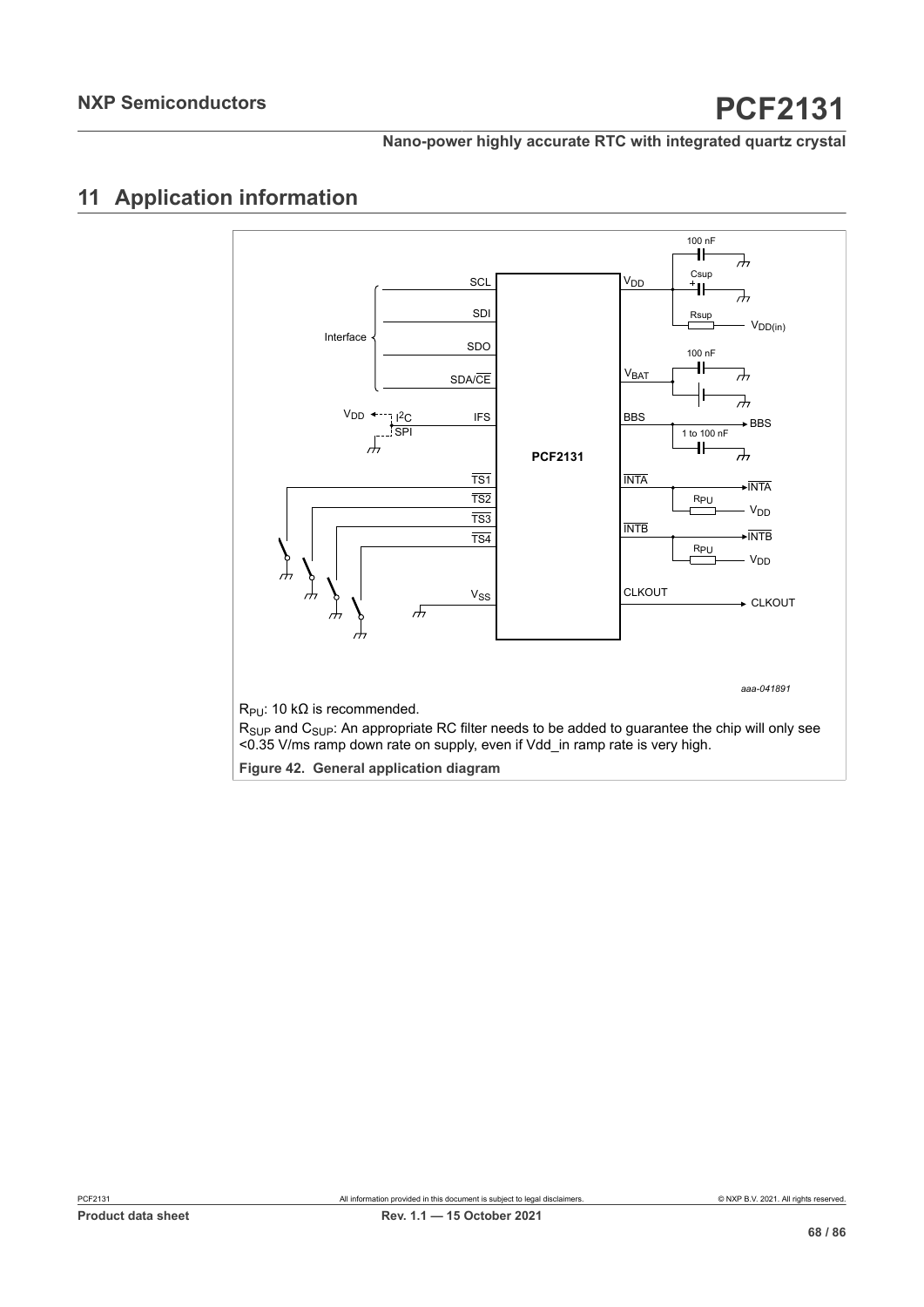# 11 Application information

100 nF
Csup
Rsup
$V_{DD(in)}$
100 nF
$V_{DD}$
$V_{BAT}$
SCL
SDI
SDO
SDA/$\overline{CE}$
Interface
$V_{DD}$
$I^2C$
SPI
IFS
BBS
BBS
1 to 100 nF
PCF2131
$\overline{TS1}$
$\overline{TS2}$
$\overline{TS3}$
$\overline{TS4}$
$\overline{INTA}$
$\overline{INTA}$
$R_{PU}$
$V_{DD}$
$\overline{INTB}$
$\overline{INTB}$
$R_{PU}$
$V_{DD}$
$V_{SS}$
CLKOUT
CLKOUT

aaa-041891

$R_{PU}$: 10 kΩ is recommended.

$R_{SUP}$ and $C_{SUP}$: An appropriate RC filter needs to be added to guarantee the chip will only see <0.35 V/ms ramp down rate on supply, even if Vdd_in ramp rate is very high.

**Figure 42. General application diagram**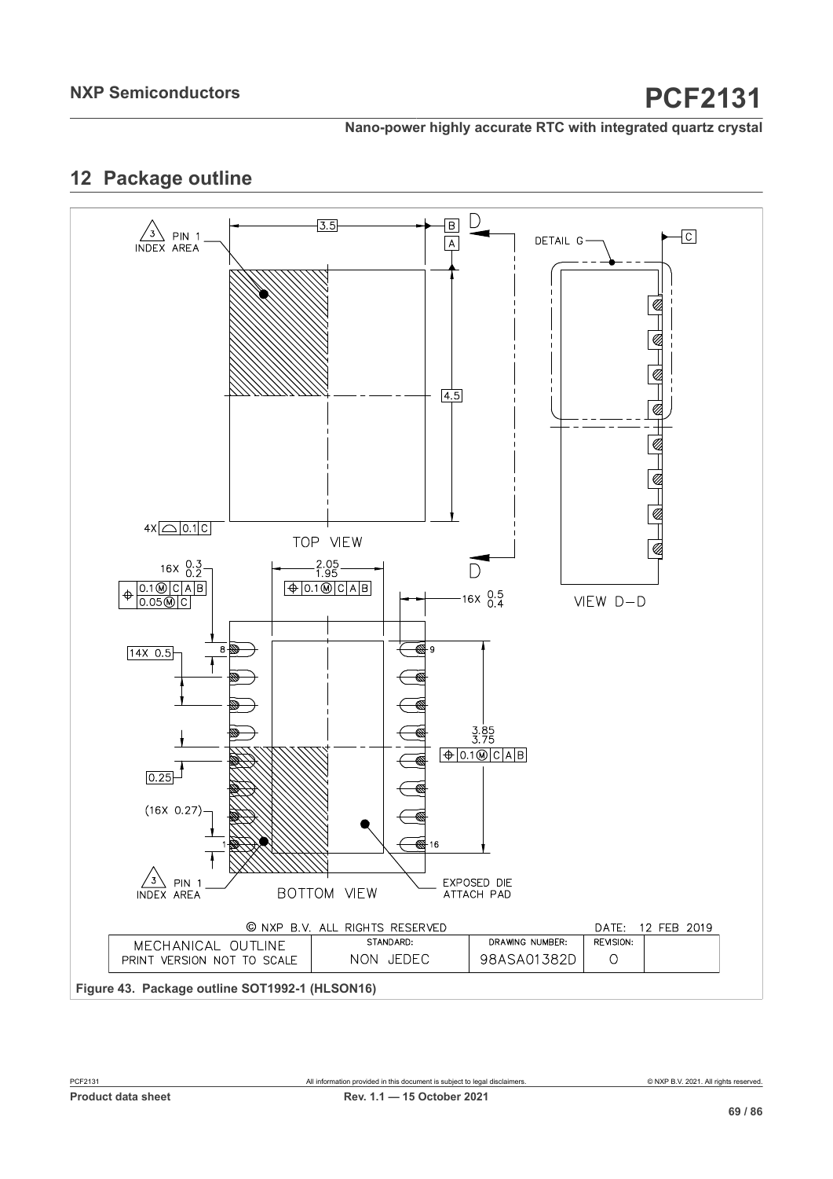## 12 Package outline

PIN 1 INDEX AREA

3.5

B

A

D

DETAIL G

C

4.5

4X 0.1 C

TOP VIEW

D

VIEW D–D

16X 0.3 0.2

0.1 Ⓜ C A B

0.05 Ⓜ C

2.05 1.95

0.1 Ⓜ C A B

16X 0.5 0.4

14X 0.5

8

9

3.85 3.75

0.1 Ⓜ C A B

0.25

(16X 0.27)

1

16

PIN 1 INDEX AREA

BOTTOM VIEW

EXPOSED DIE ATTACH PAD

© NXP B.V. ALL RIGHTS RESERVED

DATE: 12 FEB 2019

| MECHANICAL OUTLINE PRINT VERSION NOT TO SCALE | STANDARD: NON JEDEC | DRAWING NUMBER: 98ASA01382D | REVISION: O |
|---|---|---|---|

Figure 43. Package outline SOT1992-1 (HLSON16)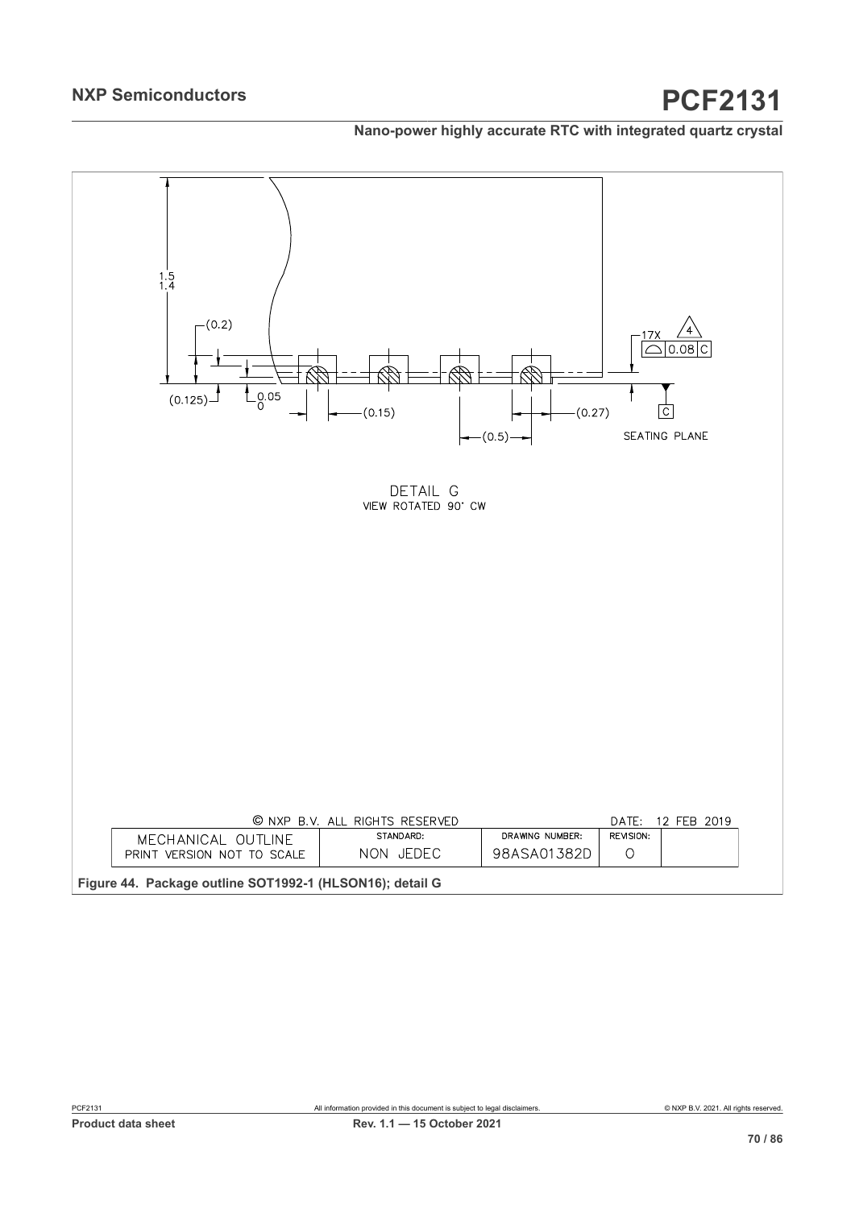1.5
1.4

(0.2)

(0.125)

0.05
0

(0.15)

(0.5)

(0.27)

17X

4

0.08 C

C

SEATING PLANE

DETAIL G
VIEW ROTATED 90° CW

© NXP B.V. ALL RIGHTS RESERVED

DATE: 12 FEB 2019

| | | | |
|---|---|---|---|
| MECHANICAL OUTLINE<br>PRINT VERSION NOT TO SCALE | STANDARD:<br>NON JEDEC | DRAWING NUMBER:<br>98ASA01382D | REVISION:<br>O |

**Figure 44. Package outline SOT1992-1 (HLSON16); detail G**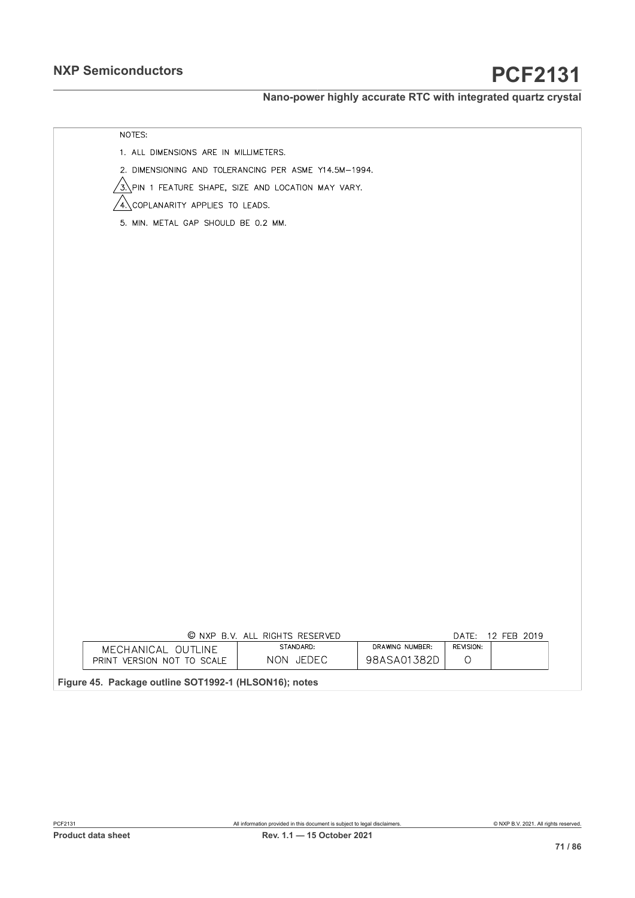NOTES:

1. ALL DIMENSIONS ARE IN MILLIMETERS.
2. DIMENSIONING AND TOLERANCING PER ASME Y14.5M-1994.
3. PIN 1 FEATURE SHAPE, SIZE AND LOCATION MAY VARY.
4. COPLANARITY APPLIES TO LEADS.
5. MIN. METAL GAP SHOULD BE 0.2 MM.

© NXP B.V. ALL RIGHTS RESERVED — DATE: 12 FEB 2019

| MECHANICAL OUTLINE PRINT VERSION NOT TO SCALE | STANDARD: | DRAWING NUMBER: | REVISION: |
|---|---|---|---|
| | NON JEDEC | 98ASA01382D | O |

**Figure 45. Package outline SOT1992-1 (HLSON16); notes**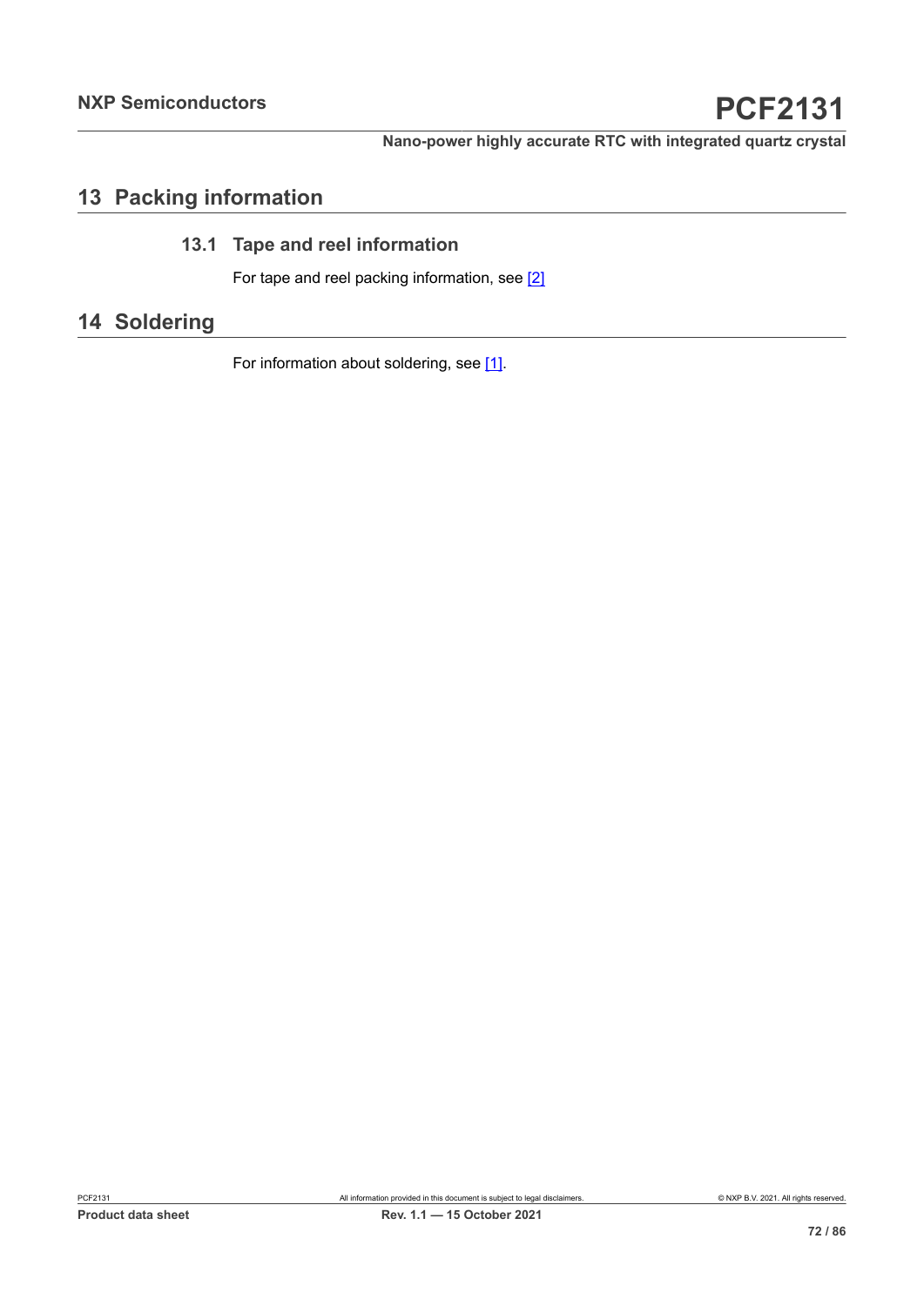## 13 Packing information

### 13.1 Tape and reel information

For tape and reel packing information, see [2]

## 14 Soldering

For information about soldering, see [1].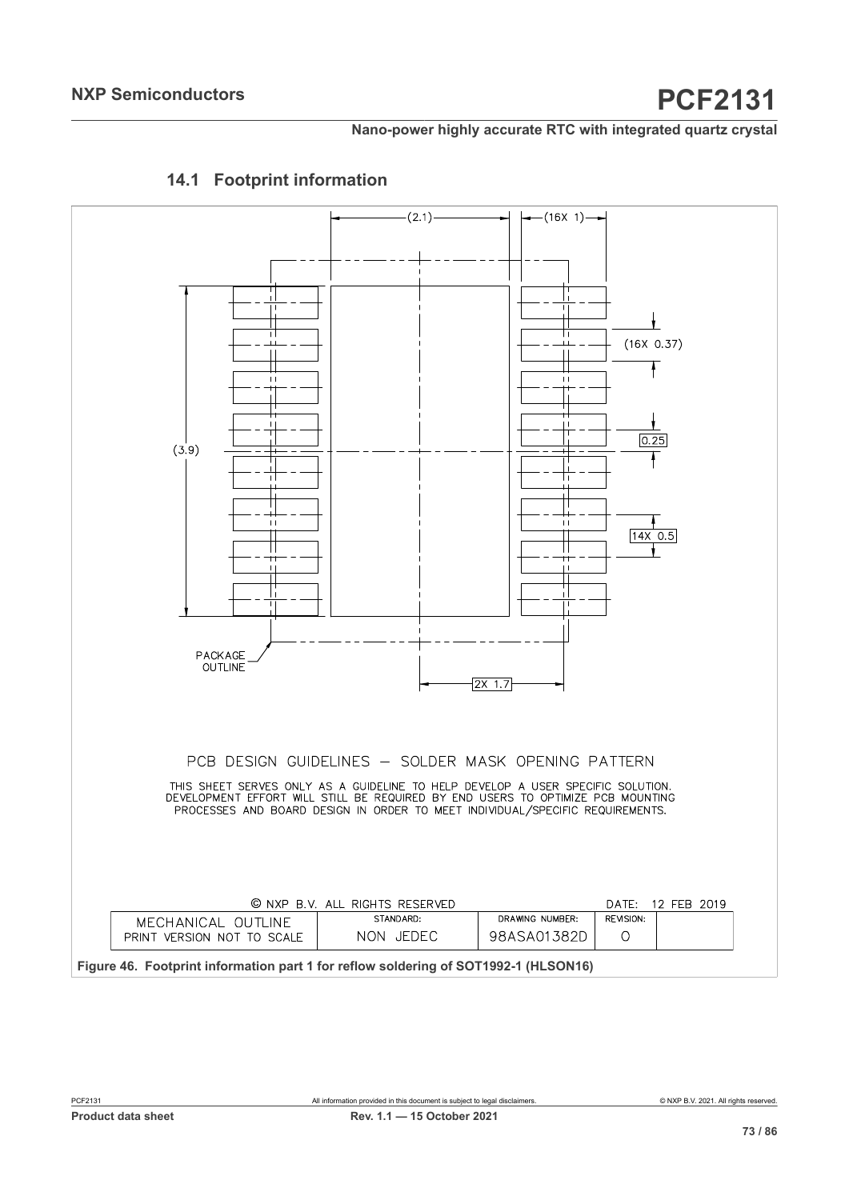## 14.1 Footprint information

(2.1)

(16X 1)

(16X 0.37)

0.25

(3.9)

14X 0.5

PACKAGE OUTLINE

2X 1.7

PCB DESIGN GUIDELINES – SOLDER MASK OPENING PATTERN

THIS SHEET SERVES ONLY AS A GUIDELINE TO HELP DEVELOP A USER SPECIFIC SOLUTION. DEVELOPMENT EFFORT WILL STILL BE REQUIRED BY END USERS TO OPTIMIZE PCB MOUNTING PROCESSES AND BOARD DESIGN IN ORDER TO MEET INDIVIDUAL/SPECIFIC REQUIREMENTS.

© NXP B.V. ALL RIGHTS RESERVED — DATE: 12 FEB 2019

| MECHANICAL OUTLINE PRINT VERSION NOT TO SCALE | STANDARD: NON JEDEC | DRAWING NUMBER: 98ASA01382D | REVISION: O | |
|---|---|---|---|---|

**Figure 46. Footprint information part 1 for reflow soldering of SOT1992-1 (HLSON16)**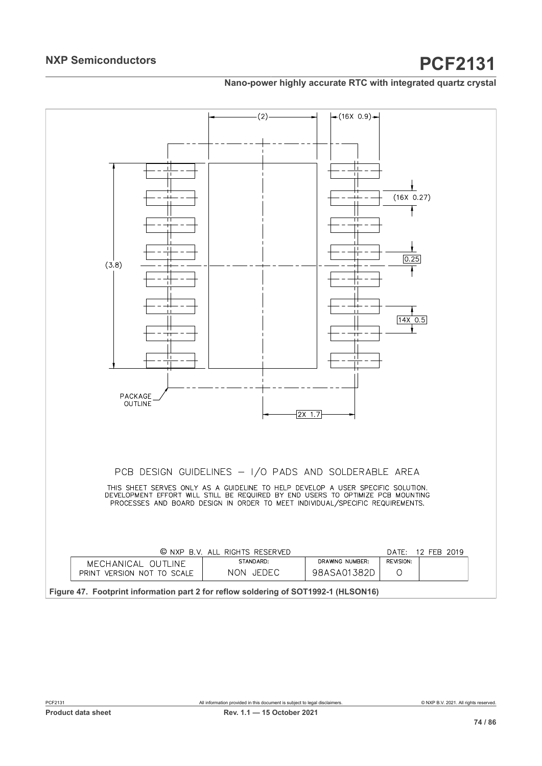(2)

(16X 0.9)

(16X 0.27)

0.25

(3.8)

14X 0.5

PACKAGE OUTLINE

2X 1.7

PCB DESIGN GUIDELINES – I/O PADS AND SOLDERABLE AREA

THIS SHEET SERVES ONLY AS A GUIDELINE TO HELP DEVELOP A USER SPECIFIC SOLUTION. DEVELOPMENT EFFORT WILL STILL BE REQUIRED BY END USERS TO OPTIMIZE PCB MOUNTING PROCESSES AND BOARD DESIGN IN ORDER TO MEET INDIVIDUAL/SPECIFIC REQUIREMENTS.

© NXP B.V. ALL RIGHTS RESERVED

DATE: 12 FEB 2019

| | | | | |
|---|---|---|---|---|
| MECHANICAL OUTLINE<br>PRINT VERSION NOT TO SCALE | STANDARD:<br>NON JEDEC | DRAWING NUMBER:<br>98ASA01382D | REVISION:<br>O | |

**Figure 47. Footprint information part 2 for reflow soldering of SOT1992-1 (HLSON16)**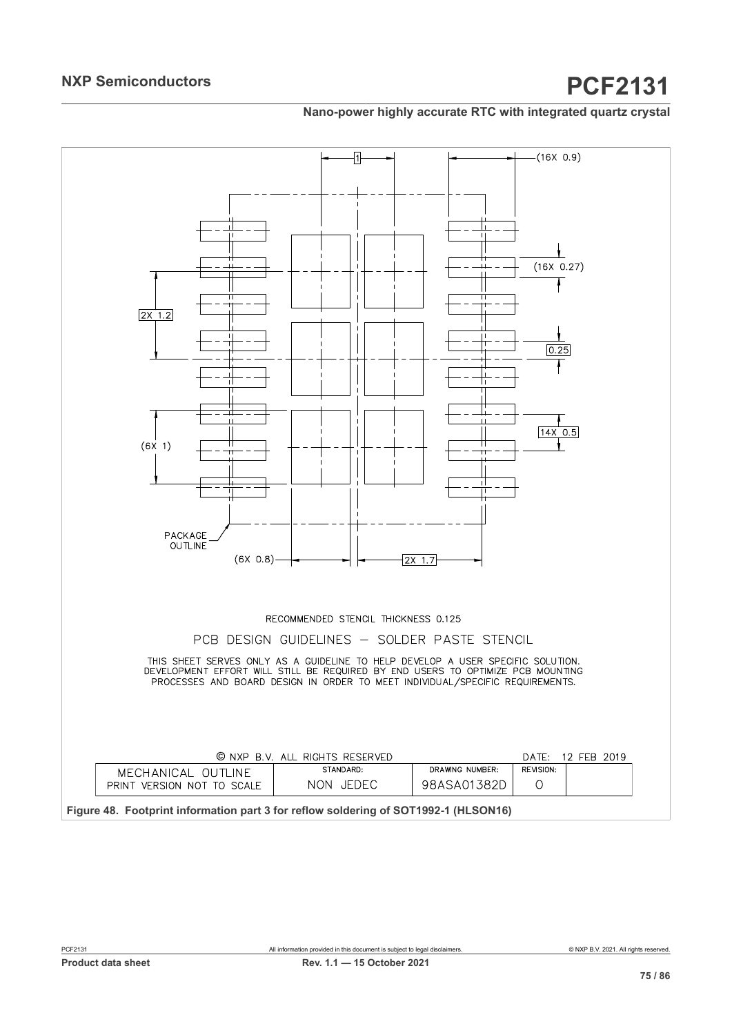1

(16X 0.9)

(16X 0.27)

2X 1.2

0.25

14X 0.5

(6X 1)

PACKAGE OUTLINE

(6X 0.8)

2X 1.7

RECOMMENDED STENCIL THICKNESS 0.125

PCB DESIGN GUIDELINES – SOLDER PASTE STENCIL

THIS SHEET SERVES ONLY AS A GUIDELINE TO HELP DEVELOP A USER SPECIFIC SOLUTION. DEVELOPMENT EFFORT WILL STILL BE REQUIRED BY END USERS TO OPTIMIZE PCB MOUNTING PROCESSES AND BOARD DESIGN IN ORDER TO MEET INDIVIDUAL/SPECIFIC REQUIREMENTS.

© NXP B.V. ALL RIGHTS RESERVED

DATE: 12 FEB 2019

| | | | |
|---|---|---|---|
| MECHANICAL OUTLINE<br>PRINT VERSION NOT TO SCALE | STANDARD:<br>NON JEDEC | DRAWING NUMBER:<br>98ASA01382D | REVISION:<br>O |

**Figure 48. Footprint information part 3 for reflow soldering of SOT1992-1 (HLSON16)**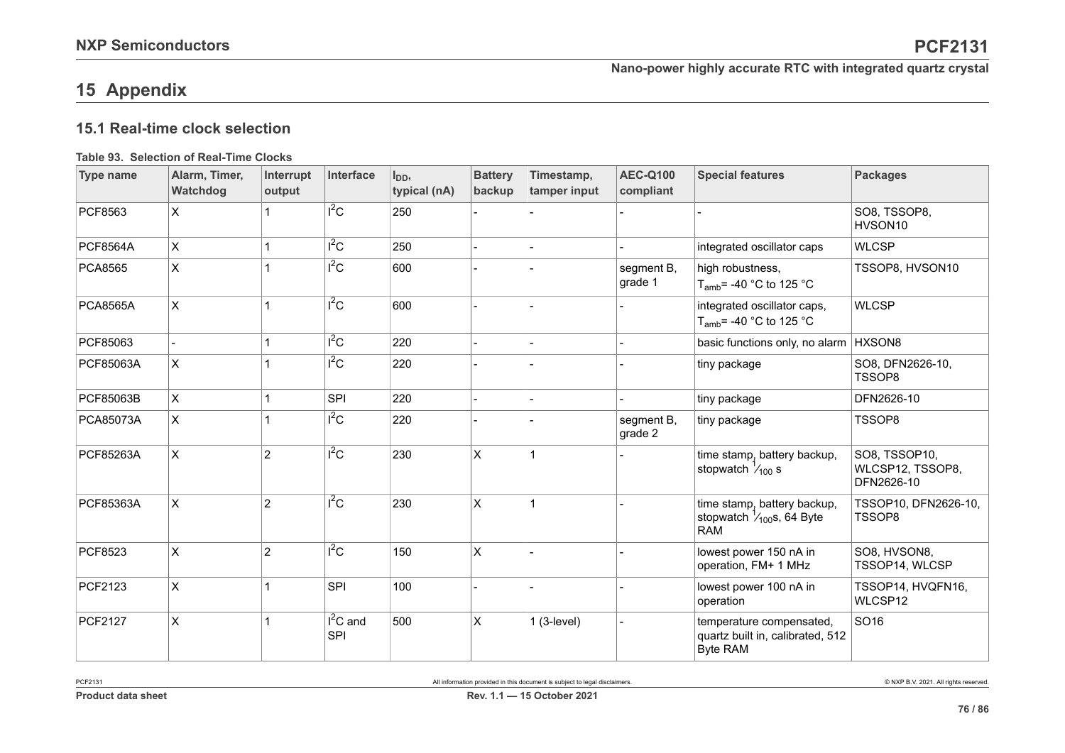# 15 Appendix

## 15.1 Real-time clock selection

**Table 93. Selection of Real-Time Clocks**

| Type name | Alarm, Timer, Watchdog | Interrupt output | Interface | $I_{DD}$, typical (nA) | Battery backup | Timestamp, tamper input | AEC-Q100 compliant | Special features | Packages |
|---|---|---|---|---|---|---|---|---|---|
| PCF8563 | X | 1 | $I^2C$ | 250 | - | - | - | - | SO8, TSSOP8, HVSON10 |
| PCF8564A | X | 1 | $I^2C$ | 250 | - | - | - | integrated oscillator caps | WLCSP |
| PCA8565 | X | 1 | $I^2C$ | 600 | - | - | segment B, grade 1 | high robustness, $T_{amb}$= -40 °C to 125 °C | TSSOP8, HVSON10 |
| PCA8565A | X | 1 | $I^2C$ | 600 | - | - | - | integrated oscillator caps, $T_{amb}$= -40 °C to 125 °C | WLCSP |
| PCF85063 | - | 1 | $I^2C$ | 220 | - | - | - | basic functions only, no alarm | HXSON8 |
| PCF85063A | X | 1 | $I^2C$ | 220 | - | - | - | tiny package | SO8, DFN2626-10, TSSOP8 |
| PCF85063B | X | 1 | SPI | 220 | - | - | - | tiny package | DFN2626-10 |
| PCA85073A | X | 1 | $I^2C$ | 220 | - | - | segment B, grade 2 | tiny package | TSSOP8 |
| PCF85263A | X | 2 | $I^2C$ | 230 | X | 1 | - | time stamp, battery backup, stopwatch $\frac{1}{100}$ s | SO8, TSSOP10, WLCSP12, TSSOP8, DFN2626-10 |
| PCF85363A | X | 2 | $I^2C$ | 230 | X | 1 | - | time stamp, battery backup, stopwatch $\frac{1}{100}$s, 64 Byte RAM | TSSOP10, DFN2626-10, TSSOP8 |
| PCF8523 | X | 2 | $I^2C$ | 150 | X | - | - | lowest power 150 nA in operation, FM+ 1 MHz | SO8, HVSON8, TSSOP14, WLCSP |
| PCF2123 | X | 1 | SPI | 100 | - | - | - | lowest power 100 nA in operation | TSSOP14, HVQFN16, WLCSP12 |
| PCF2127 | X | 1 | $I^2C$ and SPI | 500 | X | 1 (3-level) | - | temperature compensated, quartz built in, calibrated, 512 Byte RAM | SO16 |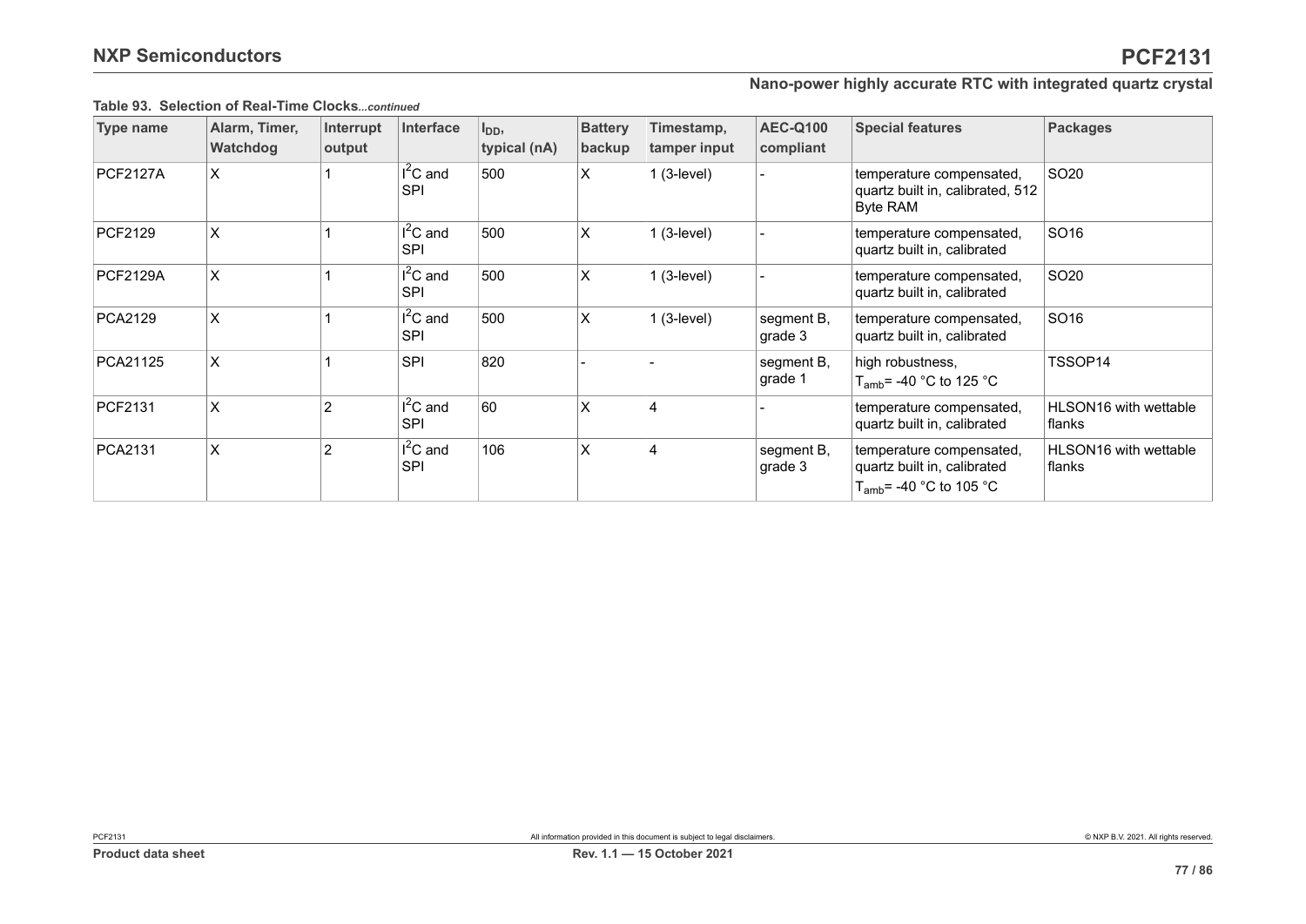**Table 93. Selection of Real-Time Clocks**...*continued*

| Type name | Alarm, Timer, Watchdog | Interrupt output | Interface | $I_{DD}$, typical (nA) | Battery backup | Timestamp, tamper input | AEC-Q100 compliant | Special features | Packages |
|---|---|---|---|---|---|---|---|---|---|
| PCF2127A | X | 1 | $I^2C$ and SPI | 500 | X | 1 (3-level) | - | temperature compensated, quartz built in, calibrated, 512 Byte RAM | SO20 |
| PCF2129 | X | 1 | $I^2C$ and SPI | 500 | X | 1 (3-level) | - | temperature compensated, quartz built in, calibrated | SO16 |
| PCF2129A | X | 1 | $I^2C$ and SPI | 500 | X | 1 (3-level) | - | temperature compensated, quartz built in, calibrated | SO20 |
| PCA2129 | X | 1 | $I^2C$ and SPI | 500 | X | 1 (3-level) | segment B, grade 3 | temperature compensated, quartz built in, calibrated | SO16 |
| PCA21125 | X | 1 | SPI | 820 | - | - | segment B, grade 1 | high robustness, $T_{amb}$= -40 °C to 125 °C | TSSOP14 |
| PCF2131 | X | 2 | $I^2C$ and SPI | 60 | X | 4 | - | temperature compensated, quartz built in, calibrated | HLSON16 with wettable flanks |
| PCA2131 | X | 2 | $I^2C$ and SPI | 106 | X | 4 | segment B, grade 3 | temperature compensated, quartz built in, calibrated $T_{amb}$= -40 °C to 105 °C | HLSON16 with wettable flanks |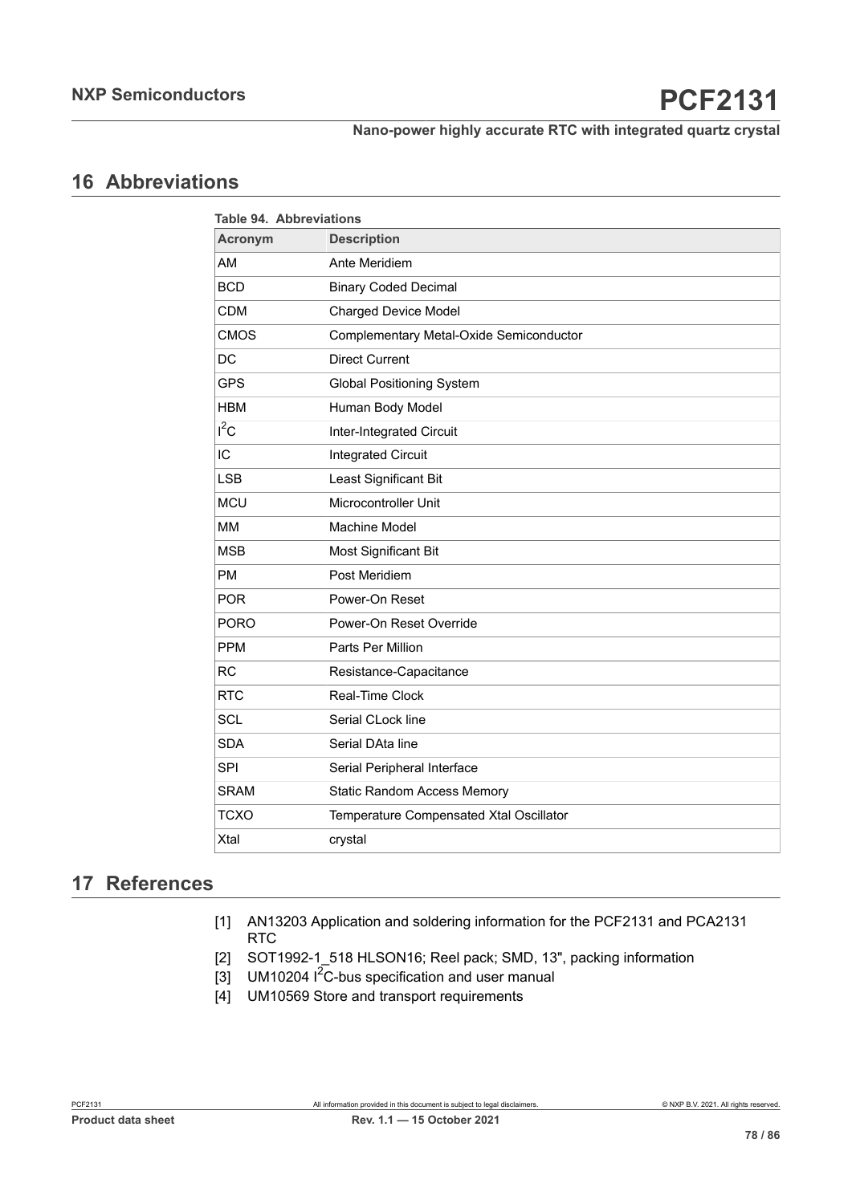## 16 Abbreviations

**Table 94. Abbreviations**

| Acronym | Description |
|---|---|
| AM | Ante Meridiem |
| BCD | Binary Coded Decimal |
| CDM | Charged Device Model |
| CMOS | Complementary Metal-Oxide Semiconductor |
| DC | Direct Current |
| GPS | Global Positioning System |
| HBM | Human Body Model |
| $I^2C$ | Inter-Integrated Circuit |
| IC | Integrated Circuit |
| LSB | Least Significant Bit |
| MCU | Microcontroller Unit |
| MM | Machine Model |
| MSB | Most Significant Bit |
| PM | Post Meridiem |
| POR | Power-On Reset |
| PORO | Power-On Reset Override |
| PPM | Parts Per Million |
| RC | Resistance-Capacitance |
| RTC | Real-Time Clock |
| SCL | Serial CLock line |
| SDA | Serial DAta line |
| SPI | Serial Peripheral Interface |
| SRAM | Static Random Access Memory |
| TCXO | Temperature Compensated Xtal Oscillator |
| Xtal | crystal |

## 17 References

[1] AN13203 Application and soldering information for the PCF2131 and PCA2131 RTC

[2] SOT1992-1_518 HLSON16; Reel pack; SMD, 13", packing information

[3] UM10204 $I^2C$-bus specification and user manual

[4] UM10569 Store and transport requirements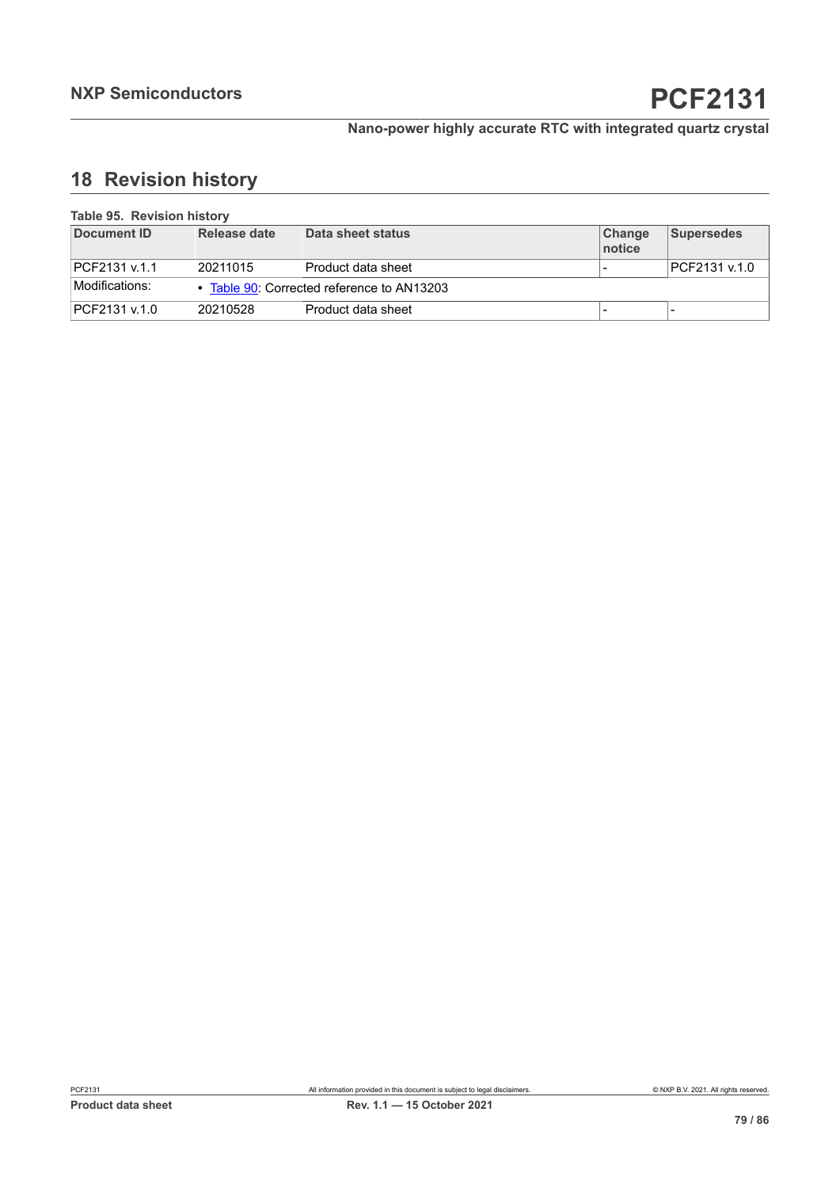## 18 Revision history

**Table 95. Revision history**

| Document ID | Release date | Data sheet status | Change notice | Supersedes |
|---|---|---|---|---|
| PCF2131 v.1.1 | 20211015 | Product data sheet | - | PCF2131 v.1.0 |
| Modifications: | • Table 90: Corrected reference to AN13203 | | | |
| PCF2131 v.1.0 | 20210528 | Product data sheet | - | - |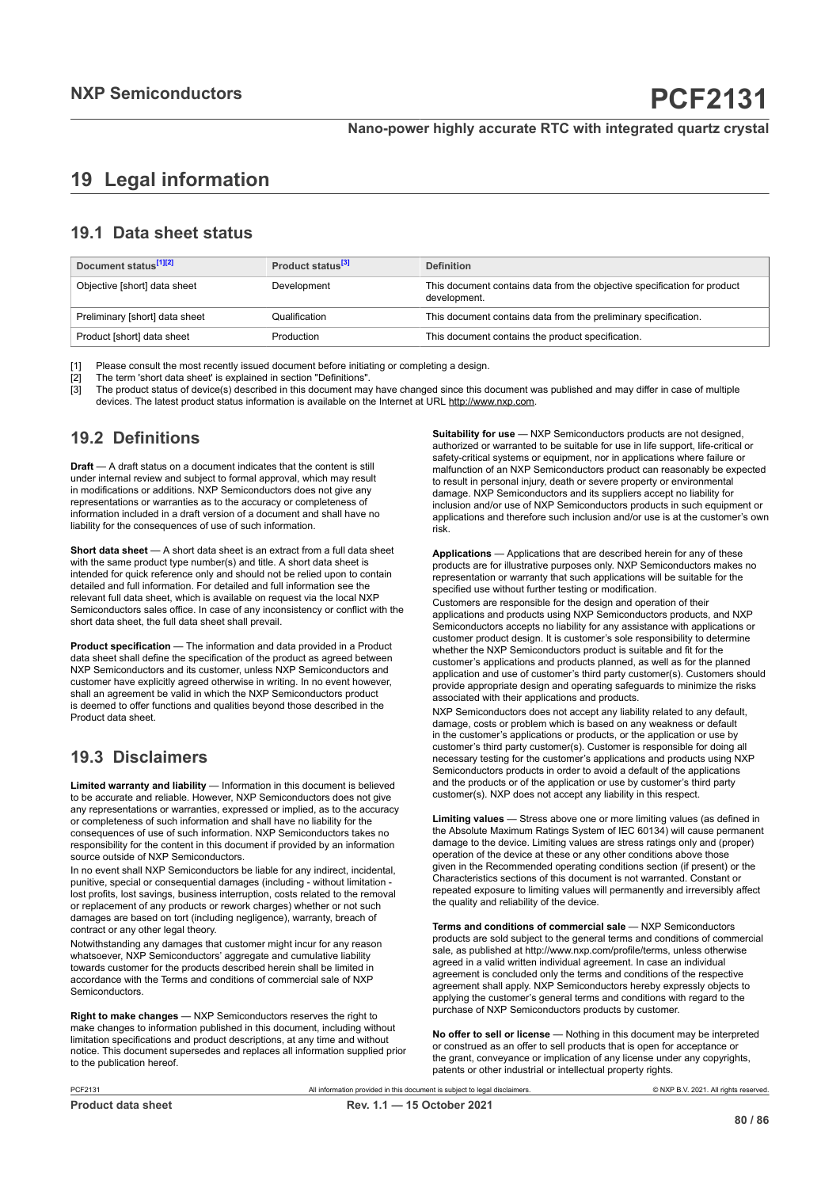# 19 Legal information

## 19.1 Data sheet status

| Document status[1][2] | Product status[3] | Definition |
|---|---|---|
| Objective [short] data sheet | Development | This document contains data from the objective specification for product development. |
| Preliminary [short] data sheet | Qualification | This document contains data from the preliminary specification. |
| Product [short] data sheet | Production | This document contains the product specification. |

[1] Please consult the most recently issued document before initiating or completing a design.
[2] The term 'short data sheet' is explained in section "Definitions".
[3] The product status of device(s) described in this document may have changed since this document was published and may differ in case of multiple devices. The latest product status information is available on the Internet at URL http://www.nxp.com.

## 19.2 Definitions

**Draft** — A draft status on a document indicates that the content is still under internal review and subject to formal approval, which may result in modifications or additions. NXP Semiconductors does not give any representations or warranties as to the accuracy or completeness of information included in a draft version of a document and shall have no liability for the consequences of use of such information.

**Short data sheet** — A short data sheet is an extract from a full data sheet with the same product type number(s) and title. A short data sheet is intended for quick reference only and should not be relied upon to contain detailed and full information. For detailed and full information see the relevant full data sheet, which is available on request via the local NXP Semiconductors sales office. In case of any inconsistency or conflict with the short data sheet, the full data sheet shall prevail.

**Product specification** — The information and data provided in a Product data sheet shall define the specification of the product as agreed between NXP Semiconductors and its customer, unless NXP Semiconductors and customer have explicitly agreed otherwise in writing. In no event however, shall an agreement be valid in which the NXP Semiconductors product is deemed to offer functions and qualities beyond those described in the Product data sheet.

## 19.3 Disclaimers

**Limited warranty and liability** — Information in this document is believed to be accurate and reliable. However, NXP Semiconductors does not give any representations or warranties, expressed or implied, as to the accuracy or completeness of such information and shall have no liability for the consequences of use of such information. NXP Semiconductors takes no responsibility for the content in this document if provided by an information source outside of NXP Semiconductors.

In no event shall NXP Semiconductors be liable for any indirect, incidental, punitive, special or consequential damages (including - without limitation - lost profits, lost savings, business interruption, costs related to the removal or replacement of any products or rework charges) whether or not such damages are based on tort (including negligence), warranty, breach of contract or any other legal theory.

Notwithstanding any damages that customer might incur for any reason whatsoever, NXP Semiconductors' aggregate and cumulative liability towards customer for the products described herein shall be limited in accordance with the Terms and conditions of commercial sale of NXP Semiconductors.

**Right to make changes** — NXP Semiconductors reserves the right to make changes to information published in this document, including without limitation specifications and product descriptions, at any time and without notice. This document supersedes and replaces all information supplied prior to the publication hereof.

**Suitability for use** — NXP Semiconductors products are not designed, authorized or warranted to be suitable for use in life support, life-critical or safety-critical systems or equipment, nor in applications where failure or malfunction of an NXP Semiconductors product can reasonably be expected to result in personal injury, death or severe property or environmental damage. NXP Semiconductors and its suppliers accept no liability for inclusion and/or use of NXP Semiconductors products in such equipment or applications and therefore such inclusion and/or use is at the customer's own risk.

**Applications** — Applications that are described herein for any of these products are for illustrative purposes only. NXP Semiconductors makes no representation or warranty that such applications will be suitable for the specified use without further testing or modification.

Customers are responsible for the design and operation of their applications and products using NXP Semiconductors products, and NXP Semiconductors accepts no liability for any assistance with applications or customer product design. It is customer's sole responsibility to determine whether the NXP Semiconductors product is suitable and fit for the customer's applications and products planned, as well as for the planned application and use of customer's third party customer(s). Customers should provide appropriate design and operating safeguards to minimize the risks associated with their applications and products.

NXP Semiconductors does not accept any liability related to any default, damage, costs or problem which is based on any weakness or default in the customer's applications or products, or the application or use by customer's third party customer(s). Customer is responsible for doing all necessary testing for the customer's applications and products using NXP Semiconductors products in order to avoid a default of the applications and the products or of the application or use by customer's third party customer(s). NXP does not accept any liability in this respect.

**Limiting values** — Stress above one or more limiting values (as defined in the Absolute Maximum Ratings System of IEC 60134) will cause permanent damage to the device. Limiting values are stress ratings only and (proper) operation of the device at these or any other conditions above those given in the Recommended operating conditions section (if present) or the Characteristics sections of this document is not warranted. Constant or repeated exposure to limiting values will permanently and irreversibly affect the quality and reliability of the device.

**Terms and conditions of commercial sale** — NXP Semiconductors products are sold subject to the general terms and conditions of commercial sale, as published at http://www.nxp.com/profile/terms, unless otherwise agreed in a valid written individual agreement. In case an individual agreement is concluded only the terms and conditions of the respective agreement shall apply. NXP Semiconductors hereby expressly objects to applying the customer's general terms and conditions with regard to the purchase of NXP Semiconductors products by customer.

**No offer to sell or license** — Nothing in this document may be interpreted or construed as an offer to sell products that is open for acceptance or the grant, conveyance or implication of any license under any copyrights, patents or other industrial or intellectual property rights.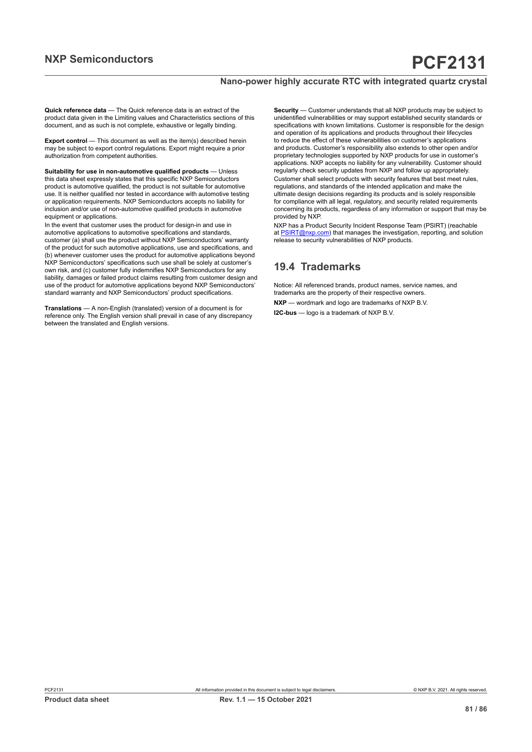**Quick reference data** — The Quick reference data is an extract of the product data given in the Limiting values and Characteristics sections of this document, and as such is not complete, exhaustive or legally binding.

**Export control** — This document as well as the item(s) described herein may be subject to export control regulations. Export might require a prior authorization from competent authorities.

**Suitability for use in non-automotive qualified products** — Unless this data sheet expressly states that this specific NXP Semiconductors product is automotive qualified, the product is not suitable for automotive use. It is neither qualified nor tested in accordance with automotive testing or application requirements. NXP Semiconductors accepts no liability for inclusion and/or use of non-automotive qualified products in automotive equipment or applications.

In the event that customer uses the product for design-in and use in automotive applications to automotive specifications and standards, customer (a) shall use the product without NXP Semiconductors' warranty of the product for such automotive applications, use and specifications, and (b) whenever customer uses the product for automotive applications beyond NXP Semiconductors' specifications such use shall be solely at customer's own risk, and (c) customer fully indemnifies NXP Semiconductors for any liability, damages or failed product claims resulting from customer design and use of the product for automotive applications beyond NXP Semiconductors' standard warranty and NXP Semiconductors' product specifications.

**Translations** — A non-English (translated) version of a document is for reference only. The English version shall prevail in case of any discrepancy between the translated and English versions.

**Security** — Customer understands that all NXP products may be subject to unidentified vulnerabilities or may support established security standards or specifications with known limitations. Customer is responsible for the design and operation of its applications and products throughout their lifecycles to reduce the effect of these vulnerabilities on customer's applications and products. Customer's responsibility also extends to other open and/or proprietary technologies supported by NXP products for use in customer's applications. NXP accepts no liability for any vulnerability. Customer should regularly check security updates from NXP and follow up appropriately.

Customer shall select products with security features that best meet rules, regulations, and standards of the intended application and make the ultimate design decisions regarding its products and is solely responsible for compliance with all legal, regulatory, and security related requirements concerning its products, regardless of any information or support that may be provided by NXP.

NXP has a Product Security Incident Response Team (PSIRT) (reachable at PSIRT@nxp.com) that manages the investigation, reporting, and solution release to security vulnerabilities of NXP products.

## 19.4 Trademarks

Notice: All referenced brands, product names, service names, and trademarks are the property of their respective owners.

**NXP** — wordmark and logo are trademarks of NXP B.V.

**I2C-bus** — logo is a trademark of NXP B.V.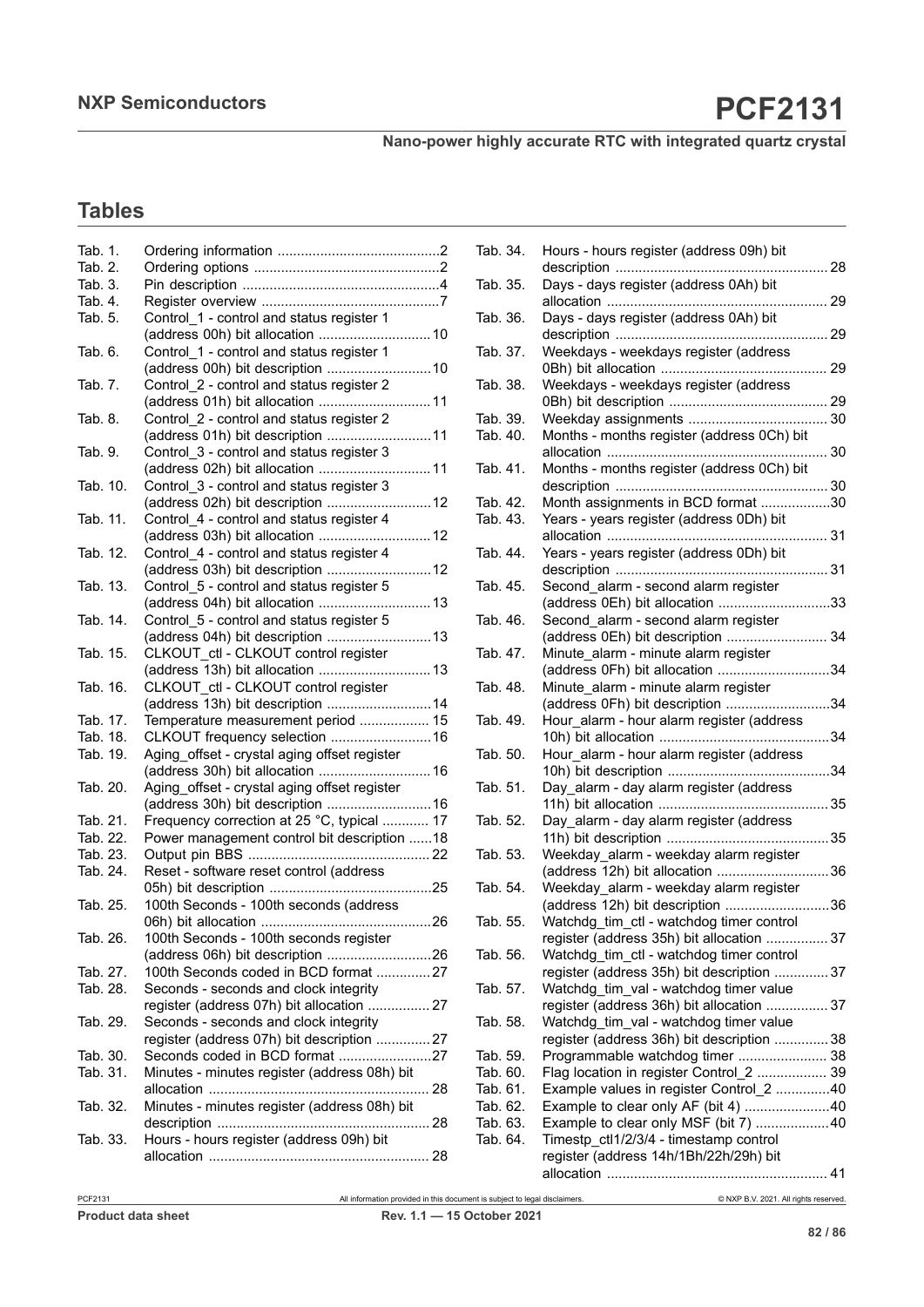## Tables

Tab. 1. Ordering information ..........................................2
Tab. 2. Ordering options ................................................2
Tab. 3. Pin description ...................................................4
Tab. 4. Register overview ..............................................7
Tab. 5. Control_1 - control and status register 1 (address 00h) bit allocation .............................10
Tab. 6. Control_1 - control and status register 1 (address 00h) bit description ...........................10
Tab. 7. Control_2 - control and status register 2 (address 01h) bit allocation .............................11
Tab. 8. Control_2 - control and status register 2 (address 01h) bit description ...........................11
Tab. 9. Control_3 - control and status register 3 (address 02h) bit allocation .............................11
Tab. 10. Control_3 - control and status register 3 (address 02h) bit description ...........................12
Tab. 11. Control_4 - control and status register 4 (address 03h) bit allocation .............................12
Tab. 12. Control_4 - control and status register 4 (address 03h) bit description ...........................12
Tab. 13. Control_5 - control and status register 5 (address 04h) bit allocation .............................13
Tab. 14. Control_5 - control and status register 5 (address 04h) bit description ...........................13
Tab. 15. CLKOUT_ctl - CLKOUT control register (address 13h) bit allocation .............................13
Tab. 16. CLKOUT_ctl - CLKOUT control register (address 13h) bit description ...........................14
Tab. 17. Temperature measurement period .................. 15
Tab. 18. CLKOUT frequency selection ..........................16
Tab. 19. Aging_offset - crystal aging offset register (address 30h) bit allocation .............................16
Tab. 20. Aging_offset - crystal aging offset register (address 30h) bit description ...........................16
Tab. 21. Frequency correction at 25 °C, typical ............ 17
Tab. 22. Power management control bit description ......18
Tab. 23. Output pin BBS .............................................. 22
Tab. 24. Reset - software reset control (address 05h) bit description ..........................................25
Tab. 25. 100th Seconds - 100th seconds (address 06h) bit allocation ............................................26
Tab. 26. 100th Seconds - 100th seconds register (address 06h) bit description ...........................26
Tab. 27. 100th Seconds coded in BCD format ..............27
Tab. 28. Seconds - seconds and clock integrity register (address 07h) bit allocation ................ 27
Tab. 29. Seconds - seconds and clock integrity register (address 07h) bit description ..............27
Tab. 30. Seconds coded in BCD format ........................27
Tab. 31. Minutes - minutes register (address 08h) bit allocation ......................................................... 28
Tab. 32. Minutes - minutes register (address 08h) bit description ....................................................... 28
Tab. 33. Hours - hours register (address 09h) bit allocation ......................................................... 28
Tab. 34. Hours - hours register (address 09h) bit description ....................................................... 28
Tab. 35. Days - days register (address 0Ah) bit allocation ......................................................... 29
Tab. 36. Days - days register (address 0Ah) bit description ....................................................... 29
Tab. 37. Weekdays - weekdays register (address 0Bh) bit allocation ........................................... 29
Tab. 38. Weekdays - weekdays register (address 0Bh) bit description ......................................... 29
Tab. 39. Weekday assignments .................................... 30
Tab. 40. Months - months register (address 0Ch) bit allocation ......................................................... 30
Tab. 41. Months - months register (address 0Ch) bit description ....................................................... 30
Tab. 42. Month assignments in BCD format ..................30
Tab. 43. Years - years register (address 0Dh) bit allocation ......................................................... 31
Tab. 44. Years - years register (address 0Dh) bit description ....................................................... 31
Tab. 45. Second_alarm - second alarm register (address 0Eh) bit allocation .............................33
Tab. 46. Second_alarm - second alarm register (address 0Eh) bit description .......................... 34
Tab. 47. Minute_alarm - minute alarm register (address 0Fh) bit allocation .............................34
Tab. 48. Minute_alarm - minute alarm register (address 0Fh) bit description ...........................34
Tab. 49. Hour_alarm - hour alarm register (address 10h) bit allocation ............................................34
Tab. 50. Hour_alarm - hour alarm register (address 10h) bit description ..........................................34
Tab. 51. Day_alarm - day alarm register (address 11h) bit allocation ............................................35
Tab. 52. Day_alarm - day alarm register (address 11h) bit description ..........................................35
Tab. 53. Weekday_alarm - weekday alarm register (address 12h) bit allocation .............................36
Tab. 54. Weekday_alarm - weekday alarm register (address 12h) bit description ...........................36
Tab. 55. Watchdg_tim_ctl - watchdog timer control register (address 35h) bit allocation ................ 37
Tab. 56. Watchdg_tim_ctl - watchdog timer control register (address 35h) bit description .............. 37
Tab. 57. Watchdg_tim_val - watchdog timer value register (address 36h) bit allocation ................ 37
Tab. 58. Watchdg_tim_val - watchdog timer value register (address 36h) bit description ..............38
Tab. 59. Programmable watchdog timer ....................... 38
Tab. 60. Flag location in register Control_2 .................. 39
Tab. 61. Example values in register Control_2 ..............40
Tab. 62. Example to clear only AF (bit 4) ......................40
Tab. 63. Example to clear only MSF (bit 7) ...................40
Tab. 64. Timestp_ctl1/2/3/4 - timestamp control register (address 14h/1Bh/22h/29h) bit allocation ......................................................... 41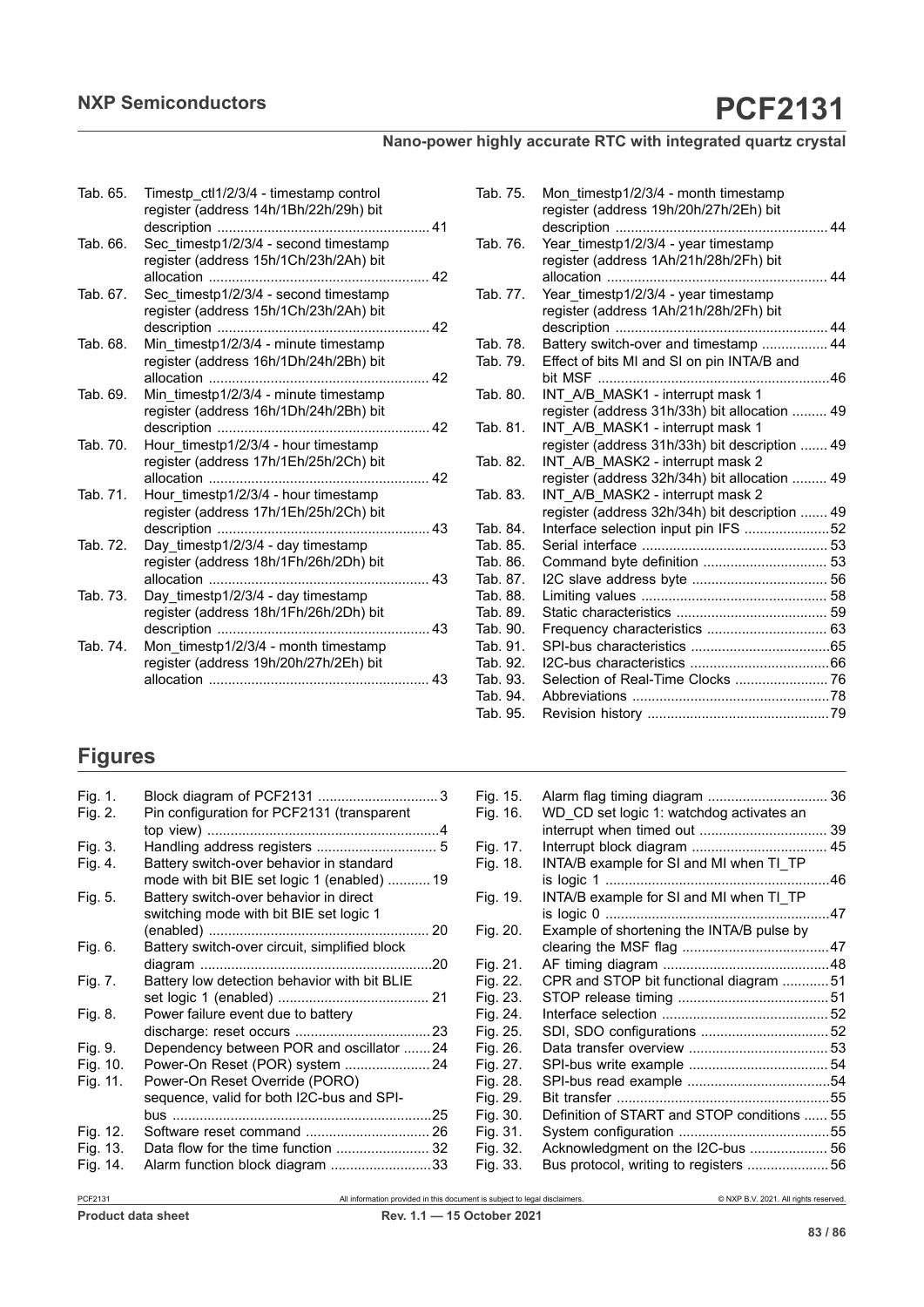Tab. 65. Timestp_ctl1/2/3/4 - timestamp control register (address 14h/1Bh/22h/29h) bit description .......................................................41
Tab. 66. Sec_timestp1/2/3/4 - second timestamp register (address 15h/1Ch/23h/2Ah) bit allocation ........................................................ 42
Tab. 67. Sec_timestp1/2/3/4 - second timestamp register (address 15h/1Ch/23h/2Ah) bit description ...................................................... 42
Tab. 68. Min_timestp1/2/3/4 - minute timestamp register (address 16h/1Dh/24h/2Bh) bit allocation ........................................................ 42
Tab. 69. Min_timestp1/2/3/4 - minute timestamp register (address 16h/1Dh/24h/2Bh) bit description ...................................................... 42
Tab. 70. Hour_timestp1/2/3/4 - hour timestamp register (address 17h/1Eh/25h/2Ch) bit allocation ........................................................ 42
Tab. 71. Hour_timestp1/2/3/4 - hour timestamp register (address 17h/1Eh/25h/2Ch) bit description ...................................................... 43
Tab. 72. Day_timestp1/2/3/4 - day timestamp register (address 18h/1Fh/26h/2Dh) bit allocation ........................................................ 43
Tab. 73. Day_timestp1/2/3/4 - day timestamp register (address 18h/1Fh/26h/2Dh) bit description ...................................................... 43
Tab. 74. Mon_timestp1/2/3/4 - month timestamp register (address 19h/20h/27h/2Eh) bit allocation ........................................................ 43
Tab. 75. Mon_timestp1/2/3/4 - month timestamp register (address 19h/20h/27h/2Eh) bit description ...................................................... 44
Tab. 76. Year_timestp1/2/3/4 - year timestamp register (address 1Ah/21h/28h/2Fh) bit allocation ........................................................ 44
Tab. 77. Year_timestp1/2/3/4 - year timestamp register (address 1Ah/21h/28h/2Fh) bit description ...................................................... 44
Tab. 78. Battery switch-over and timestamp ................. 44
Tab. 79. Effect of bits MI and SI on pin INTA/B and bit MSF ...........................................................46
Tab. 80. INT_A/B_MASK1 - interrupt mask 1 register (address 31h/33h) bit allocation ......... 49
Tab. 81. INT_A/B_MASK1 - interrupt mask 1 register (address 31h/33h) bit description ....... 49
Tab. 82. INT_A/B_MASK2 - interrupt mask 2 register (address 32h/34h) bit allocation ......... 49
Tab. 83. INT_A/B_MASK2 - interrupt mask 2 register (address 32h/34h) bit description ....... 49
Tab. 84. Interface selection input pin IFS ......................52
Tab. 85. Serial interface ................................................ 53
Tab. 86. Command byte definition ................................ 53
Tab. 87. I2C slave address byte ................................... 56
Tab. 88. Limiting values ................................................ 58
Tab. 89. Static characteristics ....................................... 59
Tab. 90. Frequency characteristics ............................... 63
Tab. 91. SPI-bus characteristics ....................................65
Tab. 92. I2C-bus characteristics ....................................66
Tab. 93. Selection of Real-Time Clocks ........................ 76
Tab. 94. Abbreviations ..................................................78
Tab. 95. Revision history ...............................................79

## Figures

Fig. 1. Block diagram of PCF2131 ............................... 3
Fig. 2. Pin configuration for PCF2131 (transparent top view) ...........................................................4
Fig. 3. Handling address registers ............................... 5
Fig. 4. Battery switch-over behavior in standard mode with bit BIE set logic 1 (enabled) ........... 19
Fig. 5. Battery switch-over behavior in direct switching mode with bit BIE set logic 1 (enabled) ........................................................ 20
Fig. 6. Battery switch-over circuit, simplified block diagram ...........................................................20
Fig. 7. Battery low detection behavior with bit BLIE set logic 1 (enabled) ....................................... 21
Fig. 8. Power failure event due to battery discharge: reset occurs ...................................23
Fig. 9. Dependency between POR and oscillator .......24
Fig. 10. Power-On Reset (POR) system ...................... 24
Fig. 11. Power-On Reset Override (PORO) sequence, valid for both I2C-bus and SPI-bus ..................................................................25
Fig. 12. Software reset command ................................ 26
Fig. 13. Data flow for the time function ........................ 32
Fig. 14. Alarm function block diagram ..........................33
Fig. 15. Alarm flag timing diagram ............................... 36
Fig. 16. WD_CD set logic 1: watchdog activates an interrupt when timed out ................................ 39
Fig. 17. Interrupt block diagram ................................... 45
Fig. 18. INTA/B example for SI and MI when TI_TP is logic 1 .........................................................46
Fig. 19. INTA/B example for SI and MI when TI_TP is logic 0 .........................................................47
Fig. 20. Example of shortening the INTA/B pulse by clearing the MSF flag ......................................47
Fig. 21. AF timing diagram ...........................................48
Fig. 22. CPR and STOP bit functional diagram ............51
Fig. 23. STOP release timing .......................................51
Fig. 24. Interface selection ...........................................52
Fig. 25. SDI, SDO configurations .................................52
Fig. 26. Data transfer overview .................................... 53
Fig. 27. SPI-bus write example .................................... 54
Fig. 28. SPI-bus read example .....................................54
Fig. 29. Bit transfer .......................................................55
Fig. 30. Definition of START and STOP conditions ...... 55
Fig. 31. System configuration .......................................55
Fig. 32. Acknowledgment on the I2C-bus .................... 56
Fig. 33. Bus protocol, writing to registers ..................... 56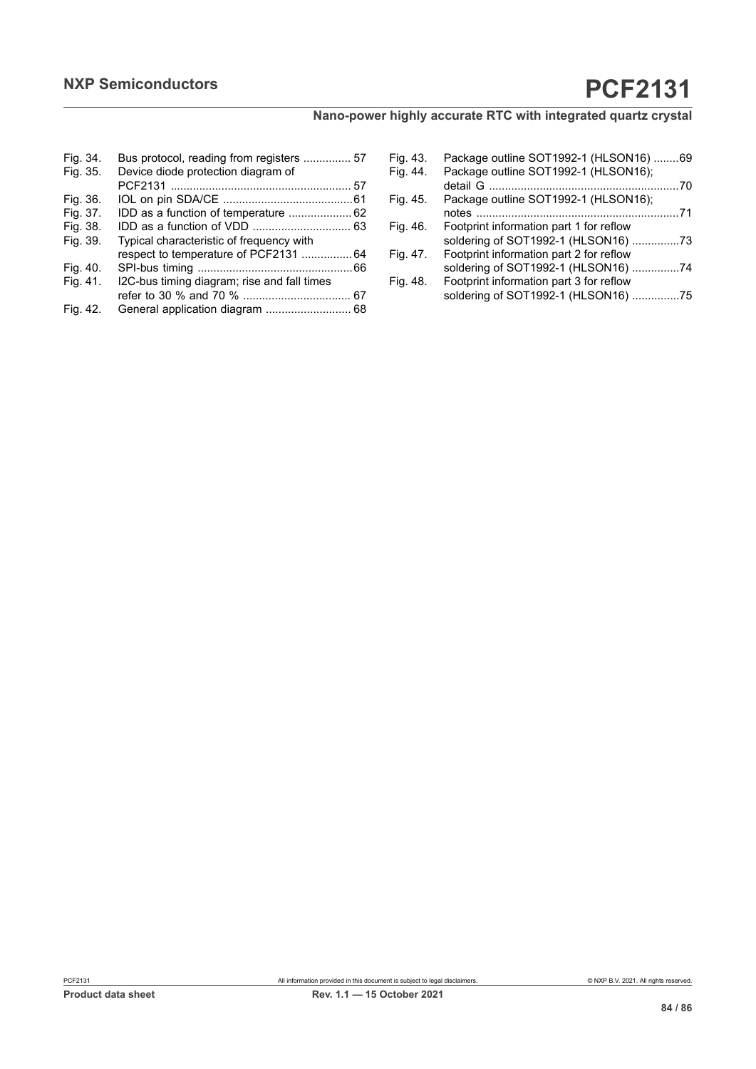| | | |
|---|---|---|
| Fig. 34. | Bus protocol, reading from registers | 57 |
| Fig. 35. | Device diode protection diagram of PCF2131 | 57 |
| Fig. 36. | IOL on pin SDA/CE | 61 |
| Fig. 37. | IDD as a function of temperature | 62 |
| Fig. 38. | IDD as a function of VDD | 63 |
| Fig. 39. | Typical characteristic of frequency with respect to temperature of PCF2131 | 64 |
| Fig. 40. | SPI-bus timing | 66 |
| Fig. 41. | I2C-bus timing diagram; rise and fall times refer to 30 % and 70 % | 67 |
| Fig. 42. | General application diagram | 68 |
| Fig. 43. | Package outline SOT1992-1 (HLSON16) | 69 |
| Fig. 44. | Package outline SOT1992-1 (HLSON16); detail G | 70 |
| Fig. 45. | Package outline SOT1992-1 (HLSON16); notes | 71 |
| Fig. 46. | Footprint information part 1 for reflow soldering of SOT1992-1 (HLSON16) | 73 |
| Fig. 47. | Footprint information part 2 for reflow soldering of SOT1992-1 (HLSON16) | 74 |
| Fig. 48. | Footprint information part 3 for reflow soldering of SOT1992-1 (HLSON16) | 75 |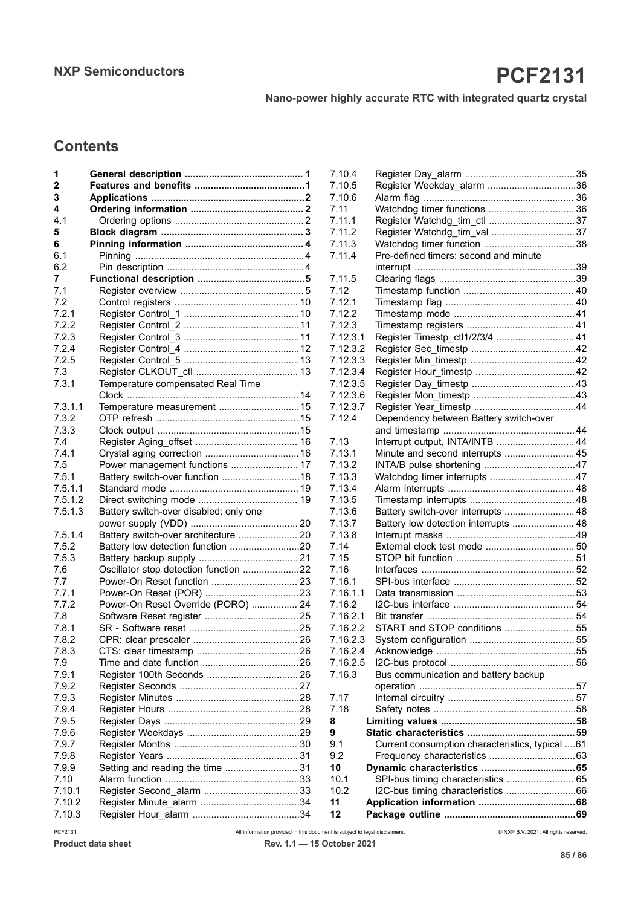## Contents

| | | |
|---|---|---|
| **1** | **General description** | **1** |
| **2** | **Features and benefits** | **1** |
| **3** | **Applications** | **2** |
| **4** | **Ordering information** | **2** |
| 4.1 | Ordering options | 2 |
| **5** | **Block diagram** | **3** |
| **6** | **Pinning information** | **4** |
| 6.1 | Pinning | 4 |
| 6.2 | Pin description | 4 |
| **7** | **Functional description** | **5** |
| 7.1 | Register overview | 5 |
| 7.2 | Control registers | 10 |
| 7.2.1 | Register Control_1 | 10 |
| 7.2.2 | Register Control_2 | 11 |
| 7.2.3 | Register Control_3 | 11 |
| 7.2.4 | Register Control_4 | 12 |
| 7.2.5 | Register Control_5 | 13 |
| 7.3 | Register CLKOUT_ctl | 13 |
| 7.3.1 | Temperature compensated Real Time Clock | 14 |
| 7.3.1.1 | Temperature measurement | 15 |
| 7.3.2 | OTP refresh | 15 |
| 7.3.3 | Clock output | 15 |
| 7.4 | Register Aging_offset | 16 |
| 7.4.1 | Crystal aging correction | 16 |
| 7.5 | Power management functions | 17 |
| 7.5.1 | Battery switch-over function | 18 |
| 7.5.1.1 | Standard mode | 19 |
| 7.5.1.2 | Direct switching mode | 19 |
| 7.5.1.3 | Battery switch-over disabled: only one power supply (VDD) | 20 |
| 7.5.1.4 | Battery switch-over architecture | 20 |
| 7.5.2 | Battery low detection function | 20 |
| 7.5.3 | Battery backup supply | 21 |
| 7.6 | Oscillator stop detection function | 22 |
| 7.7 | Power-On Reset function | 23 |
| 7.7.1 | Power-On Reset (POR) | 23 |
| 7.7.2 | Power-On Reset Override (PORO) | 24 |
| 7.8 | Software Reset register | 25 |
| 7.8.1 | SR - Software reset | 25 |
| 7.8.2 | CPR: clear prescaler | 26 |
| 7.8.3 | CTS: clear timestamp | 26 |
| 7.9 | Time and date function | 26 |
| 7.9.1 | Register 100th Seconds | 26 |
| 7.9.2 | Register Seconds | 27 |
| 7.9.3 | Register Minutes | 28 |
| 7.9.4 | Register Hours | 28 |
| 7.9.5 | Register Days | 29 |
| 7.9.6 | Register Weekdays | 29 |
| 7.9.7 | Register Months | 30 |
| 7.9.8 | Register Years | 31 |
| 7.9.9 | Setting and reading the time | 31 |
| 7.10 | Alarm function | 33 |
| 7.10.1 | Register Second_alarm | 33 |
| 7.10.2 | Register Minute_alarm | 34 |
| 7.10.3 | Register Hour_alarm | 34 |
| 7.10.4 | Register Day_alarm | 35 |
| 7.10.5 | Register Weekday_alarm | 36 |
| 7.10.6 | Alarm flag | 36 |
| 7.11 | Watchdog timer functions | 36 |
| 7.11.1 | Register Watchdg_tim_ctl | 37 |
| 7.11.2 | Register Watchdg_tim_val | 37 |
| 7.11.3 | Watchdog timer function | 38 |
| 7.11.4 | Pre-defined timers: second and minute interrupt | 39 |
| 7.11.5 | Clearing flags | 39 |
| 7.12 | Timestamp function | 40 |
| 7.12.1 | Timestamp flag | 40 |
| 7.12.2 | Timestamp mode | 41 |
| 7.12.3 | Timestamp registers | 41 |
| 7.12.3.1 | Register Timestp_ctl1/2/3/4 | 41 |
| 7.12.3.2 | Register Sec_timestp | 42 |
| 7.12.3.3 | Register Min_timestp | 42 |
| 7.12.3.4 | Register Hour_timestp | 42 |
| 7.12.3.5 | Register Day_timestp | 43 |
| 7.12.3.6 | Register Mon_timestp | 43 |
| 7.12.3.7 | Register Year_timestp | 44 |
| 7.12.4 | Dependency between Battery switch-over and timestamp | 44 |
| 7.13 | Interrupt output, INTA/INTB | 44 |
| 7.13.1 | Minute and second interrupts | 45 |
| 7.13.2 | INTA/B pulse shortening | 47 |
| 7.13.3 | Watchdog timer interrupts | 47 |
| 7.13.4 | Alarm interrupts | 48 |
| 7.13.5 | Timestamp interrupts | 48 |
| 7.13.6 | Battery switch-over interrupts | 48 |
| 7.13.7 | Battery low detection interrupts | 48 |
| 7.13.8 | Interrupt masks | 49 |
| 7.14 | External clock test mode | 50 |
| 7.15 | STOP bit function | 51 |
| 7.16 | Interfaces | 52 |
| 7.16.1 | SPI-bus interface | 52 |
| 7.16.1.1 | Data transmission | 53 |
| 7.16.2 | I2C-bus interface | 54 |
| 7.16.2.1 | Bit transfer | 54 |
| 7.16.2.2 | START and STOP conditions | 55 |
| 7.16.2.3 | System configuration | 55 |
| 7.16.2.4 | Acknowledge | 55 |
| 7.16.2.5 | I2C-bus protocol | 56 |
| 7.16.3 | Bus communication and battery backup operation | 57 |
| 7.17 | Internal circuitry | 57 |
| 7.18 | Safety notes | 58 |
| **8** | **Limiting values** | **58** |
| **9** | **Static characteristics** | **59** |
| 9.1 | Current consumption characteristics, typical | 61 |
| 9.2 | Frequency characteristics | 63 |
| **10** | **Dynamic characteristics** | **65** |
| 10.1 | SPI-bus timing characteristics | 65 |
| 10.2 | I2C-bus timing characteristics | 66 |
| **11** | **Application information** | **68** |
| **12** | **Package outline** | **69** |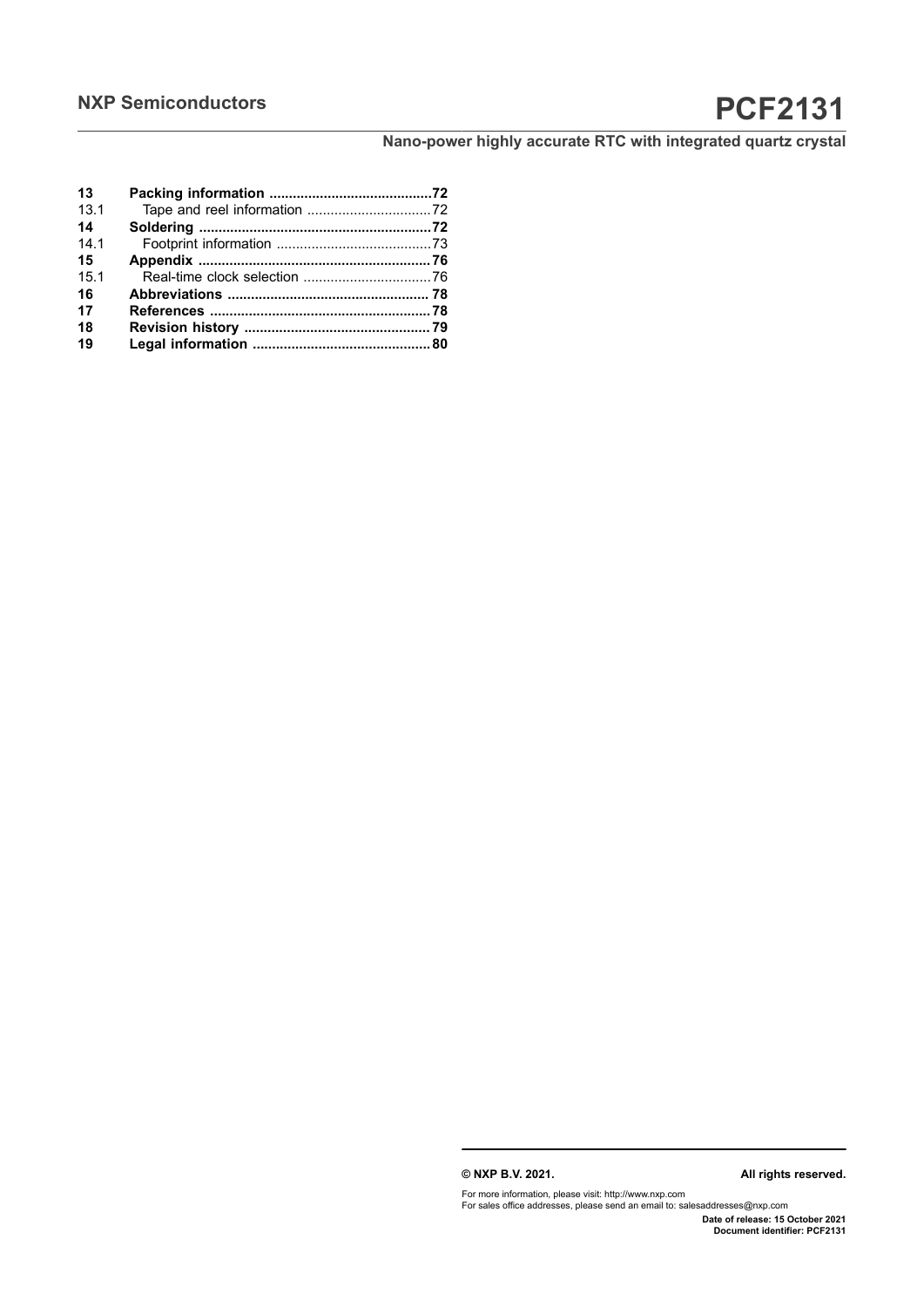| | | |
|---|---|---|
| **13** | **Packing information** | **72** |
| 13.1 | Tape and reel information | 72 |
| **14** | **Soldering** | **72** |
| 14.1 | Footprint information | 73 |
| **15** | **Appendix** | **76** |
| 15.1 | Real-time clock selection | 76 |
| **16** | **Abbreviations** | **78** |
| **17** | **References** | **78** |
| **18** | **Revision history** | **79** |
| **19** | **Legal information** | **80** |

**© NXP B.V. 2021.** **All rights reserved.**

For more information, please visit: http://www.nxp.com
For sales office addresses, please send an email to: salesaddresses@nxp.com

**Date of release: 15 October 2021**
**Document identifier: PCF2131**